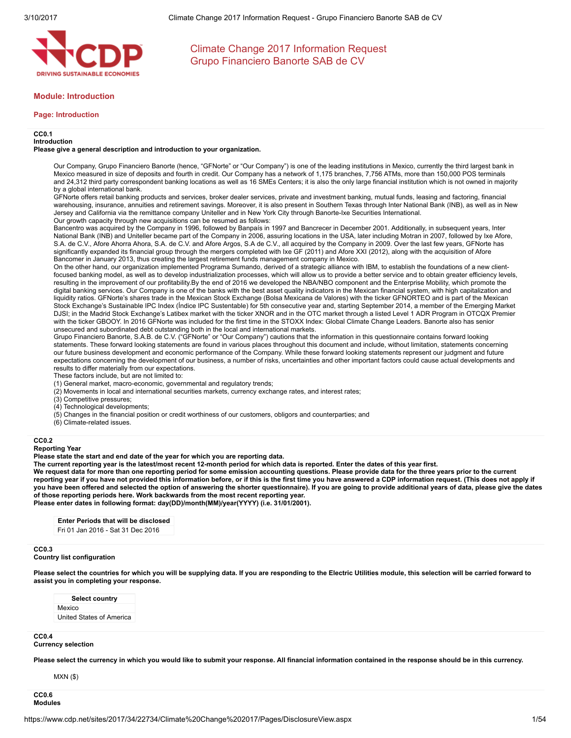# Climate Change 2017 Information Request
# Grupo Financiero Banorte SAB de CV

## Module: Introduction

### Page: Introduction

**CC0.1**
**Introduction**
**Please give a general description and introduction to your organization.**

Our Company, Grupo Financiero Banorte (hence, "GFNorte" or "Our Company") is one of the leading institutions in Mexico, currently the third largest bank in Mexico measured in size of deposits and fourth in credit. Our Company has a network of 1,175 branches, 7,756 ATMs, more than 150,000 POS terminals and 24,312 third party correspondent banking locations as well as 16 SMEs Centers; it is also the only large financial institution which is not owned in majority by a global international bank.
GFNorte offers retail banking products and services, broker dealer services, private and investment banking, mutual funds, leasing and factoring, financial warehousing, insurance, annuities and retirement savings. Moreover, it is also present in Southern Texas through Inter National Bank (INB), as well as in New Jersey and California via the remittance company Uniteller and in New York City through Banorte-Ixe Securities International.
Our growth capacity through new acquisitions can be resumed as follows:
Bancentro was acquired by the Company in 1996, followed by Banpaís in 1997 and Bancrecer in December 2001. Additionally, in subsequent years, Inter National Bank (INB) and Uniteller became part of the Company in 2006, assuring locations in the USA, later including Motran in 2007, followed by Ixe Afore, S.A. de C.V., Afore Ahorra Ahora, S.A. de C.V. and Afore Argos, S.A de C.V., all acquired by the Company in 2009. Over the last few years, GFNorte has significantly expanded its financial group through the mergers completed with Ixe GF (2011) and Afore XXI (2012), along with the acquisition of Afore Bancomer in January 2013, thus creating the largest retirement funds management company in Mexico.
On the other hand, our organization implemented Programa Sumando, derived of a strategic alliance with IBM, to establish the foundations of a new client-focused banking model, as well as to develop industrialization processes, which will allow us to provide a better service and to obtain greater efficiency levels, resulting in the improvement of our profitability.By the end of 2016 we developed the NBA/NBO component and the Enterprise Mobility, which promote the digital banking services. Our Company is one of the banks with the best asset quality indicators in the Mexican financial system, with high capitalization and liquidity ratios. GFNorte's shares trade in the Mexican Stock Exchange (Bolsa Mexicana de Valores) with the ticker GFNORTEO and is part of the Mexican Stock Exchange's Sustainable IPC Index (Índice IPC Sustentable) for 5th consecutive year and, starting September 2014, a member of the Emerging Market DJSI; in the Madrid Stock Exchange's Latibex market with the ticker XNOR and in the OTC market through a listed Level 1 ADR Program in OTCQX Premier with the ticker GBOOY. In 2016 GFNorte was included for the first time in the STOXX Index: Global Climate Change Leaders. Banorte also has senior unsecured and subordinated debt outstanding both in the local and international markets.
Grupo Financiero Banorte, S.A.B. de C.V. ("GFNorte" or "Our Company") cautions that the information in this questionnaire contains forward looking statements. These forward looking statements are found in various places throughout this document and include, without limitation, statements concerning our future business development and economic performance of the Company. While these forward looking statements represent our judgment and future expectations concerning the development of our business, a number of risks, uncertainties and other important factors could cause actual developments and results to differ materially from our expectations.
These factors include, but are not limited to:
(1) General market, macro-economic, governmental and regulatory trends;
(2) Movements in local and international securities markets, currency exchange rates, and interest rates;
(3) Competitive pressures;
(4) Technological developments;
(5) Changes in the financial position or credit worthiness of our customers, obligors and counterparties; and
(6) Climate-related issues.

**CC0.2**
**Reporting Year**
**Please state the start and end date of the year for which you are reporting data.**
**The current reporting year is the latest/most recent 12-month period for which data is reported. Enter the dates of this year first.**
**We request data for more than one reporting period for some emission accounting questions. Please provide data for the three years prior to the current reporting year if you have not provided this information before, or if this is the first time you have answered a CDP information request. (This does not apply if you have been offered and selected the option of answering the shorter questionnaire). If you are going to provide additional years of data, please give the dates of those reporting periods here. Work backwards from the most recent reporting year.**
**Please enter dates in following format: day(DD)/month(MM)/year(YYYY) (i.e. 31/01/2001).**

| Enter Periods that will be disclosed |
|---|
| Fri 01 Jan 2016 - Sat 31 Dec 2016 |

**CC0.3**
**Country list configuration**

**Please select the countries for which you will be supplying data. If you are responding to the Electric Utilities module, this selection will be carried forward to assist you in completing your response.**

| Select country |
|---|
| Mexico |
| United States of America |

**CC0.4**
**Currency selection**

**Please select the currency in which you would like to submit your response. All financial information contained in the response should be in this currency.**

MXN ($)

**CC0.6**
**Modules**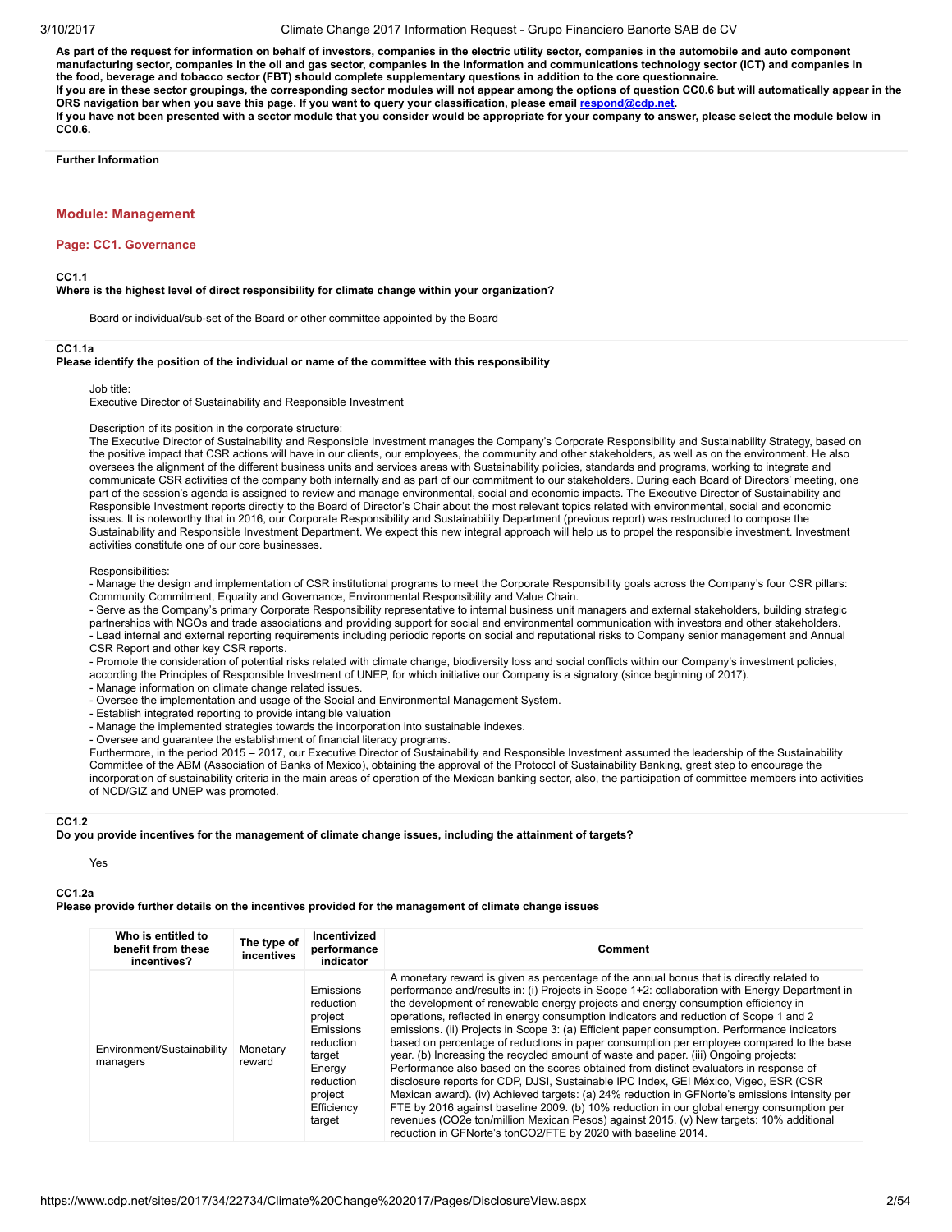**As part of the request for information on behalf of investors, companies in the electric utility sector, companies in the automobile and auto component manufacturing sector, companies in the oil and gas sector, companies in the information and communications technology sector (ICT) and companies in the food, beverage and tobacco sector (FBT) should complete supplementary questions in addition to the core questionnaire.**
**If you are in these sector groupings, the corresponding sector modules will not appear among the options of question CC0.6 but will automatically appear in the ORS navigation bar when you save this page. If you want to query your classification, please email respond@cdp.net.**
**If you have not been presented with a sector module that you consider would be appropriate for your company to answer, please select the module below in CC0.6.**

**Further Information**

## Module: Management

### Page: CC1. Governance

**CC1.1**
**Where is the highest level of direct responsibility for climate change within your organization?**

Board or individual/sub-set of the Board or other committee appointed by the Board

**CC1.1a**
**Please identify the position of the individual or name of the committee with this responsibility**

Job title:
Executive Director of Sustainability and Responsible Investment

Description of its position in the corporate structure:
The Executive Director of Sustainability and Responsible Investment manages the Company's Corporate Responsibility and Sustainability Strategy, based on the positive impact that CSR actions will have in our clients, our employees, the community and other stakeholders, as well as on the environment. He also oversees the alignment of the different business units and services areas with Sustainability policies, standards and programs, working to integrate and communicate CSR activities of the company both internally and as part of our commitment to our stakeholders. During each Board of Directors' meeting, one part of the session's agenda is assigned to review and manage environmental, social and economic impacts. The Executive Director of Sustainability and Responsible Investment reports directly to the Board of Director's Chair about the most relevant topics related with environmental, social and economic issues. It is noteworthy that in 2016, our Corporate Responsibility and Sustainability Department (previous report) was restructured to compose the Sustainability and Responsible Investment Department. We expect this new integral approach will help us to propel the responsible investment. Investment activities constitute one of our core businesses.

Responsibilities:
- Manage the design and implementation of CSR institutional programs to meet the Corporate Responsibility goals across the Company's four CSR pillars: Community Commitment, Equality and Governance, Environmental Responsibility and Value Chain.
- Serve as the Company's primary Corporate Responsibility representative to internal business unit managers and external stakeholders, building strategic partnerships with NGOs and trade associations and providing support for social and environmental communication with investors and other stakeholders.
- Lead internal and external reporting requirements including periodic reports on social and reputational risks to Company senior management and Annual CSR Report and other key CSR reports.
- Promote the consideration of potential risks related with climate change, biodiversity loss and social conflicts within our Company's investment policies, according the Principles of Responsible Investment of UNEP, for which initiative our Company is a signatory (since beginning of 2017).
- Manage information on climate change related issues.
- Oversee the implementation and usage of the Social and Environmental Management System.
- Establish integrated reporting to provide intangible valuation
- Manage the implemented strategies towards the incorporation into sustainable indexes.
- Oversee and guarantee the establishment of financial literacy programs.
Furthermore, in the period 2015 – 2017, our Executive Director of Sustainability and Responsible Investment assumed the leadership of the Sustainability Committee of the ABM (Association of Banks of Mexico), obtaining the approval of the Protocol of Sustainability Banking, great step to encourage the incorporation of sustainability criteria in the main areas of operation of the Mexican banking sector, also, the participation of committee members into activities of NCD/GIZ and UNEP was promoted.

**CC1.2**
**Do you provide incentives for the management of climate change issues, including the attainment of targets?**

Yes

**CC1.2a**
**Please provide further details on the incentives provided for the management of climate change issues**

| Who is entitled to benefit from these incentives? | The type of incentives | Incentivized performance indicator | Comment |
|---|---|---|---|
| Environment/Sustainability managers | Monetary reward | Emissions reduction project Emissions reduction target Energy reduction project Efficiency target | A monetary reward is given as percentage of the annual bonus that is directly related to performance and/results in: (i) Projects in Scope 1+2: collaboration with Energy Department in the development of renewable energy projects and energy consumption efficiency in operations, reflected in energy consumption indicators and reduction of Scope 1 and 2 emissions. (ii) Projects in Scope 3: (a) Efficient paper consumption. Performance indicators based on percentage of reductions in paper consumption per employee compared to the base year. (b) Increasing the recycled amount of waste and paper. (iii) Ongoing projects: Performance also based on the scores obtained from distinct evaluators in response of disclosure reports for CDP, DJSI, Sustainable IPC Index, GEI México, Vigeo, ESR (CSR Mexican award). (iv) Achieved targets: (a) 24% reduction in GFNorte's emissions intensity per FTE by 2016 against baseline 2009. (b) 10% reduction in our global energy consumption per revenues (CO2e ton/million Mexican Pesos) against 2015. (v) New targets: 10% additional reduction in GFNorte's tonCO2/FTE by 2020 with baseline 2014. |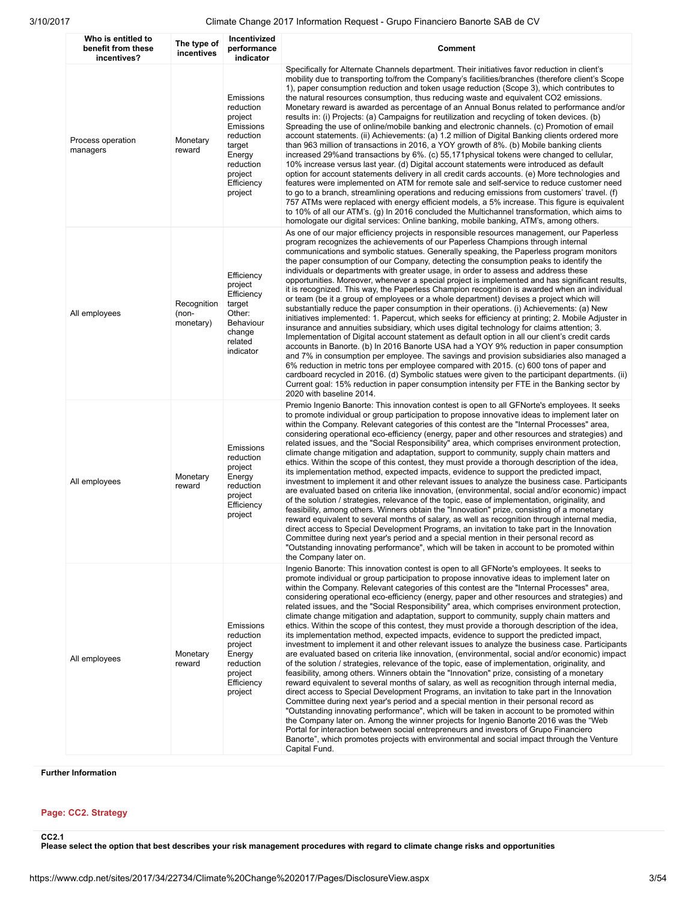| Who is entitled to benefit from these incentives? | The type of incentives | Incentivized performance indicator | Comment |
|---|---|---|---|
| Process operation managers | Monetary reward | Emissions reduction project Emissions reduction target Energy reduction project Efficiency project | Specifically for Alternate Channels department. Their initiatives favor reduction in client's mobility due to transporting to/from the Company's facilities/branches (therefore client's Scope 1), paper consumption reduction and token usage reduction (Scope 3), which contributes to the natural resources consumption, thus reducing waste and equivalent CO2 emissions. Monetary reward is awarded as percentage of an Annual Bonus related to performance and/or results in: (i) Projects: (a) Campaigns for reutilization and recycling of token devices. (b) Spreading the use of online/mobile banking and electronic channels. (c) Promotion of email account statements. (ii) Achievements: (a) 1.2 million of Digital Banking clients ordered more than 963 million of transactions in 2016, a YOY growth of 8%. (b) Mobile banking clients increased 29%and transactions by 6%. (c) 55,171physical tokens were changed to cellular, 10% increase versus last year. (d) Digital account statements were introduced as default option for account statements delivery in all credit cards accounts. (e) More technologies and features were implemented on ATM for remote sale and self-service to reduce customer need to go to a branch, streamlining operations and reducing emissions from customers' travel. (f) 757 ATMs were replaced with energy efficient models, a 5% increase. This figure is equivalent to 10% of all our ATM's. (g) In 2016 concluded the Multichannel transformation, which aims to homologate our digital services: Online banking, mobile banking, ATM's, among others. |
| All employees | Recognition (non-monetary) | Efficiency project Efficiency target Other: Behaviour change related indicator | As one of our major efficiency projects in responsible resources management, our Paperless program recognizes the achievements of our Paperless Champions through internal communications and symbolic statues. Generally speaking, the Paperless program monitors the paper consumption of our Company, detecting the consumption peaks to identify the individuals or departments with greater usage, in order to assess and address these opportunities. Moreover, whenever a special project is implemented and has significant results, it is recognized. This way, the Paperless Champion recognition is awarded when an individual or team (be it a group of employees or a whole department) devises a project which will substantially reduce the paper consumption in their operations. (i) Achievements: (a) New initiatives implemented: 1. Papercut, which seeks for efficiency at printing; 2. Mobile Adjuster in insurance and annuities subsidiary, which uses digital technology for claims attention; 3. Implementation of Digital account statement as default option in all our client's credit cards accounts in Banorte. (b) In 2016 Banorte USA had a YOY 9% reduction in paper consumption and 7% in consumption per employee. The savings and provision subsidiaries also managed a 6% reduction in metric tons per employee compared with 2015. (c) 600 tons of paper and cardboard recycled in 2016. (d) Symbolic statues were given to the participant departments. (ii) Current goal: 15% reduction in paper consumption intensity per FTE in the Banking sector by 2020 with baseline 2014. |
| All employees | Monetary reward | Emissions reduction project Energy reduction project Efficiency project | Premio Ingenio Banorte: This innovation contest is open to all GFNorte's employees. It seeks to promote individual or group participation to propose innovative ideas to implement later on within the Company. Relevant categories of this contest are the "Internal Processes" area, considering operational eco-efficiency (energy, paper and other resources and strategies) and related issues, and the "Social Responsibility" area, which comprises environment protection, climate change mitigation and adaptation, support to community, supply chain matters and ethics. Within the scope of this contest, they must provide a thorough description of the idea, its implementation method, expected impacts, evidence to support the predicted impact, investment to implement it and other relevant issues to analyze the business case. Participants are evaluated based on criteria like innovation, (environmental, social and/or economic) impact of the solution / strategies, relevance of the topic, ease of implementation, originality, and feasibility, among others. Winners obtain the "Innovation" prize, consisting of a monetary reward equivalent to several months of salary, as well as recognition through internal media, direct access to Special Development Programs, an invitation to take part in the Innovation Committee during next year's period and a special mention in their personal record as "Outstanding innovating performance", which will be taken in account to be promoted within the Company later on. |
| All employees | Monetary reward | Emissions reduction project Energy reduction project Efficiency project | Ingenio Banorte: This innovation contest is open to all GFNorte's employees. It seeks to promote individual or group participation to propose innovative ideas to implement later on within the Company. Relevant categories of this contest are the "Internal Processes" area, considering operational eco-efficiency (energy, paper and other resources and strategies) and related issues, and the "Social Responsibility" area, which comprises environment protection, climate change mitigation and adaptation, support to community, supply chain matters and ethics. Within the scope of this contest, they must provide a thorough description of the idea, its implementation method, expected impacts, evidence to support the predicted impact, investment to implement it and other relevant issues to analyze the business case. Participants are evaluated based on criteria like innovation, (environmental, social and/or economic) impact of the solution / strategies, relevance of the topic, ease of implementation, originality, and feasibility, among others. Winners obtain the "Innovation" prize, consisting of a monetary reward equivalent to several months of salary, as well as recognition through internal media, direct access to Special Development Programs, an invitation to take part in the Innovation Committee during next year's period and a special mention in their personal record as "Outstanding innovating performance", which will be taken in account to be promoted within the Company later on. Among the winner projects for Ingenio Banorte 2016 was the "Web Portal for interaction between social entrepreneurs and investors of Grupo Financiero Banorte", which promotes projects with environmental and social impact through the Venture Capital Fund. |

**Further Information**

## Page: CC2. Strategy

**CC2.1**
**Please select the option that best describes your risk management procedures with regard to climate change risks and opportunities**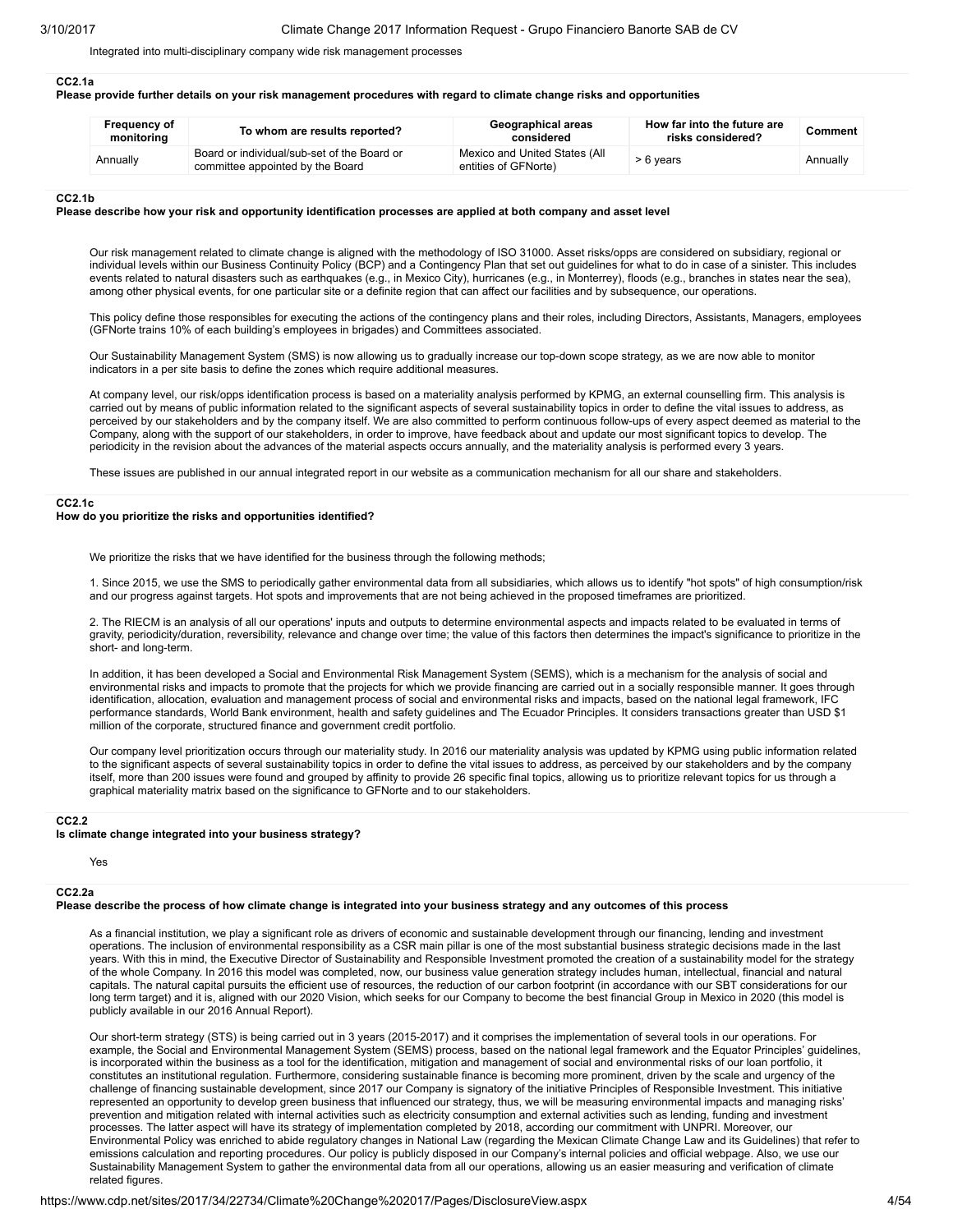Integrated into multi-disciplinary company wide risk management processes

**CC2.1a**

**Please provide further details on your risk management procedures with regard to climate change risks and opportunities**

| Frequency of monitoring | To whom are results reported? | Geographical areas considered | How far into the future are risks considered? | Comment |
|---|---|---|---|---|
| Annually | Board or individual/sub-set of the Board or committee appointed by the Board | Mexico and United States (All entities of GFNorte) | > 6 years | Annually |

**CC2.1b**

**Please describe how your risk and opportunity identification processes are applied at both company and asset level**

Our risk management related to climate change is aligned with the methodology of ISO 31000. Asset risks/opps are considered on subsidiary, regional or individual levels within our Business Continuity Policy (BCP) and a Contingency Plan that set out guidelines for what to do in case of a sinister. This includes events related to natural disasters such as earthquakes (e.g., in Mexico City), hurricanes (e.g., in Monterrey), floods (e.g., branches in states near the sea), among other physical events, for one particular site or a definite region that can affect our facilities and by subsequence, our operations.

This policy define those responsibles for executing the actions of the contingency plans and their roles, including Directors, Assistants, Managers, employees (GFNorte trains 10% of each building's employees in brigades) and Committees associated.

Our Sustainability Management System (SMS) is now allowing us to gradually increase our top-down scope strategy, as we are now able to monitor indicators in a per site basis to define the zones which require additional measures.

At company level, our risk/opps identification process is based on a materiality analysis performed by KPMG, an external counselling firm. This analysis is carried out by means of public information related to the significant aspects of several sustainability topics in order to define the vital issues to address, as perceived by our stakeholders and by the company itself. We are also committed to perform continuous follow-ups of every aspect deemed as material to the Company, along with the support of our stakeholders, in order to improve, have feedback about and update our most significant topics to develop. The periodicity in the revision about the advances of the material aspects occurs annually, and the materiality analysis is performed every 3 years.

These issues are published in our annual integrated report in our website as a communication mechanism for all our share and stakeholders.

**CC2.1c**

**How do you prioritize the risks and opportunities identified?**

We prioritize the risks that we have identified for the business through the following methods;

1. Since 2015, we use the SMS to periodically gather environmental data from all subsidiaries, which allows us to identify "hot spots" of high consumption/risk and our progress against targets. Hot spots and improvements that are not being achieved in the proposed timeframes are prioritized.

2. The RIECM is an analysis of all our operations' inputs and outputs to determine environmental aspects and impacts related to be evaluated in terms of gravity, periodicity/duration, reversibility, relevance and change over time; the value of this factors then determines the impact's significance to prioritize in the short- and long-term.

In addition, it has been developed a Social and Environmental Risk Management System (SEMS), which is a mechanism for the analysis of social and environmental risks and impacts to promote that the projects for which we provide financing are carried out in a socially responsible manner. It goes through identification, allocation, evaluation and management process of social and environmental risks and impacts, based on the national legal framework, IFC performance standards, World Bank environment, health and safety guidelines and The Ecuador Principles. It considers transactions greater than USD $1 million of the corporate, structured finance and government credit portfolio.

Our company level prioritization occurs through our materiality study. In 2016 our materiality analysis was updated by KPMG using public information related to the significant aspects of several sustainability topics in order to define the vital issues to address, as perceived by our stakeholders and by the company itself, more than 200 issues were found and grouped by affinity to provide 26 specific final topics, allowing us to prioritize relevant topics for us through a graphical materiality matrix based on the significance to GFNorte and to our stakeholders.

**CC2.2**

**Is climate change integrated into your business strategy?**

Yes

**CC2.2a**

**Please describe the process of how climate change is integrated into your business strategy and any outcomes of this process**

As a financial institution, we play a significant role as drivers of economic and sustainable development through our financing, lending and investment operations. The inclusion of environmental responsibility as a CSR main pillar is one of the most substantial business strategic decisions made in the last years. With this in mind, the Executive Director of Sustainability and Responsible Investment promoted the creation of a sustainability model for the strategy of the whole Company. In 2016 this model was completed, now, our business value generation strategy includes human, intellectual, financial and natural capitals. The natural capital pursuits the efficient use of resources, the reduction of our carbon footprint (in accordance with our SBT considerations for our long term target) and it is, aligned with our 2020 Vision, which seeks for our Company to become the best financial Group in Mexico in 2020 (this model is publicly available in our 2016 Annual Report).

Our short-term strategy (STS) is being carried out in 3 years (2015-2017) and it comprises the implementation of several tools in our operations. For example, the Social and Environmental Management System (SEMS) process, based on the national legal framework and the Equator Principles' guidelines, is incorporated within the business as a tool for the identification, mitigation and management of social and environmental risks of our loan portfolio, it constitutes an institutional regulation. Furthermore, considering sustainable finance is becoming more prominent, driven by the scale and urgency of the challenge of financing sustainable development, since 2017 our Company is signatory of the initiative Principles of Responsible Investment. This initiative represented an opportunity to develop green business that influenced our strategy, thus, we will be measuring environmental impacts and managing risks' prevention and mitigation related with internal activities such as electricity consumption and external activities such as lending, funding and investment processes. The latter aspect will have its strategy of implementation completed by 2018, according our commitment with UNPRI. Moreover, our Environmental Policy was enriched to abide regulatory changes in National Law (regarding the Mexican Climate Change Law and its Guidelines) that refer to emissions calculation and reporting procedures. Our policy is publicly disposed in our Company's internal policies and official webpage. Also, we use our Sustainability Management System to gather the environmental data from all our operations, allowing us an easier measuring and verification of climate related figures.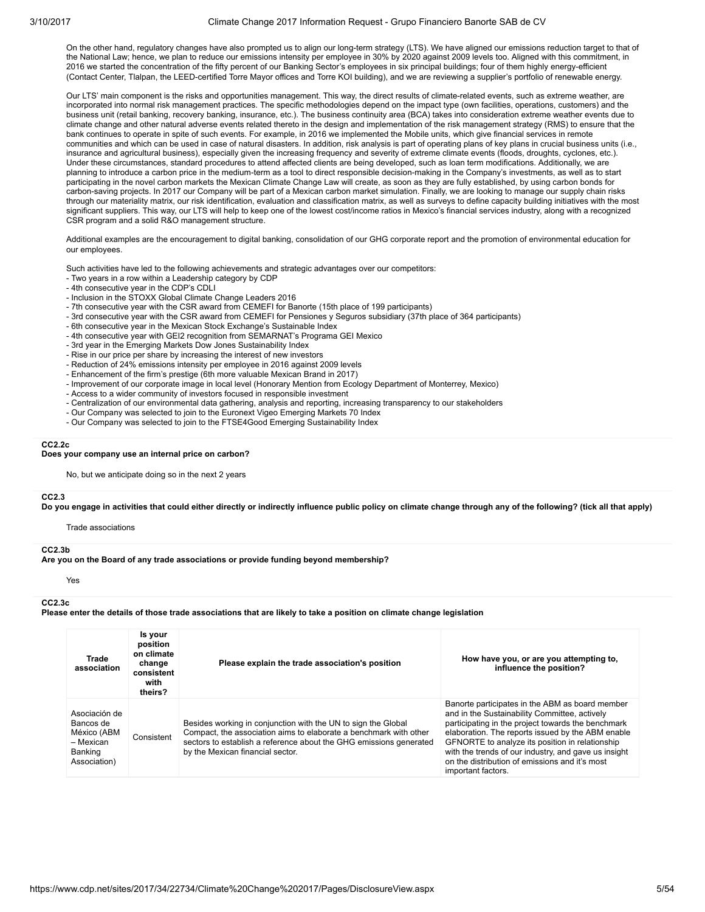On the other hand, regulatory changes have also prompted us to align our long-term strategy (LTS). We have aligned our emissions reduction target to that of the National Law; hence, we plan to reduce our emissions intensity per employee in 30% by 2020 against 2009 levels too. Aligned with this commitment, in 2016 we started the concentration of the fifty percent of our Banking Sector's employees in six principal buildings; four of them highly energy-efficient (Contact Center, Tlalpan, the LEED-certified Torre Mayor offices and Torre KOI building), and we are reviewing a supplier's portfolio of renewable energy.

Our LTS' main component is the risks and opportunities management. This way, the direct results of climate-related events, such as extreme weather, are incorporated into normal risk management practices. The specific methodologies depend on the impact type (own facilities, operations, customers) and the business unit (retail banking, recovery banking, insurance, etc.). The business continuity area (BCA) takes into consideration extreme weather events due to climate change and other natural adverse events related thereto in the design and implementation of the risk management strategy (RMS) to ensure that the bank continues to operate in spite of such events. For example, in 2016 we implemented the Mobile units, which give financial services in remote communities and which can be used in case of natural disasters. In addition, risk analysis is part of operating plans of key plans in crucial business units (i.e., insurance and agricultural business), especially given the increasing frequency and severity of extreme climate events (floods, droughts, cyclones, etc.). Under these circumstances, standard procedures to attend affected clients are being developed, such as loan term modifications. Additionally, we are planning to introduce a carbon price in the medium-term as a tool to direct responsible decision-making in the Company's investments, as well as to start participating in the novel carbon markets the Mexican Climate Change Law will create, as soon as they are fully established, by using carbon bonds for carbon-saving projects. In 2017 our Company will be part of a Mexican carbon market simulation. Finally, we are looking to manage our supply chain risks through our materiality matrix, our risk identification, evaluation and classification matrix, as well as surveys to define capacity building initiatives with the most significant suppliers. This way, our LTS will help to keep one of the lowest cost/income ratios in Mexico's financial services industry, along with a recognized CSR program and a solid R&O management structure.

Additional examples are the encouragement to digital banking, consolidation of our GHG corporate report and the promotion of environmental education for our employees.

Such activities have led to the following achievements and strategic advantages over our competitors:
- Two years in a row within a Leadership category by CDP
- 4th consecutive year in the CDP's CDLI
- Inclusion in the STOXX Global Climate Change Leaders 2016
- 7th consecutive year with the CSR award from CEMEFI for Banorte (15th place of 199 participants)
- 3rd consecutive year with the CSR award from CEMEFI for Pensiones y Seguros subsidiary (37th place of 364 participants)
- 6th consecutive year in the Mexican Stock Exchange's Sustainable Index
- 4th consecutive year with GEI2 recognition from SEMARNAT's Programa GEI Mexico
- 3rd year in the Emerging Markets Dow Jones Sustainability Index
- Rise in our price per share by increasing the interest of new investors
- Reduction of 24% emissions intensity per employee in 2016 against 2009 levels
- Enhancement of the firm's prestige (6th more valuable Mexican Brand in 2017)
- Improvement of our corporate image in local level (Honorary Mention from Ecology Department of Monterrey, Mexico)
- Access to a wider community of investors focused in responsible investment
- Centralization of our environmental data gathering, analysis and reporting, increasing transparency to our stakeholders
- Our Company was selected to join to the Euronext Vigeo Emerging Markets 70 Index
- Our Company was selected to join to the FTSE4Good Emerging Sustainability Index

**CC2.2c**
**Does your company use an internal price on carbon?**

No, but we anticipate doing so in the next 2 years

**CC2.3**
**Do you engage in activities that could either directly or indirectly influence public policy on climate change through any of the following? (tick all that apply)**

Trade associations

**CC2.3b**
**Are you on the Board of any trade associations or provide funding beyond membership?**

Yes

**CC2.3c**
**Please enter the details of those trade associations that are likely to take a position on climate change legislation**

| Trade association | Is your position on climate change consistent with theirs? | Please explain the trade association's position | How have you, or are you attempting to, influence the position? |
|---|---|---|---|
| Asociación de Bancos de México (ABM – Mexican Banking Association) | Consistent | Besides working in conjunction with the UN to sign the Global Compact, the association aims to elaborate a benchmark with other sectors to establish a reference about the GHG emissions generated by the Mexican financial sector. | Banorte participates in the ABM as board member and in the Sustainability Committee, actively participating in the project towards the benchmark elaboration. The reports issued by the ABM enable GFNORTE to analyze its position in relationship with the trends of our industry, and gave us insight on the distribution of emissions and it's most important factors. |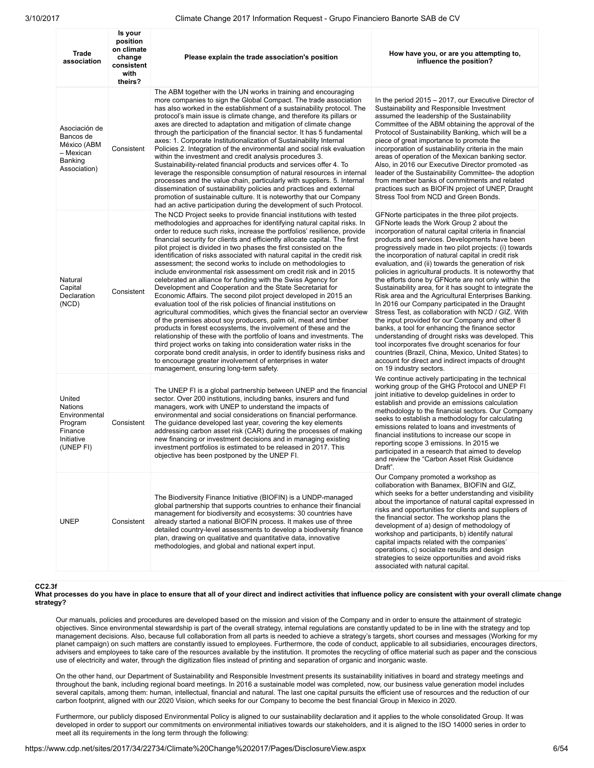| Trade association | Is your position on climate change consistent with theirs? | Please explain the trade association's position | How have you, or are you attempting to, influence the position? |
|---|---|---|---|
| Asociación de Bancos de México (ABM – Mexican Banking Association) | Consistent | The ABM together with the UN works in training and encouraging more companies to sign the Global Compact. The trade association has also worked in the establishment of a sustainability protocol. The protocol's main issue is climate change, and therefore its pillars or axes are directed to adaptation and mitigation of climate change through the participation of the financial sector. It has 5 fundamental axes: 1. Corporate Institutionalization of Sustainability Internal Policies 2. Integration of the environmental and social risk evaluation within the investment and credit analysis procedures 3. Sustainability-related financial products and services offer 4. To leverage the responsible consumption of natural resources in internal processes and the value chain, particularly with suppliers. 5. Internal dissemination of sustainability policies and practices and external promotion of sustainable culture. It is noteworthy that our Company had an active participation during the development of such Protocol. | In the period 2015 – 2017, our Executive Director of Sustainability and Responsible Investment assumed the leadership of the Sustainability Committee of the ABM obtaining the approval of the Protocol of Sustainability Banking, which will be a piece of great importance to promote the incorporation of sustainability criteria in the main areas of operation of the Mexican banking sector. Also, in 2016 our Executive Director promoted -as leader of the Sustainability Committee- the adoption from member banks of commitments and related practices such as BIOFIN project of UNEP, Draught Stress Tool from NCD and Green Bonds. |
| Natural Capital Declaration (NCD) | Consistent | The NCD Project seeks to provide financial institutions with tested methodologies and approaches for identifying natural capital risks. In order to reduce such risks, increase the portfolios' resilience, provide financial security for clients and efficiently allocate capital. The first pilot project is divided in two phases the first consisted on the identification of risks associated with natural capital in the credit risk assessment; the second works to include on methodologies to include environmental risk assessment om credit risk and in 2015 celebrated an alliance for funding with the Swiss Agency for Development and Cooperation and the State Secretariat for Economic Affairs. The second pilot project developed in 2015 an evaluation tool of the risk policies of financial institutions on agricultural commodities, which gives the financial sector an overview of the premises about soy producers, palm oil, meat and timber products in forest ecosystems, the involvement of these and the relationship of these with the portfolio of loans and investments. The third project works on taking into consideration water risks in the corporate bond credit analysis, in order to identify business risks and to encourage greater involvement of enterprises in water management, ensuring long-term safety. | GFNorte participates in the three pilot projects. GFNorte leads the Work Group 2 about the incorporation of natural capital criteria in financial products and services. Developments have been progressively made in two pilot projects: (i) towards the incorporation of natural capital in credit risk evaluation, and (ii) towards the generation of risk policies in agricultural products. It is noteworthy that the efforts done by GFNorte are not only within the Sustainability area, for it has sought to integrate the Risk area and the Agricultural Enterprises Banking. In 2016 our Company participated in the Draught Stress Test, as collaboration with NCD / GIZ. With the input provided for our Company and other 8 banks, a tool for enhancing the finance sector understanding of drought risks was developed. This tool incorporates five drought scenarios for four countries (Brazil, China, Mexico, United States) to account for direct and indirect impacts of drought on 19 industry sectors. |
| United Nations Environmental Program Finance Initiative (UNEP FI) | Consistent | The UNEP FI is a global partnership between UNEP and the financial sector. Over 200 institutions, including banks, insurers and fund managers, work with UNEP to understand the impacts of environmental and social considerations on financial performance. The guidance developed last year, covering the key elements addressing carbon asset risk (CAR) during the processes of making new financing or investment decisions and in managing existing investment portfolios is estimated to be released in 2017. This objective has been postponed by the UNEP FI. | We continue actively participating in the technical working group of the GHG Protocol and UNEP FI joint initiative to develop guidelines in order to establish and provide an emissions calculation methodology to the financial sectors. Our Company seeks to establish a methodology for calculating emissions related to loans and investments of financial institutions to increase our scope in reporting scope 3 emissions. In 2015 we participated in a research that aimed to develop and review the "Carbon Asset Risk Guidance Draft". |
| UNEP | Consistent | The Biodiversity Finance Initiative (BIOFIN) is a UNDP-managed global partnership that supports countries to enhance their financial management for biodiversity and ecosystems: 30 countries have already started a national BIOFIN process. It makes use of three detailed country-level assessments to develop a biodiversity finance plan, drawing on qualitative and quantitative data, innovative methodologies, and global and national expert input. | Our Company promoted a workshop as collaboration with Banamex, BIOFIN and GIZ, which seeks for a better understanding and visibility about the importance of natural capital expressed in risks and opportunities for clients and suppliers of the financial sector. The workshop plans the development of a) design of methodology of workshop and participants, b) identify natural capital impacts related with the companies' operations, c) socialize results and design strategies to seize opportunities and avoid risks associated with natural capital. |

**CC2.3f**

**What processes do you have in place to ensure that all of your direct and indirect activities that influence policy are consistent with your overall climate change strategy?**

Our manuals, policies and procedures are developed based on the mission and vision of the Company and in order to ensure the attainment of strategic objectives. Since environmental stewardship is part of the overall strategy, internal regulations are constantly updated to be in line with the strategy and top management decisions. Also, because full collaboration from all parts is needed to achieve a strategy's targets, short courses and messages (Working for my planet campaign) on such matters are constantly issued to employees. Furthermore, the code of conduct, applicable to all subsidiaries, encourages directors, advisers and employees to take care of the resources available by the institution. It promotes the recycling of office material such as paper and the conscious use of electricity and water, through the digitization files instead of printing and separation of organic and inorganic waste.

On the other hand, our Department of Sustainability and Responsible Investment presents its sustainability initiatives in board and strategy meetings and throughout the bank, including regional board meetings. In 2016 a sustainable model was completed, now, our business value generation model includes several capitals, among them: human, intellectual, financial and natural. The last one capital pursuits the efficient use of resources and the reduction of our carbon footprint, aligned with our 2020 Vision, which seeks for our Company to become the best financial Group in Mexico in 2020.

Furthermore, our publicly disposed Environmental Policy is aligned to our sustainability declaration and it applies to the whole consolidated Group. It was developed in order to support our commitments on environmental initiatives towards our stakeholders, and it is aligned to the ISO 14000 series in order to meet all its requirements in the long term through the following: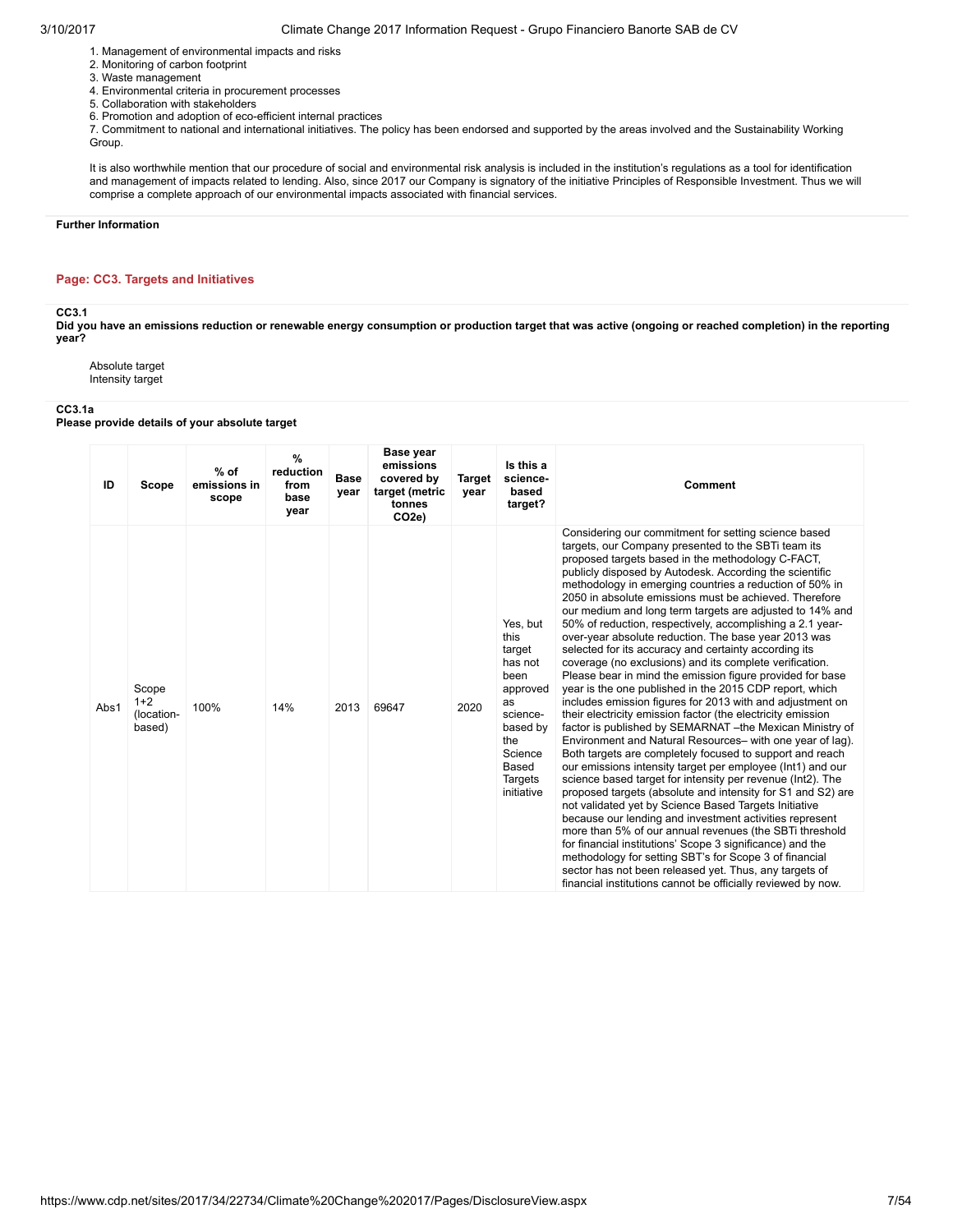1. Management of environmental impacts and risks
2. Monitoring of carbon footprint
3. Waste management
4. Environmental criteria in procurement processes
5. Collaboration with stakeholders
6. Promotion and adoption of eco-efficient internal practices
7. Commitment to national and international initiatives. The policy has been endorsed and supported by the areas involved and the Sustainability Working Group.

It is also worthwhile mention that our procedure of social and environmental risk analysis is included in the institution's regulations as a tool for identification and management of impacts related to lending. Also, since 2017 our Company is signatory of the initiative Principles of Responsible Investment. Thus we will comprise a complete approach of our environmental impacts associated with financial services.

**Further Information**

## Page: CC3. Targets and Initiatives

**CC3.1**
**Did you have an emissions reduction or renewable energy consumption or production target that was active (ongoing or reached completion) in the reporting year?**

Absolute target
Intensity target

**CC3.1a**
**Please provide details of your absolute target**

| ID | Scope | % of emissions in scope | % reduction from base year | Base year | Base year emissions covered by target (metric tonnes CO2e) | Target year | Is this a science-based target? | Comment |
|---|---|---|---|---|---|---|---|---|
| Abs1 | Scope 1+2 (location-based) | 100% | 14% | 2013 | 69647 | 2020 | Yes, but this target has not been approved as science-based by the Science Based Targets initiative | Considering our commitment for setting science based targets, our Company presented to the SBTi team its proposed targets based in the methodology C-FACT, publicly disposed by Autodesk. According the scientific methodology in emerging countries a reduction of 50% in 2050 in absolute emissions must be achieved. Therefore our medium and long term targets are adjusted to 14% and 50% of reduction, respectively, accomplishing a 2.1 year-over-year absolute reduction. The base year 2013 was selected for its accuracy and certainty according its coverage (no exclusions) and its complete verification. Please bear in mind the emission figure provided for base year is the one published in the 2015 CDP report, which includes emission figures for 2013 with and adjustment on their electricity emission factor (the electricity emission factor is published by SEMARNAT –the Mexican Ministry of Environment and Natural Resources– with one year of lag). Both targets are completely focused to support and reach our emissions intensity target per employee (Int1) and our science based target for intensity per revenue (Int2). The proposed targets (absolute and intensity for S1 and S2) are not validated yet by Science Based Targets Initiative because our lending and investment activities represent more than 5% of our annual revenues (the SBTi threshold for financial institutions' Scope 3 significance) and the methodology for setting SBT's for Scope 3 of financial sector has not been released yet. Thus, any targets of financial institutions cannot be officially reviewed by now. |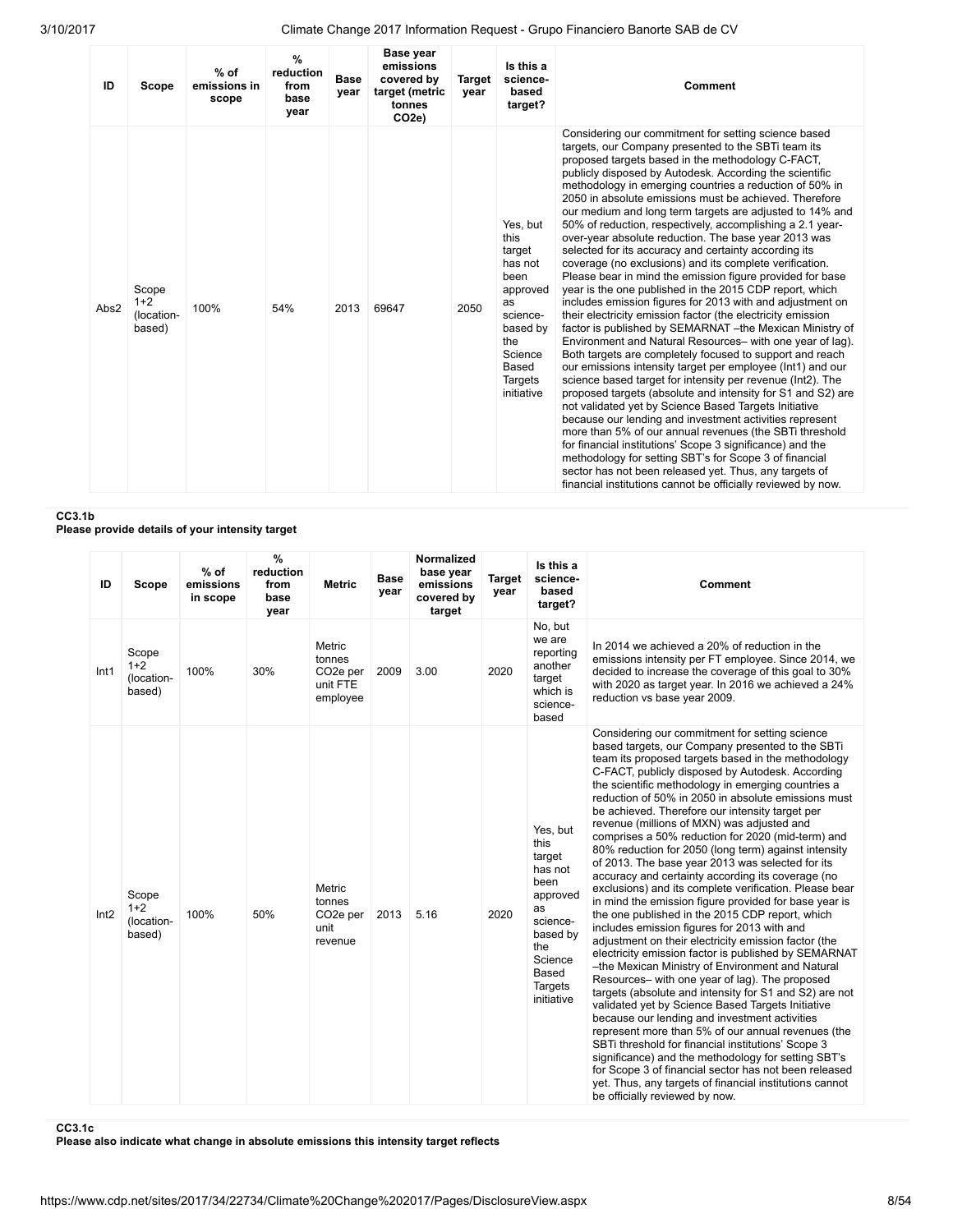| ID | Scope | % of emissions in scope | % reduction from base year | Base year | Base year emissions covered by target (metric tonnes CO2e) | Target year | Is this a science-based target? | Comment |
|---|---|---|---|---|---|---|---|---|
| Abs2 | Scope 1+2 (location-based) | 100% | 54% | 2013 | 69647 | 2050 | Yes, but this target has not been approved as science-based by the Science Based Targets initiative | Considering our commitment for setting science based targets, our Company presented to the SBTi team its proposed targets based in the methodology C-FACT, publicly disposed by Autodesk. According the scientific methodology in emerging countries a reduction of 50% in 2050 in absolute emissions must be achieved. Therefore our medium and long term targets are adjusted to 14% and 50% of reduction, respectively, accomplishing a 2.1 year-over-year absolute reduction. The base year 2013 was selected for its accuracy and certainty according its coverage (no exclusions) and its complete verification. Please bear in mind the emission figure provided for base year is the one published in the 2015 CDP report, which includes emission figures for 2013 with and adjustment on their electricity emission factor (the electricity emission factor is published by SEMARNAT –the Mexican Ministry of Environment and Natural Resources– with one year of lag). Both targets are completely focused to support and reach our emissions intensity target per employee (Int1) and our science based target for intensity per revenue (Int2). The proposed targets (absolute and intensity for S1 and S2) are not validated yet by Science Based Targets Initiative because our lending and investment activities represent more than 5% of our annual revenues (the SBTi threshold for financial institutions' Scope 3 significance) and the methodology for setting SBT's for Scope 3 of financial sector has not been released yet. Thus, any targets of financial institutions cannot be officially reviewed by now. |

**CC3.1b**
**Please provide details of your intensity target**

| ID | Scope | % of emissions in scope | % reduction from base year | Metric | Base year | Normalized base year emissions covered by target | Target year | Is this a science-based target? | Comment |
|---|---|---|---|---|---|---|---|---|---|
| Int1 | Scope 1+2 (location-based) | 100% | 30% | Metric tonnes CO2e per unit FTE employee | 2009 | 3.00 | 2020 | No, but we are reporting another target which is science-based | In 2014 we achieved a 20% of reduction in the emissions intensity per FT employee. Since 2014, we decided to increase the coverage of this goal to 30% with 2020 as target year. In 2016 we achieved a 24% reduction vs base year 2009. |
| Int2 | Scope 1+2 (location-based) | 100% | 50% | Metric tonnes CO2e per unit revenue | 2013 | 5.16 | 2020 | Yes, but this target has not been approved as science-based by the Science Based Targets initiative | Considering our commitment for setting science based targets, our Company presented to the SBTi team its proposed targets based in the methodology C-FACT, publicly disposed by Autodesk. According the scientific methodology in emerging countries a reduction of 50% in 2050 in absolute emissions must be achieved. Therefore our intensity target per revenue (millions of MXN) was adjusted and comprises a 50% reduction for 2020 (mid-term) and 80% reduction for 2050 (long term) against intensity of 2013. The base year 2013 was selected for its accuracy and certainty according its coverage (no exclusions) and its complete verification. Please bear in mind the emission figure provided for base year is the one published in the 2015 CDP report, which includes emission figures for 2013 with and adjustment on their electricity emission factor (the electricity emission factor is published by SEMARNAT –the Mexican Ministry of Environment and Natural Resources– with one year of lag). The proposed targets (absolute and intensity for S1 and S2) are not validated yet by Science Based Targets Initiative because our lending and investment activities represent more than 5% of our annual revenues (the SBTi threshold for financial institutions' Scope 3 significance) and the methodology for setting SBT's for Scope 3 of financial sector has not been released yet. Thus, any targets of financial institutions cannot be officially reviewed by now. |

**CC3.1c**
**Please also indicate what change in absolute emissions this intensity target reflects**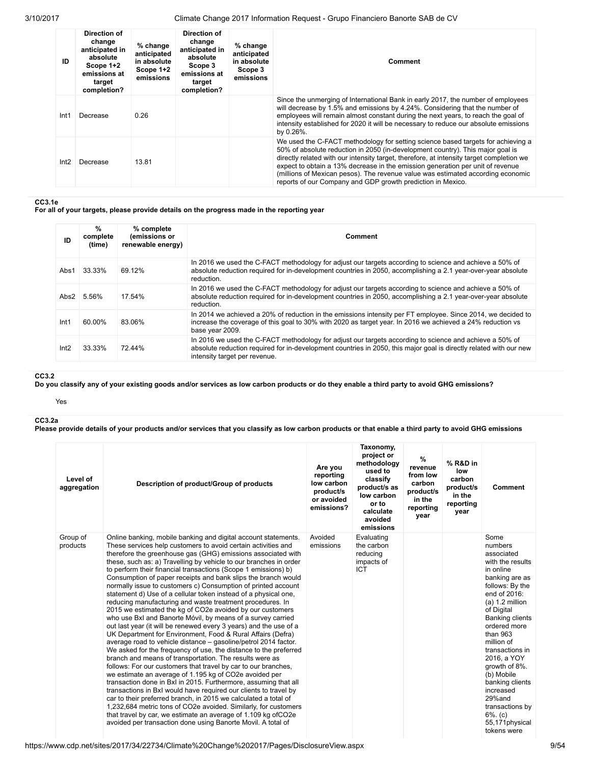| ID | Direction of change anticipated in absolute Scope 1+2 emissions at target completion? | % change anticipated in absolute Scope 1+2 emissions | Direction of change anticipated in absolute Scope 3 emissions at target completion? | % change anticipated in absolute Scope 3 emissions | Comment |
|---|---|---|---|---|---|
| Int1 | Decrease | 0.26 | | | Since the unmerging of International Bank in early 2017, the number of employees will decrease by 1.5% and emissions by 4.24%. Considering that the number of employees will remain almost constant during the next years, to reach the goal of intensity established for 2020 it will be necessary to reduce our absolute emissions by 0.26%. |
| Int2 | Decrease | 13.81 | | | We used the C-FACT methodology for setting science based targets for achieving a 50% of absolute reduction in 2050 (in-development country). This major goal is directly related with our intensity target, therefore, at intensity target completion we expect to obtain a 13% decrease in the emission generation per unit of revenue (millions of Mexican pesos). The revenue value was estimated according economic reports of our Company and GDP growth prediction in Mexico. |

### CC3.1e

**For all of your targets, please provide details on the progress made in the reporting year**

| ID | % complete (time) | % complete (emissions or renewable energy) | Comment |
|---|---|---|---|
| Abs1 | 33.33% | 69.12% | In 2016 we used the C-FACT methodology for adjust our targets according to science and achieve a 50% of absolute reduction required for in-development countries in 2050, accomplishing a 2.1 year-over-year absolute reduction. |
| Abs2 | 5.56% | 17.54% | In 2016 we used the C-FACT methodology for adjust our targets according to science and achieve a 50% of absolute reduction required for in-development countries in 2050, accomplishing a 2.1 year-over-year absolute reduction. |
| Int1 | 60.00% | 83.06% | In 2014 we achieved a 20% of reduction in the emissions intensity per FT employee. Since 2014, we decided to increase the coverage of this goal to 30% with 2020 as target year. In 2016 we achieved a 24% reduction vs base year 2009. |
| Int2 | 33.33% | 72.44% | In 2016 we used the C-FACT methodology for adjust our targets according to science and achieve a 50% of absolute reduction required for in-development countries in 2050, this major goal is directly related with our new intensity target per revenue. |

### CC3.2

**Do you classify any of your existing goods and/or services as low carbon products or do they enable a third party to avoid GHG emissions?**

Yes

### CC3.2a

**Please provide details of your products and/or services that you classify as low carbon products or that enable a third party to avoid GHG emissions**

| Level of aggregation | Description of product/Group of products | Are you reporting low carbon product/s or avoided emissions? | Taxonomy, project or methodology used to classify product/s as low carbon or to calculate avoided emissions | % revenue from low carbon product/s in the reporting year | % R&D in low carbon product/s in the reporting year | Comment |
|---|---|---|---|---|---|---|
| Group of products | Online banking, mobile banking and digital account statements. These services help customers to avoid certain activities and therefore the greenhouse gas (GHG) emissions associated with these, such as: a) Travelling by vehicle to our branches in order to perform their financial transactions (Scope 1 emissions) b) Consumption of paper receipts and bank slips the branch would normally issue to customers c) Consumption of printed account statement d) Use of a cellular token instead of a physical one, reducing manufacturing and waste treatment procedures. In 2015 we estimated the kg of CO2e avoided by our customers who use BxI and Banorte Móvil, by means of a survey carried out last year (it will be renewed every 3 years) and the use of a UK Department for Environment, Food & Rural Affairs (Defra) average road to vehicle distance – gasoline/petrol 2014 factor. We asked for the frequency of use, the distance to the preferred branch and means of transportation. The results were as follows: For our customers that travel by car to our branches, we estimate an average of 1.195 kg of CO2e avoided per transaction done in BxI in 2015. Furthermore, assuming that all transactions in BxI would have required our clients to travel by car to their preferred branch, in 2015 we calculated a total of 1,232,684 metric tons of CO2e avoided. Similarly, for customers that travel by car, we estimate an average of 1.109 kg ofCO2e avoided per transaction done using Banorte Movil. A total of | Avoided emissions | Evaluating the carbon reducing impacts of ICT | | | Some numbers associated with the results in online banking are as follows: By the end of 2016: (a) 1.2 million of Digital Banking clients ordered more than 963 million of transactions in 2016, a YOY growth of 8%. (b) Mobile banking clients increased 29%and transactions by 6%. (c) 55,171physical tokens were |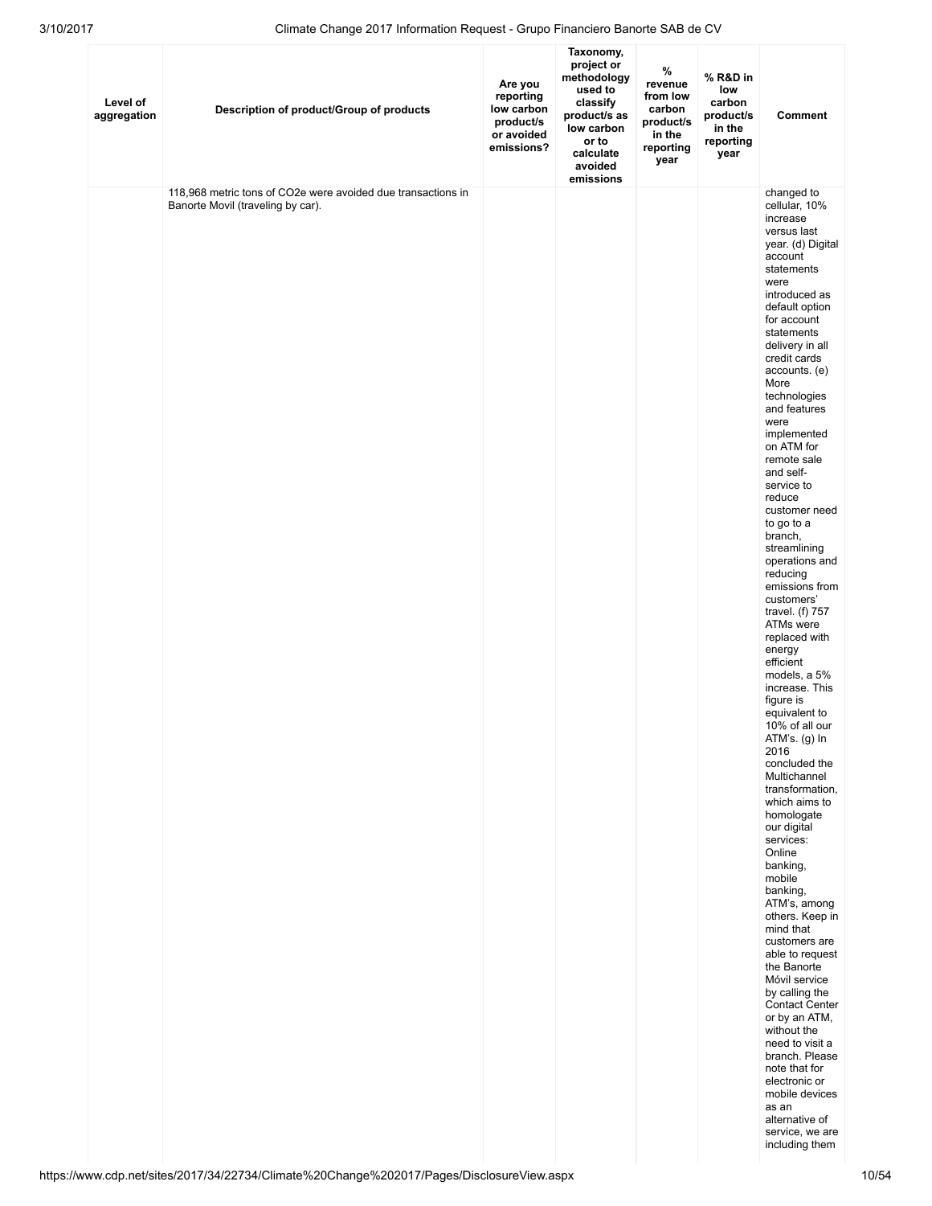| Level of aggregation | Description of product/Group of products | Are you reporting low carbon product/s or avoided emissions? | Taxonomy, project or methodology used to classify product/s as low carbon or to calculate avoided emissions | % revenue from low carbon product/s in the reporting year | % R&D in low carbon product/s in the reporting year | Comment |
|---|---|---|---|---|---|---|
| | 118,968 metric tons of CO2e were avoided due transactions in Banorte Movil (traveling by car). | | | | | changed to cellular, 10% increase versus last year. (d) Digital account statements were introduced as default option for account statements delivery in all credit cards accounts. (e) More technologies and features were implemented on ATM for remote sale and self-service to reduce customer need to go to a branch, streamlining operations and reducing emissions from customers' travel. (f) 757 ATMs were replaced with energy efficient models, a 5% increase. This figure is equivalent to 10% of all our ATM's. (g) In 2016 concluded the Multichannel transformation, which aims to homologate our digital services: Online banking, mobile banking, ATM's, among others. Keep in mind that customers are able to request the Banorte Móvil service by calling the Contact Center or by an ATM, without the need to visit a branch. Please note that for electronic or mobile devices as an alternative of service, we are including them |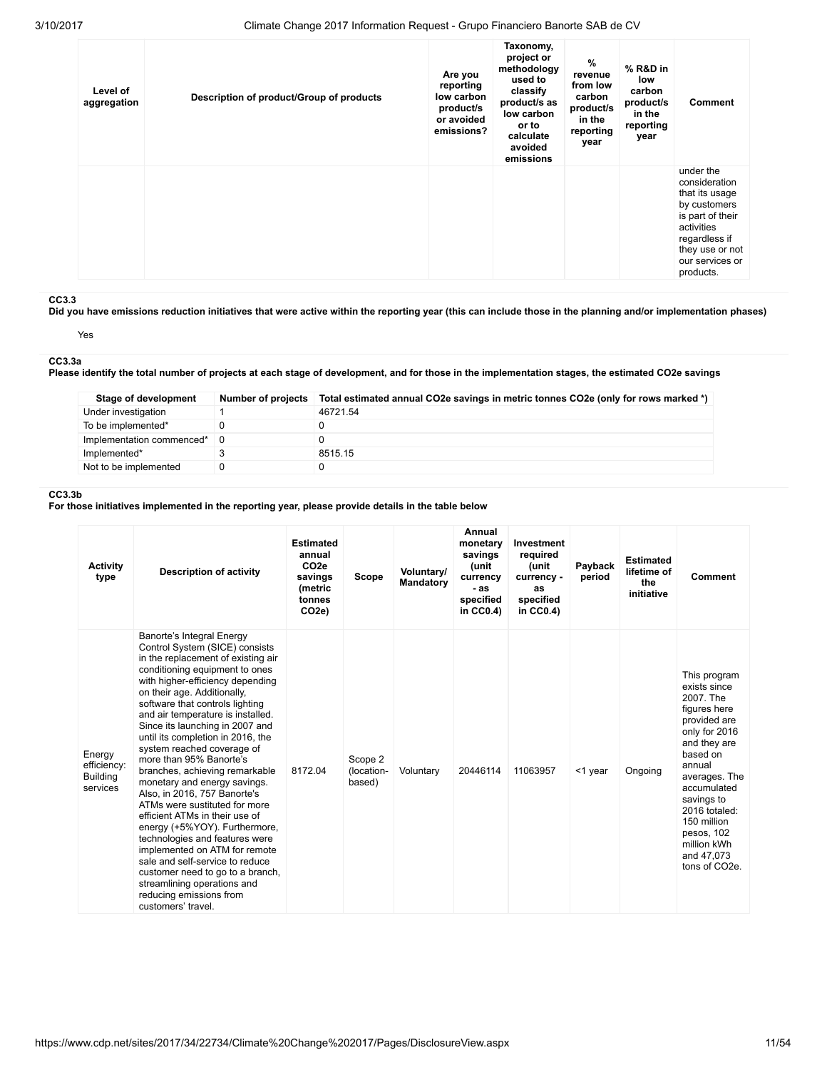| Level of aggregation | Description of product/Group of products | Are you reporting low carbon product/s or avoided emissions? | Taxonomy, project or methodology used to classify product/s as low carbon or to calculate avoided emissions | % revenue from low carbon product/s in the reporting year | % R&D in low carbon product/s in the reporting year | Comment |
|---|---|---|---|---|---|---|
| | | | | | | under the consideration that its usage by customers is part of their activities regardless if they use or not our services or products. |

**CC3.3**

**Did you have emissions reduction initiatives that were active within the reporting year (this can include those in the planning and/or implementation phases)**

Yes

**CC3.3a**

**Please identify the total number of projects at each stage of development, and for those in the implementation stages, the estimated CO2e savings**

| Stage of development | Number of projects | Total estimated annual CO2e savings in metric tonnes CO2e (only for rows marked *) |
|---|---|---|
| Under investigation | 1 | 46721.54 |
| To be implemented* | 0 | 0 |
| Implementation commenced* | 0 | 0 |
| Implemented* | 3 | 8515.15 |
| Not to be implemented | 0 | 0 |

**CC3.3b**

**For those initiatives implemented in the reporting year, please provide details in the table below**

| Activity type | Description of activity | Estimated annual CO2e savings (metric tonnes CO2e) | Scope | Voluntary/ Mandatory | Annual monetary savings (unit currency - as specified in CC0.4) | Investment required (unit currency - as specified in CC0.4) | Payback period | Estimated lifetime of the initiative | Comment |
|---|---|---|---|---|---|---|---|---|---|
| Energy efficiency: Building services | Banorte's Integral Energy Control System (SICE) consists in the replacement of existing air conditioning equipment to ones with higher-efficiency depending on their age. Additionally, software that controls lighting and air temperature is installed. Since its launching in 2007 and until its completion in 2016, the system reached coverage of more than 95% Banorte's branches, achieving remarkable monetary and energy savings. Also, in 2016, 757 Banorte's ATMs were sustituted for more efficient ATMs in their use of energy (+5%YOY). Furthermore, technologies and features were implemented on ATM for remote sale and self-service to reduce customer need to go to a branch, streamlining operations and reducing emissions from customers' travel. | 8172.04 | Scope 2 (location-based) | Voluntary | 20446114 | 11063957 | <1 year | Ongoing | This program exists since 2007. The figures here provided are only for 2016 and they are based on annual averages. The accumulated savings to 2016 totaled: 150 million pesos, 102 million kWh and 47,073 tons of CO2e. |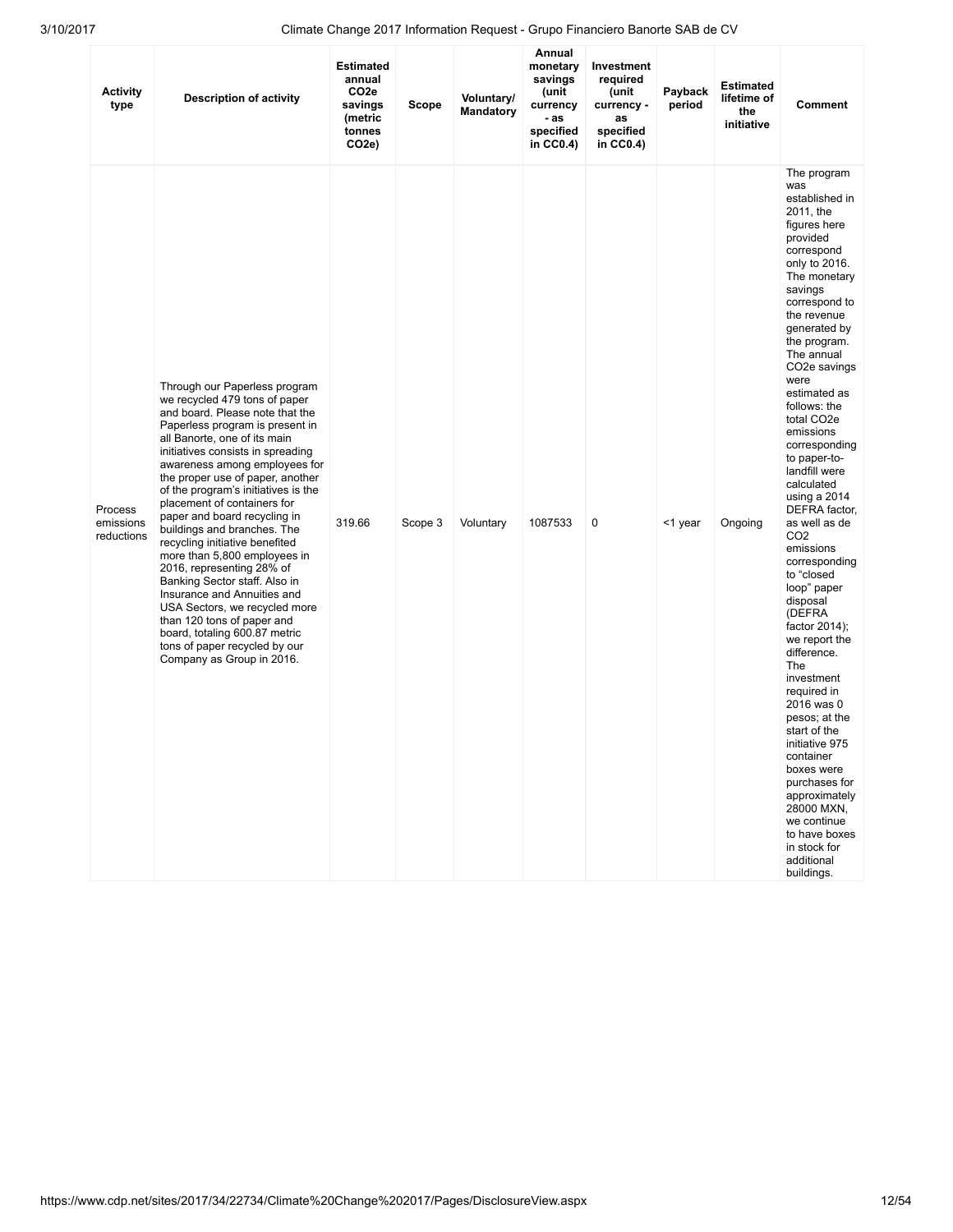| Activity type | Description of activity | Estimated annual $CO_2e$ savings (metric tonnes $CO_2e$) | Scope | Voluntary/ Mandatory | Annual monetary savings (unit currency - as specified in CC0.4) | Investment required (unit currency - as specified in CC0.4) | Payback period | Estimated lifetime of the initiative | Comment |
|---|---|---|---|---|---|---|---|---|---|
| Process emissions reductions | Through our Paperless program we recycled 479 tons of paper and board. Please note that the Paperless program is present in all Banorte, one of its main initiatives consists in spreading awareness among employees for the proper use of paper, another of the program's initiatives is the placement of containers for paper and board recycling in buildings and branches. The recycling initiative benefited more than 5,800 employees in 2016, representing 28% of Banking Sector staff. Also in Insurance and Annuities and USA Sectors, we recycled more than 120 tons of paper and board, totaling 600.87 metric tons of paper recycled by our Company as Group in 2016. | 319.66 | Scope 3 | Voluntary | 1087533 | 0 | <1 year | Ongoing | The program was established in 2011, the figures here provided correspond only to 2016. The monetary savings correspond to the revenue generated by the program. The annual $CO_2e$ savings were estimated as follows: the total $CO_2e$ emissions corresponding to paper-to-landfill were calculated using a 2014 DEFRA factor, as well as de $CO_2$ emissions corresponding to "closed loop" paper disposal (DEFRA factor 2014); we report the difference. The investment required in 2016 was 0 pesos; at the start of the initiative 975 container boxes were purchases for approximately 28000 MXN, we continue to have boxes in stock for additional buildings. |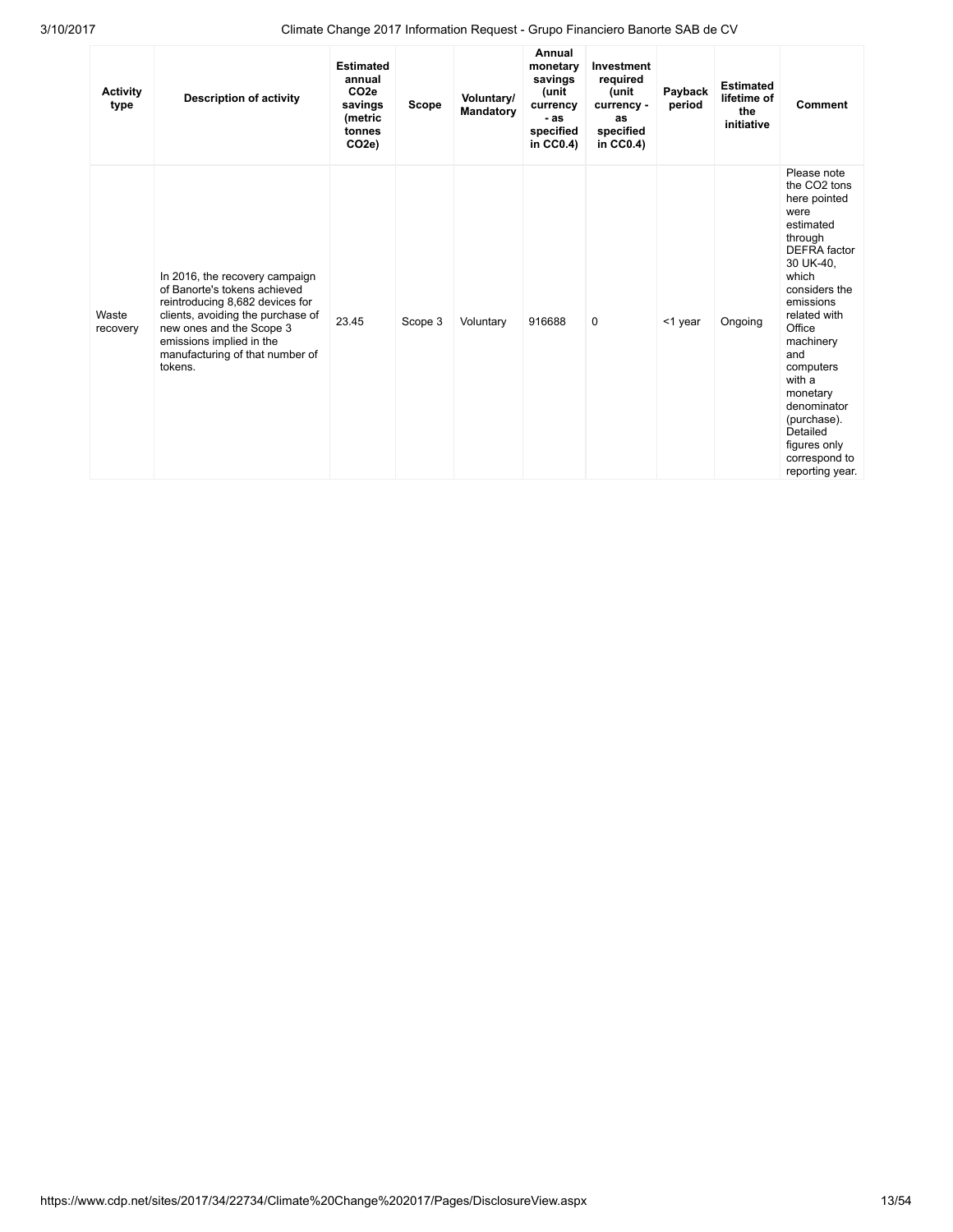| Activity type | Description of activity | Estimated annual $CO_2e$ savings (metric tonnes $CO_2e$) | Scope | Voluntary/ Mandatory | Annual monetary savings (unit currency - as specified in CC0.4) | Investment required (unit currency - as specified in CC0.4) | Payback period | Estimated lifetime of the initiative | Comment |
|---|---|---|---|---|---|---|---|---|---|
| Waste recovery | In 2016, the recovery campaign of Banorte's tokens achieved reintroducing 8,682 devices for clients, avoiding the purchase of new ones and the Scope 3 emissions implied in the manufacturing of that number of tokens. | 23.45 | Scope 3 | Voluntary | 916688 | 0 | <1 year | Ongoing | Please note the $CO_2$ tons here pointed were estimated through DEFRA factor 30 UK-40, which considers the emissions related with Office machinery and computers with a monetary denominator (purchase). Detailed figures only correspond to reporting year. |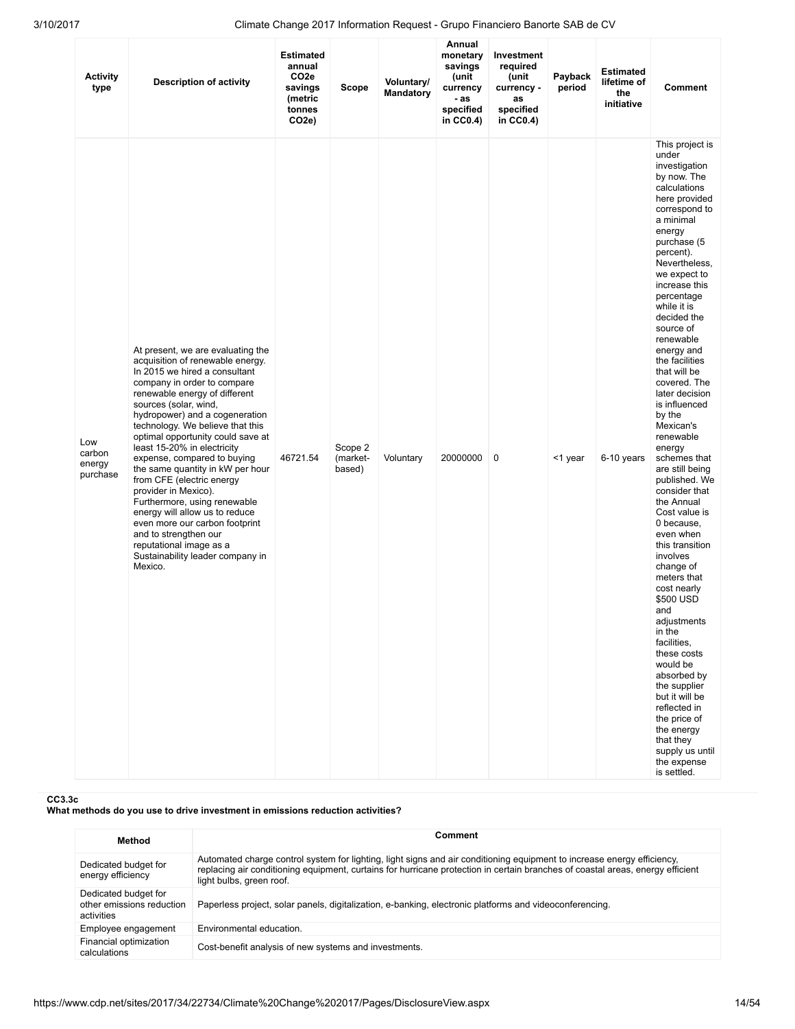| Activity type | Description of activity | Estimated annual $CO_2e$ savings (metric tonnes $CO_2e$) | Scope | Voluntary/ Mandatory | Annual monetary savings (unit currency - as specified in CC0.4) | Investment required (unit currency - as specified in CC0.4) | Payback period | Estimated lifetime of the initiative | Comment |
|---|---|---|---|---|---|---|---|---|---|
| Low carbon energy purchase | At present, we are evaluating the acquisition of renewable energy. In 2015 we hired a consultant company in order to compare renewable energy of different sources (solar, wind, hydropower) and a cogeneration technology. We believe that this optimal opportunity could save at least 15-20% in electricity expense, compared to buying the same quantity in kW per hour from CFE (electric energy provider in Mexico). Furthermore, using renewable energy will allow us to reduce even more our carbon footprint and to strengthen our reputational image as a Sustainability leader company in Mexico. | 46721.54 | Scope 2 (market-based) | Voluntary | 20000000 | 0 | <1 year | 6-10 years | This project is under investigation by now. The calculations here provided correspond to a minimal energy purchase (5 percent). Nevertheless, we expect to increase this percentage while it is decided the source of renewable energy and the facilities that will be covered. The later decision is influenced by the Mexican's renewable energy schemes that are still being published. We consider that the Annual Cost value is 0 because, even when this transition involves change of meters that cost nearly $500 USD and adjustments in the facilities, these costs would be absorbed by the supplier but it will be reflected in the price of the energy that they supply us until the expense is settled. |

**CC3.3c**
**What methods do you use to drive investment in emissions reduction activities?**

| Method | Comment |
|---|---|
| Dedicated budget for energy efficiency | Automated charge control system for lighting, light signs and air conditioning equipment to increase energy efficiency, replacing air conditioning equipment, curtains for hurricane protection in certain branches of coastal areas, energy efficient light bulbs, green roof. |
| Dedicated budget for other emissions reduction activities | Paperless project, solar panels, digitalization, e-banking, electronic platforms and videoconferencing. |
| Employee engagement | Environmental education. |
| Financial optimization calculations | Cost-benefit analysis of new systems and investments. |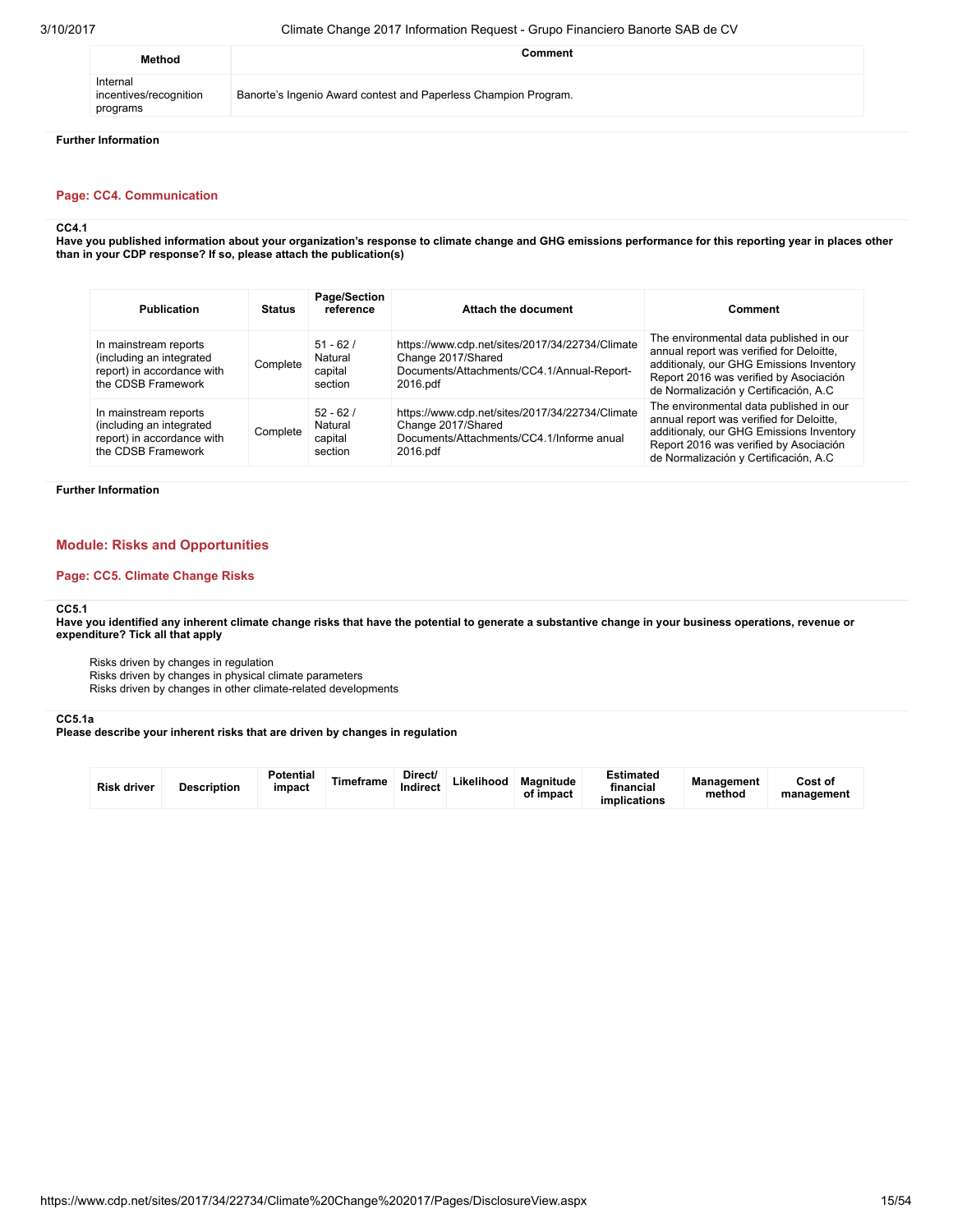| Method | Comment |
|---|---|
| Internal incentives/recognition programs | Banorte's Ingenio Award contest and Paperless Champion Program. |

**Further Information**

## Page: CC4. Communication

**CC4.1**

**Have you published information about your organization's response to climate change and GHG emissions performance for this reporting year in places other than in your CDP response? If so, please attach the publication(s)**

| Publication | Status | Page/Section reference | Attach the document | Comment |
|---|---|---|---|---|
| In mainstream reports (including an integrated report) in accordance with the CDSB Framework | Complete | 51 - 62 / Natural capital section | https://www.cdp.net/sites/2017/34/22734/Climate Change 2017/Shared Documents/Attachments/CC4.1/Annual-Report-2016.pdf | The environmental data published in our annual report was verified for Deloitte, additionaly, our GHG Emissions Inventory Report 2016 was verified by Asociación de Normalización y Certificación, A.C |
| In mainstream reports (including an integrated report) in accordance with the CDSB Framework | Complete | 52 - 62 / Natural capital section | https://www.cdp.net/sites/2017/34/22734/Climate Change 2017/Shared Documents/Attachments/CC4.1/Informe anual 2016.pdf | The environmental data published in our annual report was verified for Deloitte, additionaly, our GHG Emissions Inventory Report 2016 was verified by Asociación de Normalización y Certificación, A.C |

**Further Information**

# Module: Risks and Opportunities

## Page: CC5. Climate Change Risks

**CC5.1**

**Have you identified any inherent climate change risks that have the potential to generate a substantive change in your business operations, revenue or expenditure? Tick all that apply**

Risks driven by changes in regulation
Risks driven by changes in physical climate parameters
Risks driven by changes in other climate-related developments

**CC5.1a**

**Please describe your inherent risks that are driven by changes in regulation**

| Risk driver | Description | Potential impact | Timeframe | Direct/ Indirect | Likelihood | Magnitude of impact | Estimated financial implications | Management method | Cost of management |
|---|---|---|---|---|---|---|---|---|---|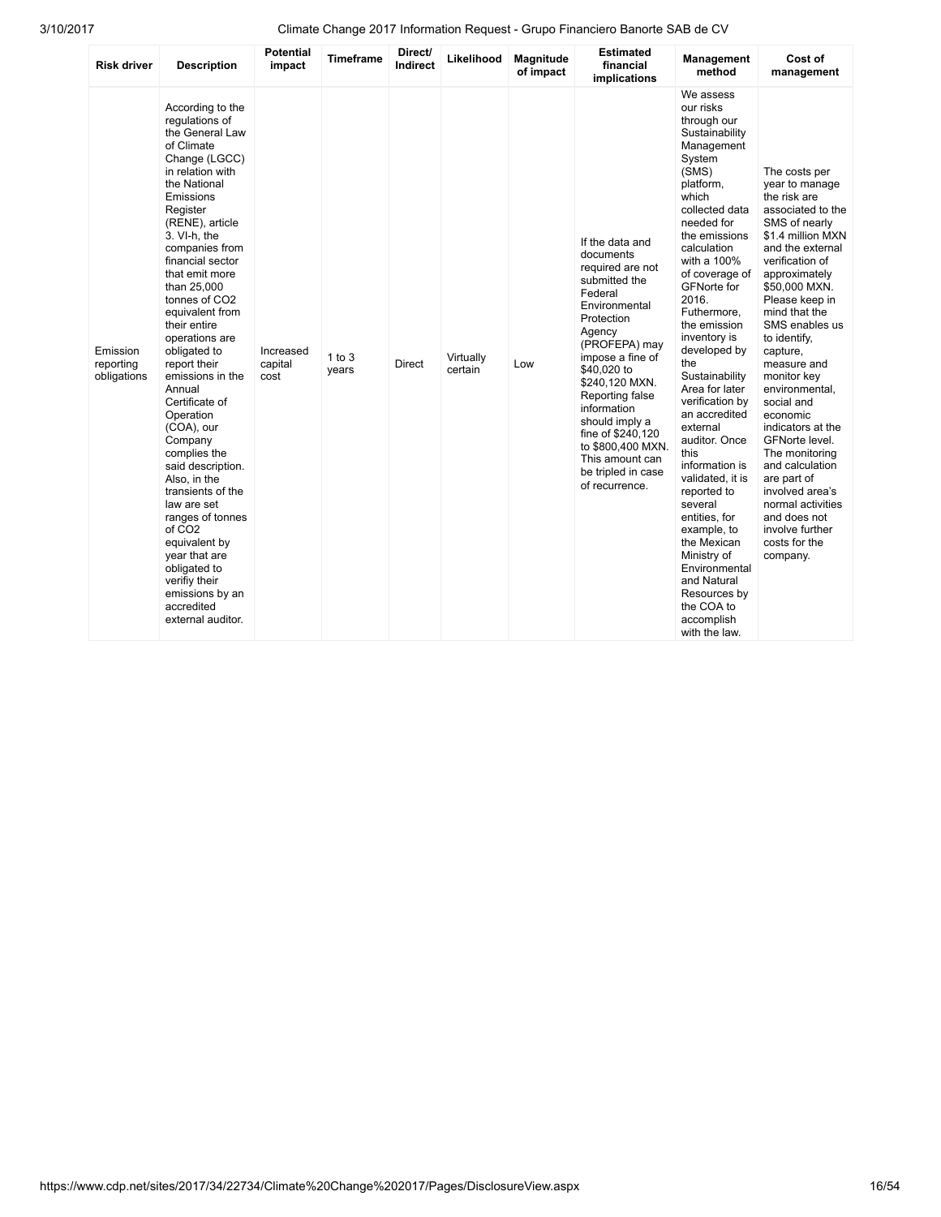| Risk driver | Description | Potential impact | Timeframe | Direct/ Indirect | Likelihood | Magnitude of impact | Estimated financial implications | Management method | Cost of management |
|---|---|---|---|---|---|---|---|---|---|
| Emission reporting obligations | According to the regulations of the General Law of Climate Change (LGCC) in relation with the National Emissions Register (RENE), article 3. VI-h, the companies from financial sector that emit more than 25,000 tonnes of CO2 equivalent from their entire operations are obligated to report their emissions in the Annual Certificate of Operation (COA), our Company complies the said description. Also, in the transients of the law are set ranges of tonnes of CO2 equivalent by year that are obligated to verifiy their emissions by an accredited external auditor. | Increased capital cost | 1 to 3 years | Direct | Virtually certain | Low | If the data and documents required are not submitted the Federal Environmental Protection Agency (PROFEPA) may impose a fine of $40,020 to $240,120 MXN. Reporting false information should imply a fine of $240,120 to $800,400 MXN. This amount can be tripled in case of recurrence. | We assess our risks through our Sustainability Management System (SMS) platform, which collected data needed for the emissions calculation with a 100% of coverage of GFNorte for 2016. Futhermore, the emission inventory is developed by the Sustainability Area for later verification by an accredited external auditor. Once this information is validated, it is reported to several entities, for example, to the Mexican Ministry of Environmental and Natural Resources by the COA to accomplish with the law. | The costs per year to manage the risk are associated to the SMS of nearly $1.4 million MXN and the external verification of approximately $50,000 MXN. Please keep in mind that the SMS enables us to identify, capture, measure and monitor key environmental, social and economic indicators at the GFNorte level. The monitoring and calculation are part of involved area's normal activities and does not involve further costs for the company. |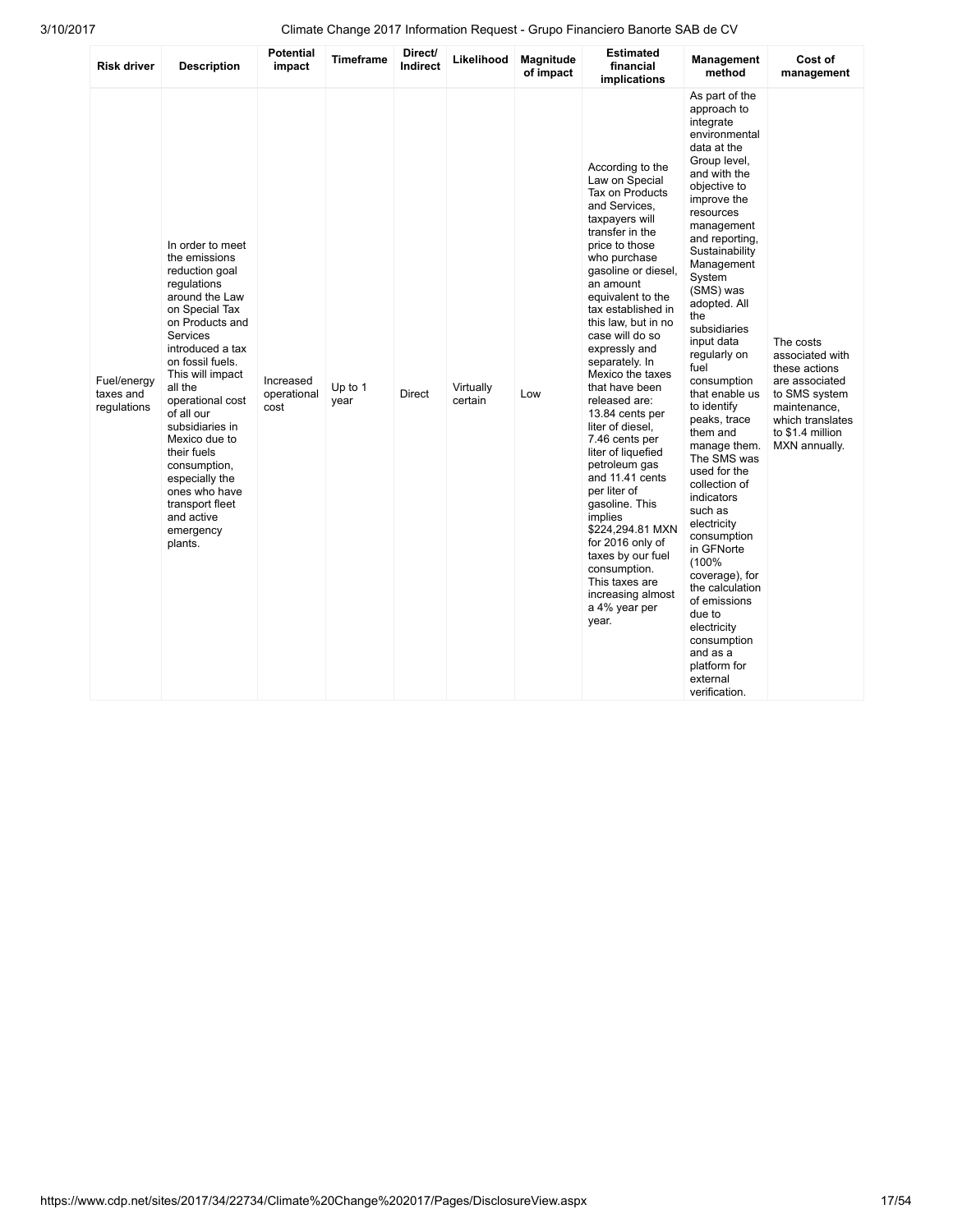| Risk driver | Description | Potential impact | Timeframe | Direct/ Indirect | Likelihood | Magnitude of impact | Estimated financial implications | Management method | Cost of management |
|---|---|---|---|---|---|---|---|---|---|
| Fuel/energy taxes and regulations | In order to meet the emissions reduction goal regulations around the Law on Special Tax on Products and Services introduced a tax on fossil fuels. This will impact all the operational cost of all our subsidiaries in Mexico due to their fuels consumption, especially the ones who have transport fleet and active emergency plants. | Increased operational cost | Up to 1 year | Direct | Virtually certain | Low | According to the Law on Special Tax on Products and Services, taxpayers will transfer in the price to those who purchase gasoline or diesel, an amount equivalent to the tax established in this law, but in no case will do so expressly and separately. In Mexico the taxes that have been released are: 13.84 cents per liter of diesel, 7.46 cents per liter of liquefied petroleum gas and 11.41 cents per liter of gasoline. This implies $224,294.81 MXN for 2016 only of taxes by our fuel consumption. This taxes are increasing almost a 4% year per year. | As part of the approach to integrate environmental data at the Group level, and with the objective to improve the resources management and reporting, Sustainability Management System (SMS) was adopted. All the subsidiaries input data regularly on fuel consumption that enable us to identify peaks, trace them and manage them. The SMS was used for the collection of indicators such as electricity consumption in GFNorte (100% coverage), for the calculation of emissions due to electricity consumption and as a platform for external verification. | The costs associated with these actions are associated to SMS system maintenance, which translates to $1.4 million MXN annually. |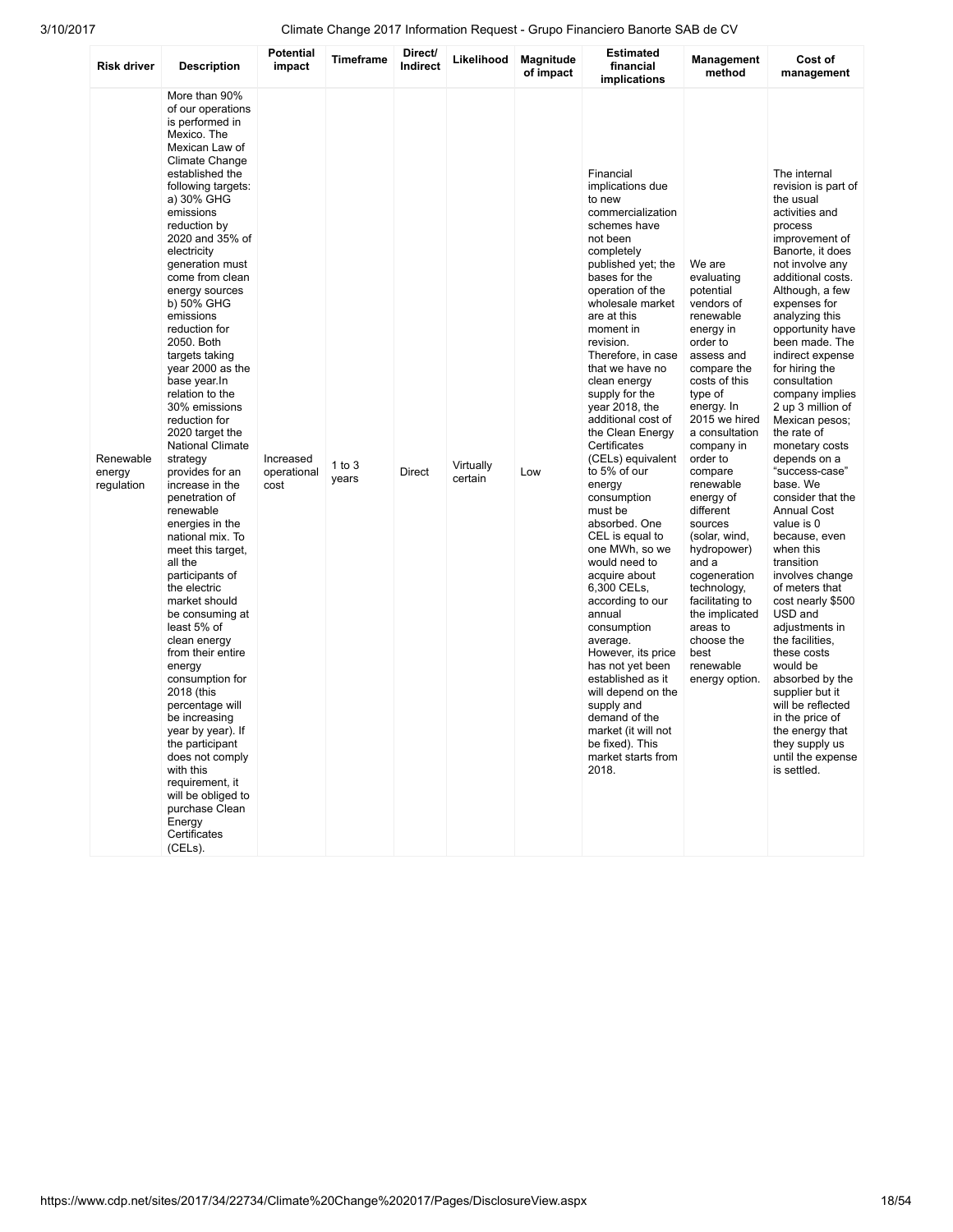| Risk driver | Description | Potential impact | Timeframe | Direct/ Indirect | Likelihood | Magnitude of impact | Estimated financial implications | Management method | Cost of management |
|---|---|---|---|---|---|---|---|---|---|
| Renewable energy regulation | More than 90% of our operations is performed in Mexico. The Mexican Law of Climate Change established the following targets: a) 30% GHG emissions reduction by 2020 and 35% of electricity generation must come from clean energy sources b) 50% GHG emissions reduction for 2050. Both targets taking year 2000 as the base year.In relation to the 30% emissions reduction for 2020 target the National Climate strategy provides for an increase in the penetration of renewable energies in the national mix. To meet this target, all the participants of the electric market should be consuming at least 5% of clean energy from their entire energy consumption for 2018 (this percentage will be increasing year by year). If the participant does not comply with this requirement, it will be obliged to purchase Clean Energy Certificates (CELs). | Increased operational cost | 1 to 3 years | Direct | Virtually certain | Low | Financial implications due to new commercialization schemes have not been completely published yet; the bases for the operation of the wholesale market are at this moment in revision. Therefore, in case that we have no clean energy supply for the year 2018, the additional cost of the Clean Energy Certificates (CELs) equivalent to 5% of our energy consumption must be absorbed. One CEL is equal to one MWh, so we would need to acquire about 6,300 CELs, according to our annual consumption average. However, its price has not yet been established as it will depend on the supply and demand of the market (it will not be fixed). This market starts from 2018. | We are evaluating potential vendors of renewable energy in order to assess and compare the costs of this type of energy. In 2015 we hired a consultation company in order to compare renewable energy of different sources (solar, wind, hydropower) and a cogeneration technology, facilitating to the implicated areas to choose the best renewable energy option. | The internal revision is part of the usual activities and process improvement of Banorte, it does not involve any additional costs. Although, a few expenses for analyzing this opportunity have been made. The indirect expense for hiring the consultation company implies 2 up 3 million of Mexican pesos; the rate of monetary costs depends on a "success-case" base. We consider that the Annual Cost value is 0 because, even when this transition involves change of meters that cost nearly $500 USD and adjustments in the facilities, these costs would be absorbed by the supplier but it will be reflected in the price of the energy that they supply us until the expense is settled. |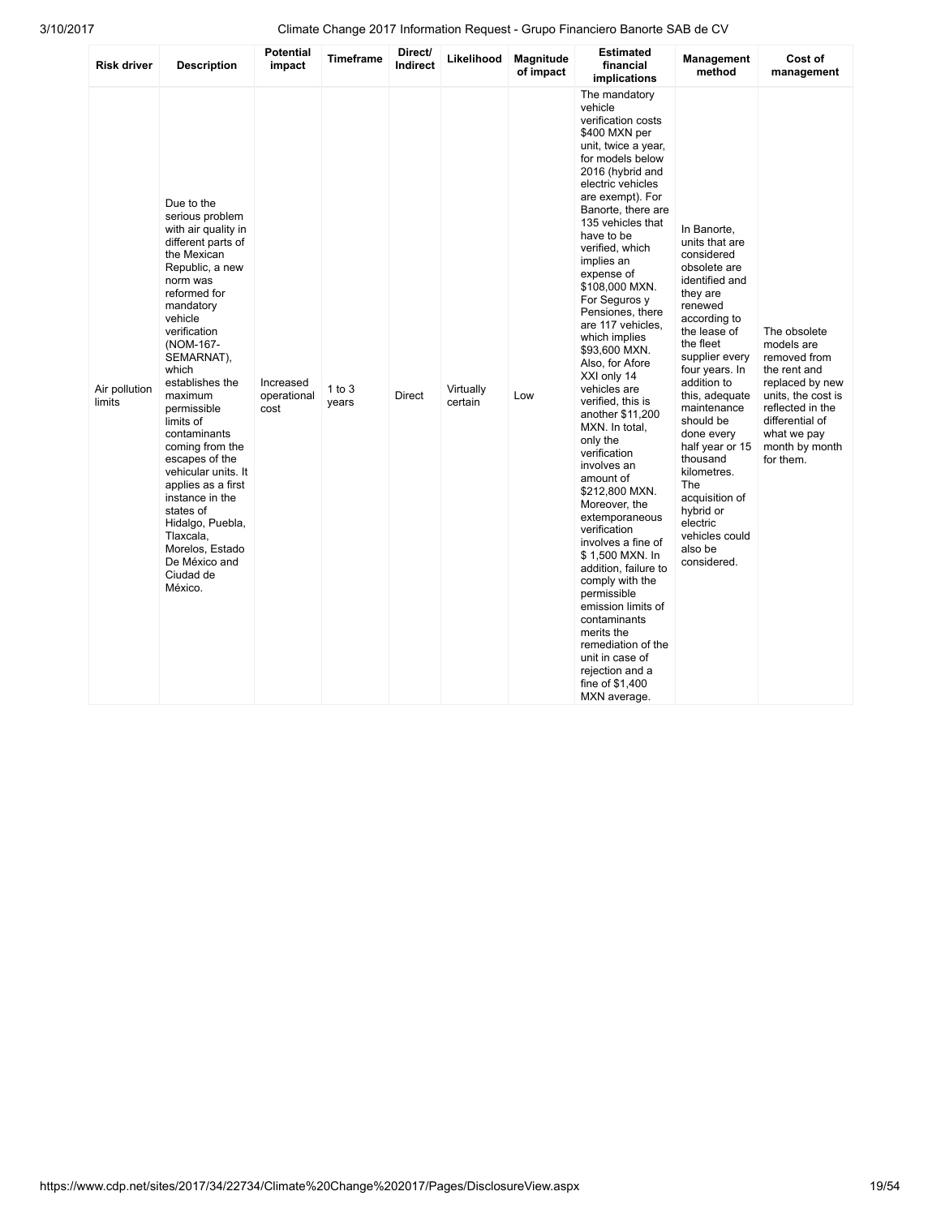| Risk driver | Description | Potential impact | Timeframe | Direct/ Indirect | Likelihood | Magnitude of impact | Estimated financial implications | Management method | Cost of management |
|---|---|---|---|---|---|---|---|---|---|
| Air pollution limits | Due to the serious problem with air quality in different parts of the Mexican Republic, a new norm was reformed for mandatory vehicle verification (NOM-167-SEMARNAT), which establishes the maximum permissible limits of contaminants coming from the escapes of the vehicular units. It applies as a first instance in the states of Hidalgo, Puebla, Tlaxcala, Morelos, Estado De México and Ciudad de México. | Increased operational cost | 1 to 3 years | Direct | Virtually certain | Low | The mandatory vehicle verification costs $400 MXN per unit, twice a year, for models below 2016 (hybrid and electric vehicles are exempt). For Banorte, there are 135 vehicles that have to be verified, which implies an expense of $108,000 MXN. For Seguros y Pensiones, there are 117 vehicles, which implies $93,600 MXN. Also, for Afore XXI only 14 vehicles are verified, this is another $11,200 MXN. In total, only the verification involves an amount of $212,800 MXN. Moreover, the extemporaneous verification involves a fine of $ 1,500 MXN. In addition, failure to comply with the permissible emission limits of contaminants merits the remediation of the unit in case of rejection and a fine of $1,400 MXN average. | In Banorte, units that are considered obsolete are identified and they are renewed according to the lease of the fleet supplier every four years. In addition to this, adequate maintenance should be done every half year or 15 thousand kilometres. The acquisition of hybrid or electric vehicles could also be considered. | The obsolete models are removed from the rent and replaced by new units, the cost is reflected in the differential of what we pay month by month for them. |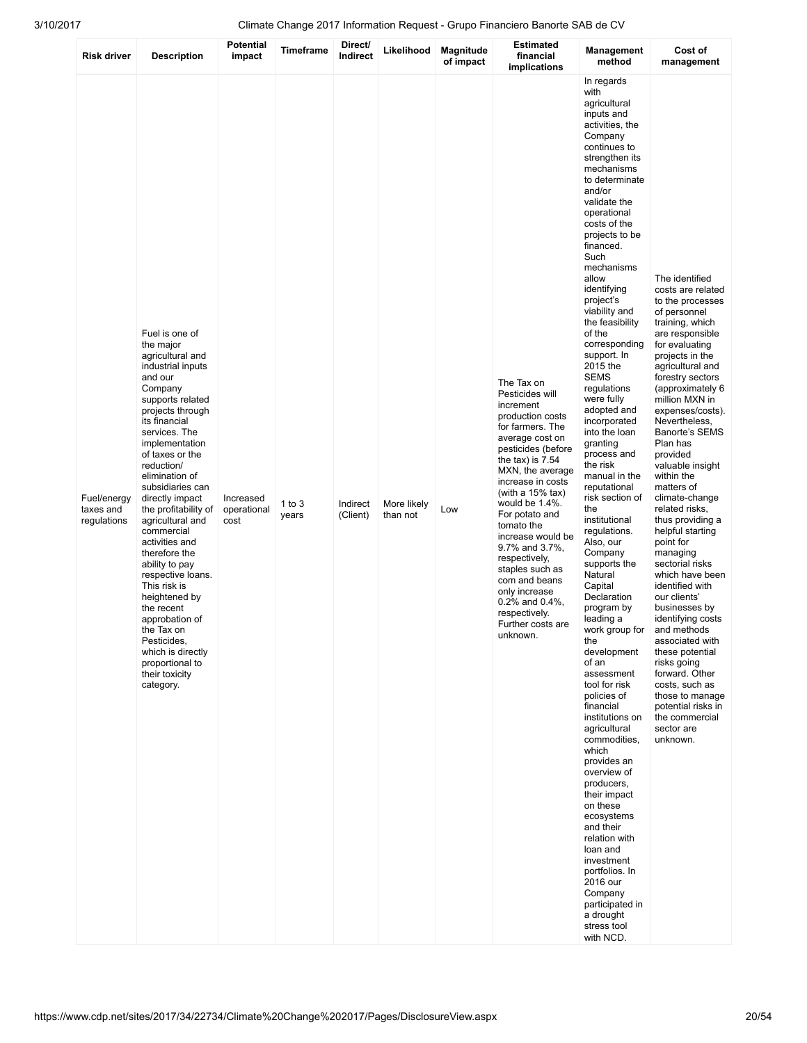| Risk driver | Description | Potential impact | Timeframe | Direct/ Indirect | Likelihood | Magnitude of impact | Estimated financial implications | Management method | Cost of management |
|---|---|---|---|---|---|---|---|---|---|
| Fuel/energy taxes and regulations | Fuel is one of the major agricultural and industrial inputs and our Company supports related projects through its financial services. The implementation of taxes or the reduction/ elimination of subsidiaries can directly impact the profitability of agricultural and commercial activities and therefore the ability to pay respective loans. This risk is heightened by the recent approbation of the Tax on Pesticides, which is directly proportional to their toxicity category. | Increased operational cost | 1 to 3 years | Indirect (Client) | More likely than not | Low | The Tax on Pesticides will increment production costs for farmers. The average cost on pesticides (before the tax) is 7.54 MXN, the average increase in costs (with a 15% tax) would be 1.4%. For potato and tomato the increase would be 9.7% and 3.7%, respectively, staples such as com and beans only increase 0.2% and 0.4%, respectively. Further costs are unknown. | In regards with agricultural inputs and activities, the Company continues to strengthen its mechanisms to determinate and/or validate the operational costs of the projects to be financed. Such mechanisms allow identifying project's viability and the feasibility of the corresponding support. In 2015 the SEMS regulations were fully adopted and incorporated into the loan granting process and the risk manual in the reputational risk section of the institutional regulations. Also, our Company supports the Natural Capital Declaration program by leading a work group for the development of an assessment tool for risk policies of financial institutions on agricultural commodities, which provides an overview of producers, their impact on these ecosystems and their relation with loan and investment portfolios. In 2016 our Company participated in a drought stress tool with NCD. | The identified costs are related to the processes of personnel training, which are responsible for evaluating projects in the agricultural and forestry sectors (approximately 6 million MXN in expenses/costs). Nevertheless, Banorte's SEMS Plan has provided valuable insight within the matters of climate-change related risks, thus providing a helpful starting point for managing sectorial risks which have been identified with our clients' businesses by identifying costs and methods associated with these potential risks going forward. Other costs, such as those to manage potential risks in the commercial sector are unknown. |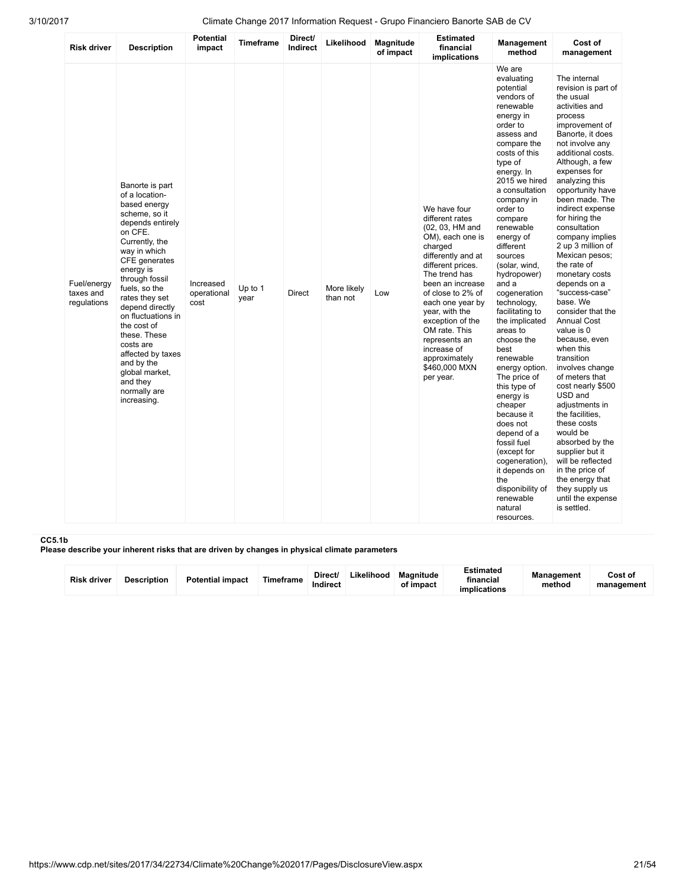| Risk driver | Description | Potential impact | Timeframe | Direct/ Indirect | Likelihood | Magnitude of impact | Estimated financial implications | Management method | Cost of management |
|---|---|---|---|---|---|---|---|---|---|
| Fuel/energy taxes and regulations | Banorte is part of a location-based energy scheme, so it depends entirely on CFE. Currently, the way in which CFE generates energy is through fossil fuels, so the rates they set depend directly on fluctuations in the cost of these. These costs are affected by taxes and by the global market, and they normally are increasing. | Increased operational cost | Up to 1 year | Direct | More likely than not | Low | We have four different rates (02, 03, HM and OM), each one is charged differently and at different prices. The trend has been an increase of close to 2% of each one year by year, with the exception of the OM rate. This represents an increase of approximately $460,000 MXN per year. | We are evaluating potential vendors of renewable energy in order to assess and compare the costs of this type of energy. In 2015 we hired a consultation company in order to compare renewable energy of different sources (solar, wind, hydropower) and a cogeneration technology, facilitating to the implicated areas to choose the best renewable energy option. The price of this type of energy is cheaper because it does not depend of a fossil fuel (except for cogeneration), it depends on the disponibility of renewable natural resources. | The internal revision is part of the usual activities and process improvement of Banorte, it does not involve any additional costs. Although, a few expenses for analyzing this opportunity have been made. The indirect expense for hiring the consultation company implies 2 up 3 million of Mexican pesos; the rate of monetary costs depends on a "success-case" base. We consider that the Annual Cost value is 0 because, even when this transition involves change of meters that cost nearly $500 USD and adjustments in the facilities, these costs would be absorbed by the supplier but it will be reflected in the price of the energy that they supply us until the expense is settled. |

**CC5.1b**

**Please describe your inherent risks that are driven by changes in physical climate parameters**

| Risk driver | Description | Potential impact | Timeframe | Direct/ Indirect | Likelihood | Magnitude of impact | Estimated financial implications | Management method | Cost of management |
|---|---|---|---|---|---|---|---|---|---|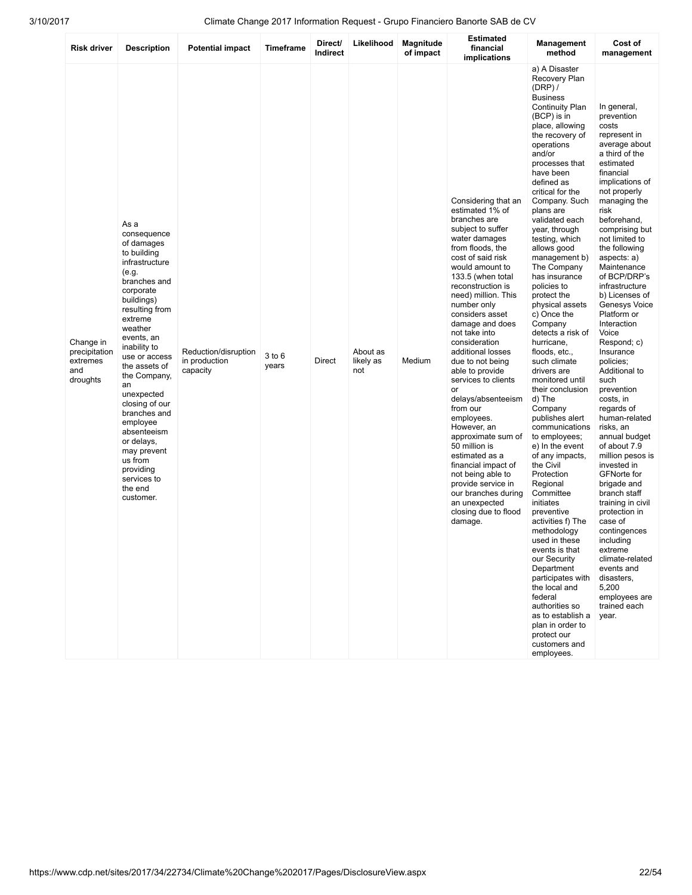| Risk driver | Description | Potential impact | Timeframe | Direct/ Indirect | Likelihood | Magnitude of impact | Estimated financial implications | Management method | Cost of management |
|---|---|---|---|---|---|---|---|---|---|
| Change in precipitation extremes and droughts | As a consequence of damages to building infrastructure (e.g. branches and corporate buildings) resulting from extreme weather events, an inability to use or access the assets of the Company, an unexpected closing of our branches and employee absenteeism or delays, may prevent us from providing services to the end customer. | Reduction/disruption in production capacity | 3 to 6 years | Direct | About as likely as not | Medium | Considering that an estimated 1% of branches are subject to suffer water damages from floods, the cost of said risk would amount to 133.5 (when total reconstruction is need) million. This number only considers asset damage and does not take into consideration additional losses due to not being able to provide services to clients or delays/absenteeism from our employees. However, an approximate sum of 50 million is estimated as a financial impact of not being able to provide service in our branches during an unexpected closing due to flood damage. | a) A Disaster Recovery Plan (DRP) / Business Continuity Plan (BCP) is in place, allowing the recovery of operations and/or processes that have been defined as critical for the Company. Such plans are validated each year, through testing, which allows good management b) The Company has insurance policies to protect the physical assets c) Once the Company detects a risk of hurricane, floods, etc., such climate drivers are monitored until their conclusion d) The Company publishes alert communications to employees; e) In the event of any impacts, the Civil Protection Regional Committee initiates preventive activities f) The methodology used in these events is that our Security Department participates with the local and federal authorities so as to establish a plan in order to protect our customers and employees. | In general, prevention costs represent in average about a third of the estimated financial implications of not properly managing the risk beforehand, comprising but not limited to the following aspects: a) Maintenance of BCP/DRP's infrastructure b) Licenses of Genesys Voice Platform or Interaction Voice Respond; c) Insurance policies; Additional to such prevention costs, in regards of human-related risks, an annual budget of about 7.9 million pesos is invested in GFNorte for brigade and branch staff training in civil protection in case of contingences including extreme climate-related events and disasters, 5,200 employees are trained each year. |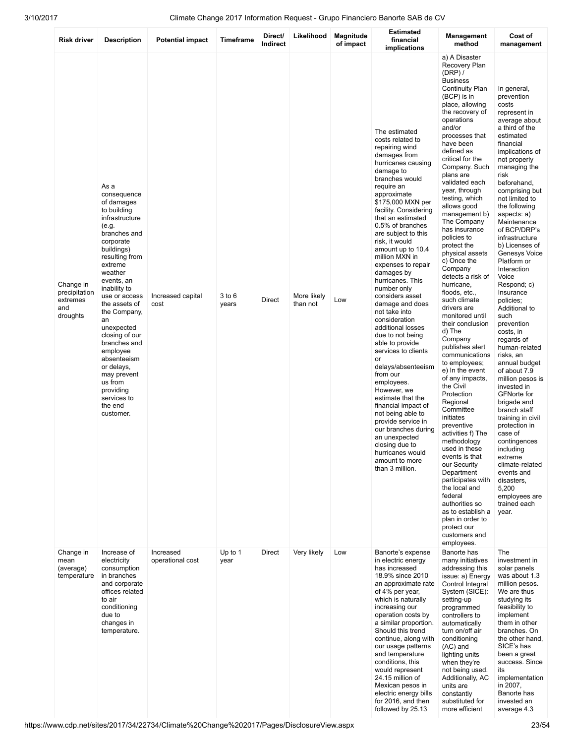| Risk driver | Description | Potential impact | Timeframe | Direct/ Indirect | Likelihood | Magnitude of impact | Estimated financial implications | Management method | Cost of management |
|---|---|---|---|---|---|---|---|---|---|
| Change in precipitation extremes and droughts | As a consequence of damages to building infrastructure (e.g. branches and corporate buildings) resulting from extreme weather events, an inability to use or access the assets of the Company, an unexpected closing of our branches and employee absenteeism or delays, may prevent us from providing services to the end customer. | Increased capital cost | 3 to 6 years | Direct | More likely than not | Low | The estimated costs related to repairing wind damages from hurricanes causing damage to branches would require an approximate $175,000 MXN per facility. Considering that an estimated 0.5% of branches are subject to this risk, it would amount up to 10.4 million MXN in expenses to repair damages by hurricanes. This number only considers asset damage and does not take into consideration additional losses due to not being able to provide services to clients or delays/absenteeism from our employees. However, we estimate that the financial impact of not being able to provide service in our branches during an unexpected closing due to hurricanes would amount to more than 3 million. | a) A Disaster Recovery Plan (DRP) / Business Continuity Plan (BCP) is in place, allowing the recovery of operations and/or processes that have been defined as critical for the Company. Such plans are validated each year, through testing, which allows good management b) The Company has insurance policies to protect the physical assets c) Once the Company detects a risk of hurricane, floods, etc., such climate drivers are monitored until their conclusion d) The Company publishes alert communications to employees; e) In the event of any impacts, the Civil Protection Regional Committee initiates preventive activities f) The methodology used in these events is that our Security Department participates with the local and federal authorities so as to establish a plan in order to protect our customers and employees. | In general, prevention costs represent in average about a third of the estimated financial implications of not properly managing the risk beforehand, comprising but not limited to the following aspects: a) Maintenance of BCP/DRP's infrastructure b) Licenses of Genesys Voice Platform or Interaction Voice Respond; c) Insurance policies; Additional to such prevention costs, in regards of human-related risks, an annual budget of about 7.9 million pesos is invested in GFNorte for brigade and branch staff training in civil protection in case of contingences including extreme climate-related events and disasters, 5,200 employees are trained each year. |
| Change in mean (average) temperature | Increase of electricity consumption in branches and corporate offices related to air conditioning due to changes in temperature. | Increased operational cost | Up to 1 year | Direct | Very likely | Low | Banorte's expense in electric energy has increased 18.9% since 2010 an approximate rate of 4% per year, which is naturally increasing our operation costs by a similar proportion. Should this trend continue, along with our usage patterns and temperature conditions, this would represent 24.15 million of Mexican pesos in electric energy bills for 2016, and then followed by 25.13 | Banorte has many initiatives addressing this issue: a) Energy Control Integral System (SICE): setting-up programmed controllers to automatically turn on/off air conditioning (AC) and lighting units when they're not being used. Additionally, AC units are constantly substituted for more efficient | The investment in solar panels was about 1.3 million pesos. We are thus studying its feasibility to implement them in other branches. On the other hand, SICE's has been a great success. Since its implementation in 2007, Banorte has invested an average 4.3 |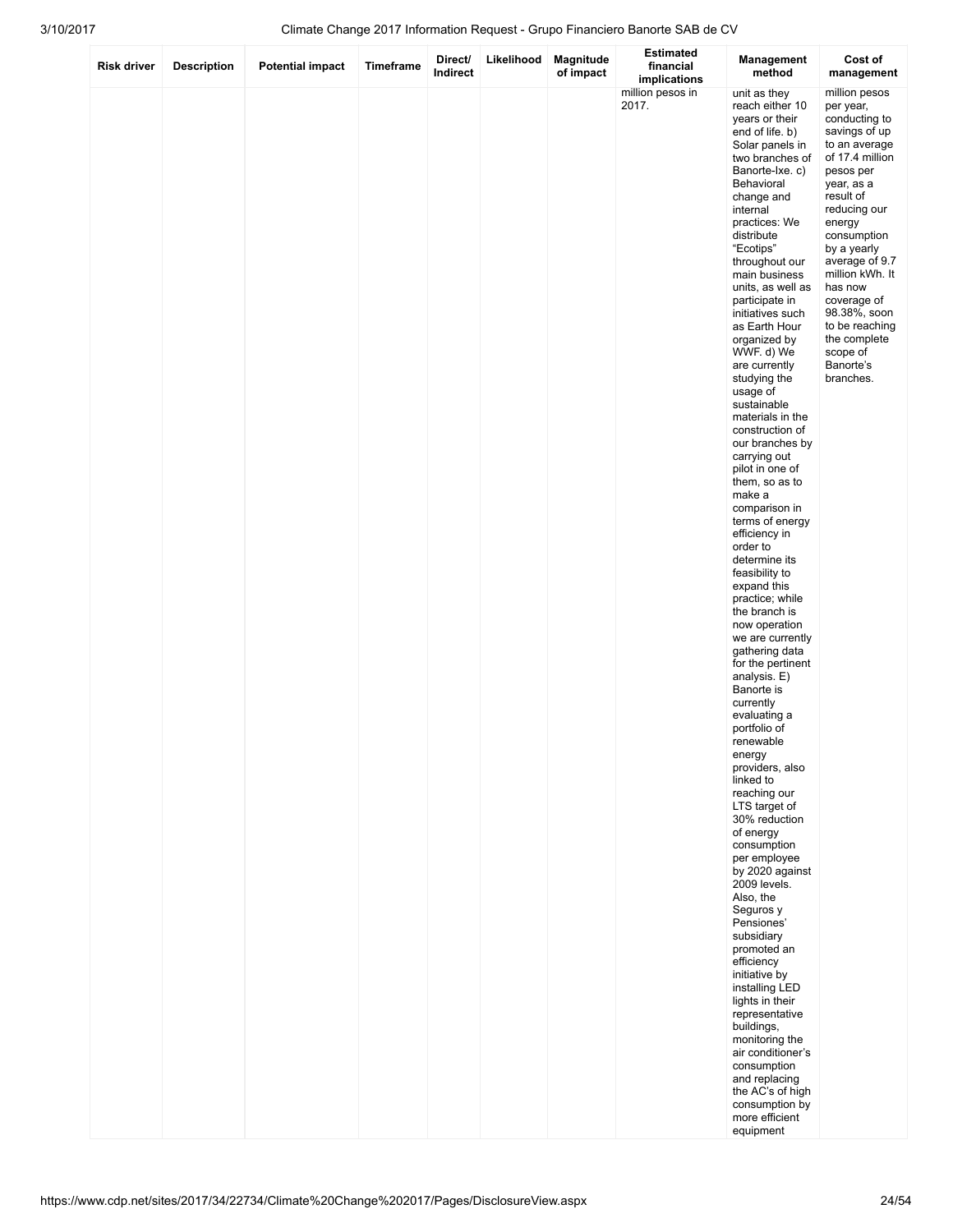| Risk driver | Description | Potential impact | Timeframe | Direct/ Indirect | Likelihood | Magnitude of impact | Estimated financial implications | Management method | Cost of management |
|---|---|---|---|---|---|---|---|---|---|
| | | | | | | | million pesos in 2017. | unit as they reach either 10 years or their end of life. b) Solar panels in two branches of Banorte-Ixe. c) Behavioral change and internal practices: We distribute "Ecotips" throughout our main business units, as well as participate in initiatives such as Earth Hour organized by WWF. d) We are currently studying the usage of sustainable materials in the construction of our branches by carrying out pilot in one of them, so as to make a comparison in terms of energy efficiency in order to determine its feasibility to expand this practice; while the branch is now operation we are currently gathering data for the pertinent analysis. E) Banorte is currently evaluating a portfolio of renewable energy providers, also linked to reaching our LTS target of 30% reduction of energy consumption per employee by 2020 against 2009 levels. Also, the Seguros y Pensiones' subsidiary promoted an efficiency initiative by installing LED lights in their representative buildings, monitoring the air conditioner's consumption and replacing the AC's of high consumption by more efficient equipment | million pesos per year, conducting to savings of up to an average of 17.4 million pesos per year, as a result of reducing our energy consumption by a yearly average of 9.7 million kWh. It has now coverage of 98.38%, soon to be reaching the complete scope of Banorte's branches. |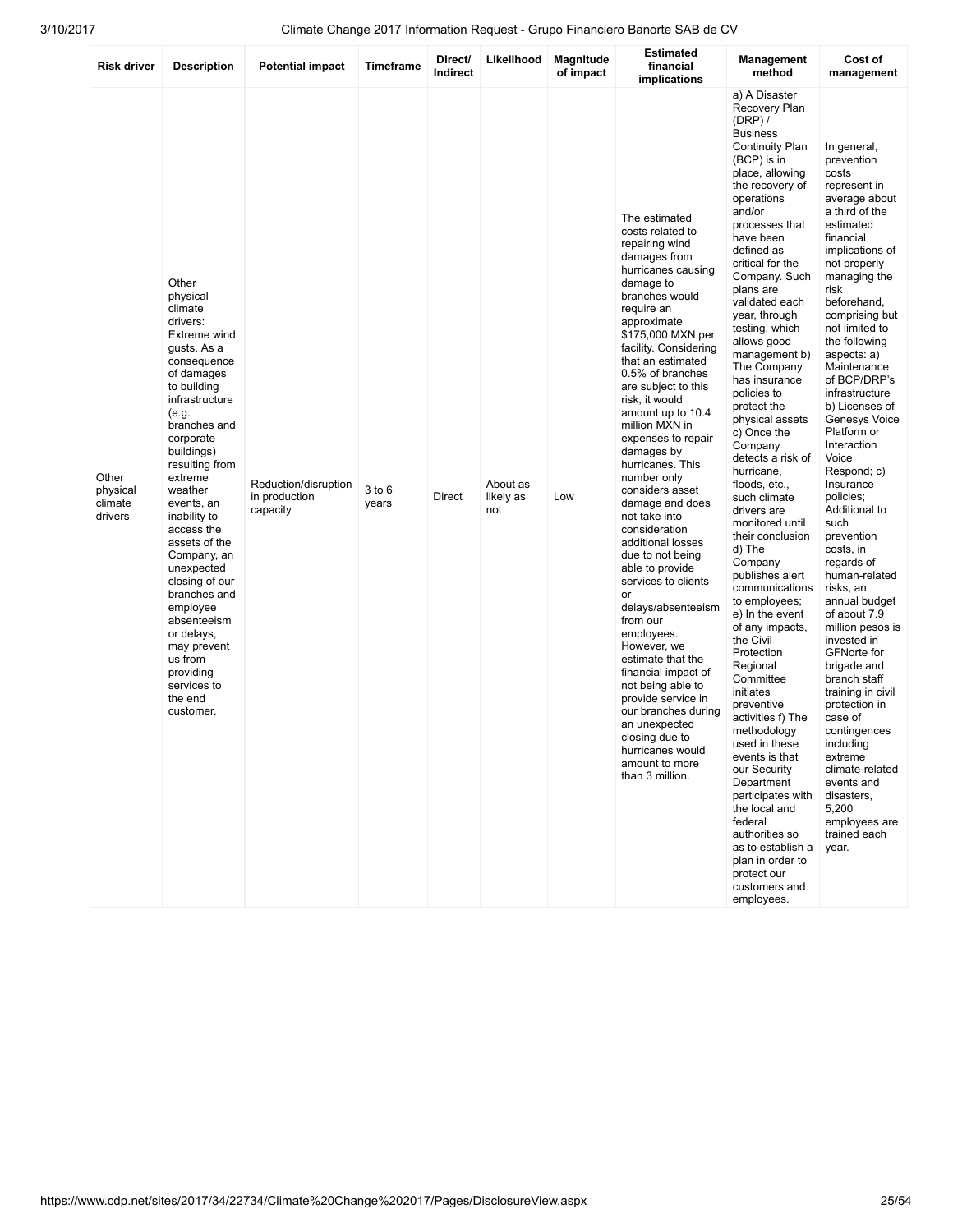| Risk driver | Description | Potential impact | Timeframe | Direct/ Indirect | Likelihood | Magnitude of impact | Estimated financial implications | Management method | Cost of management |
|---|---|---|---|---|---|---|---|---|---|
| Other physical climate drivers | Other physical climate drivers: Extreme wind gusts. As a consequence of damages to building infrastructure (e.g. branches and corporate buildings) resulting from extreme weather events, an inability to access the assets of the Company, an unexpected closing of our branches and employee absenteeism or delays, may prevent us from providing services to the end customer. | Reduction/disruption in production capacity | 3 to 6 years | Direct | About as likely as not | Low | The estimated costs related to repairing wind damages from hurricanes causing damage to branches would require an approximate $175,000 MXN per facility. Considering that an estimated 0.5% of branches are subject to this risk, it would amount up to 10.4 million MXN in expenses to repair damages by hurricanes. This number only considers asset damage and does not take into consideration additional losses due to not being able to provide services to clients or delays/absenteeism from our employees. However, we estimate that the financial impact of not being able to provide service in our branches during an unexpected closing due to hurricanes would amount to more than 3 million. | a) A Disaster Recovery Plan (DRP) / Business Continuity Plan (BCP) is in place, allowing the recovery of operations and/or processes that have been defined as critical for the Company. Such plans are validated each year, through testing, which allows good management b) The Company has insurance policies to protect the physical assets c) Once the Company detects a risk of hurricane, floods, etc., such climate drivers are monitored until their conclusion d) The Company publishes alert communications to employees; e) In the event of any impacts, the Civil Protection Regional Committee initiates preventive activities f) The methodology used in these events is that our Security Department participates with the local and federal authorities so as to establish a plan in order to protect our customers and employees. | In general, prevention costs represent in average about a third of the estimated financial implications of not properly managing the risk beforehand, comprising but not limited to the following aspects: a) Maintenance of BCP/DRP's infrastructure b) Licenses of Genesys Voice Platform or Interaction Voice Respond; c) Insurance policies; Additional to such prevention costs, in regards of human-related risks, an annual budget of about 7.9 million pesos is invested in GFNorte for brigade and branch staff training in civil protection in case of contingences including extreme climate-related events and disasters, 5,200 employees are trained each year. |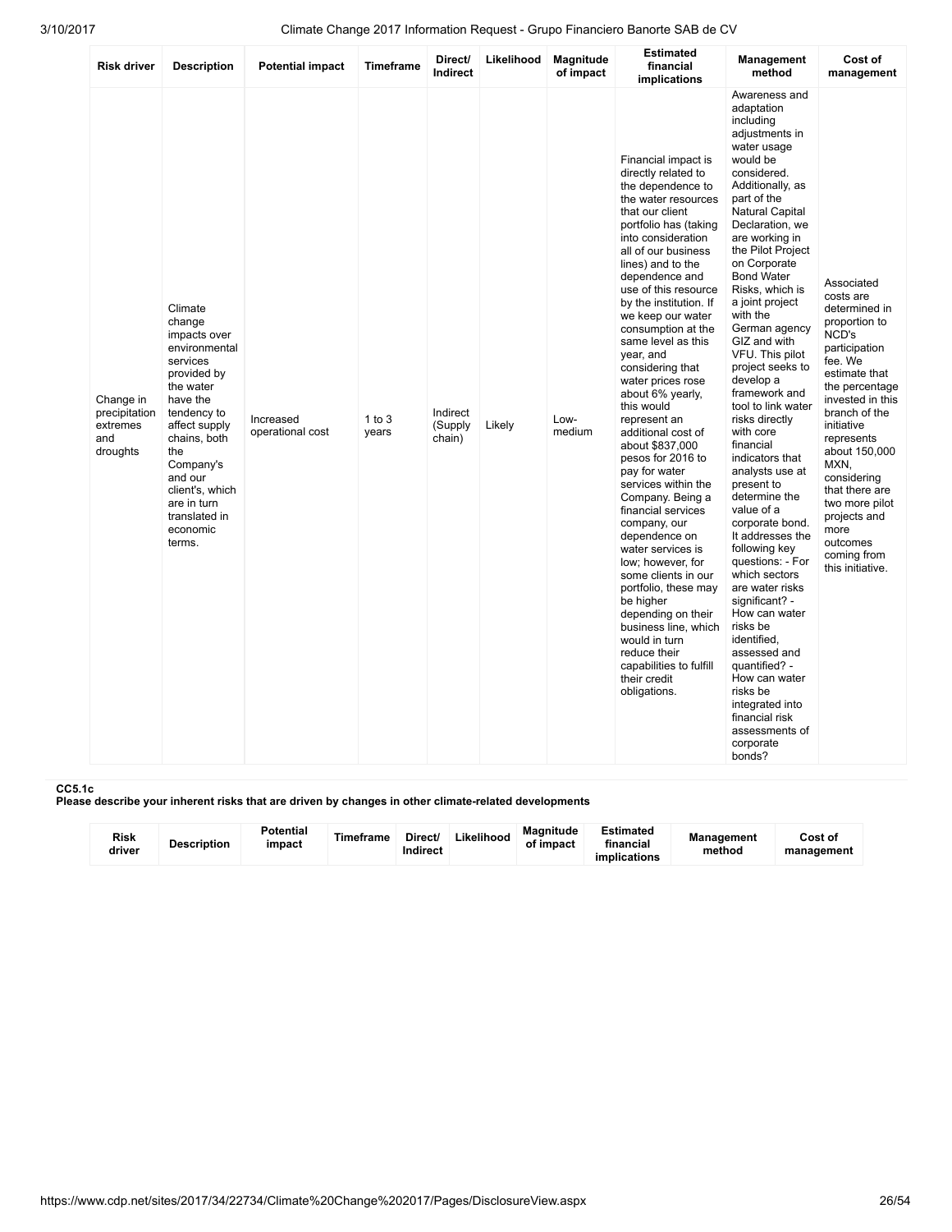| Risk driver | Description | Potential impact | Timeframe | Direct/ Indirect | Likelihood | Magnitude of impact | Estimated financial implications | Management method | Cost of management |
|---|---|---|---|---|---|---|---|---|---|
| Change in precipitation extremes and droughts | Climate change impacts over environmental services provided by the water have the tendency to affect supply chains, both the Company's and our client's, which are in turn translated in economic terms. | Increased operational cost | 1 to 3 years | Indirect (Supply chain) | Likely | Low-medium | Financial impact is directly related to the dependence to the water resources that our client portfolio has (taking into consideration all of our business lines) and to the dependence and use of this resource by the institution. If we keep our water consumption at the same level as this year, and considering that water prices rose about 6% yearly, this would represent an additional cost of about $837,000 pesos for 2016 to pay for water services within the Company. Being a financial services company, our dependence on water services is low; however, for some clients in our portfolio, these may be higher depending on their business line, which would in turn reduce their capabilities to fulfill their credit obligations. | Awareness and adaptation including adjustments in water usage would be considered. Additionally, as part of the Natural Capital Declaration, we are working in the Pilot Project on Corporate Bond Water Risks, which is a joint project with the German agency GIZ and with VFU. This pilot project seeks to develop a framework and tool to link water risks directly with core financial indicators that analysts use at present to determine the value of a corporate bond. It addresses the following key questions: - For which sectors are water risks significant? - How can water risks be identified, assessed and quantified? - How can water risks be integrated into financial risk assessments of corporate bonds? | Associated costs are determined in proportion to NCD's participation fee. We estimate that the percentage invested in this branch of the initiative represents about 150,000 MXN, considering that there are two more pilot projects and more outcomes coming from this initiative. |

**CC5.1c**
**Please describe your inherent risks that are driven by changes in other climate-related developments**

| Risk driver | Description | Potential impact | Timeframe | Direct/ Indirect | Likelihood | Magnitude of impact | Estimated financial implications | Management method | Cost of management |
|---|---|---|---|---|---|---|---|---|---|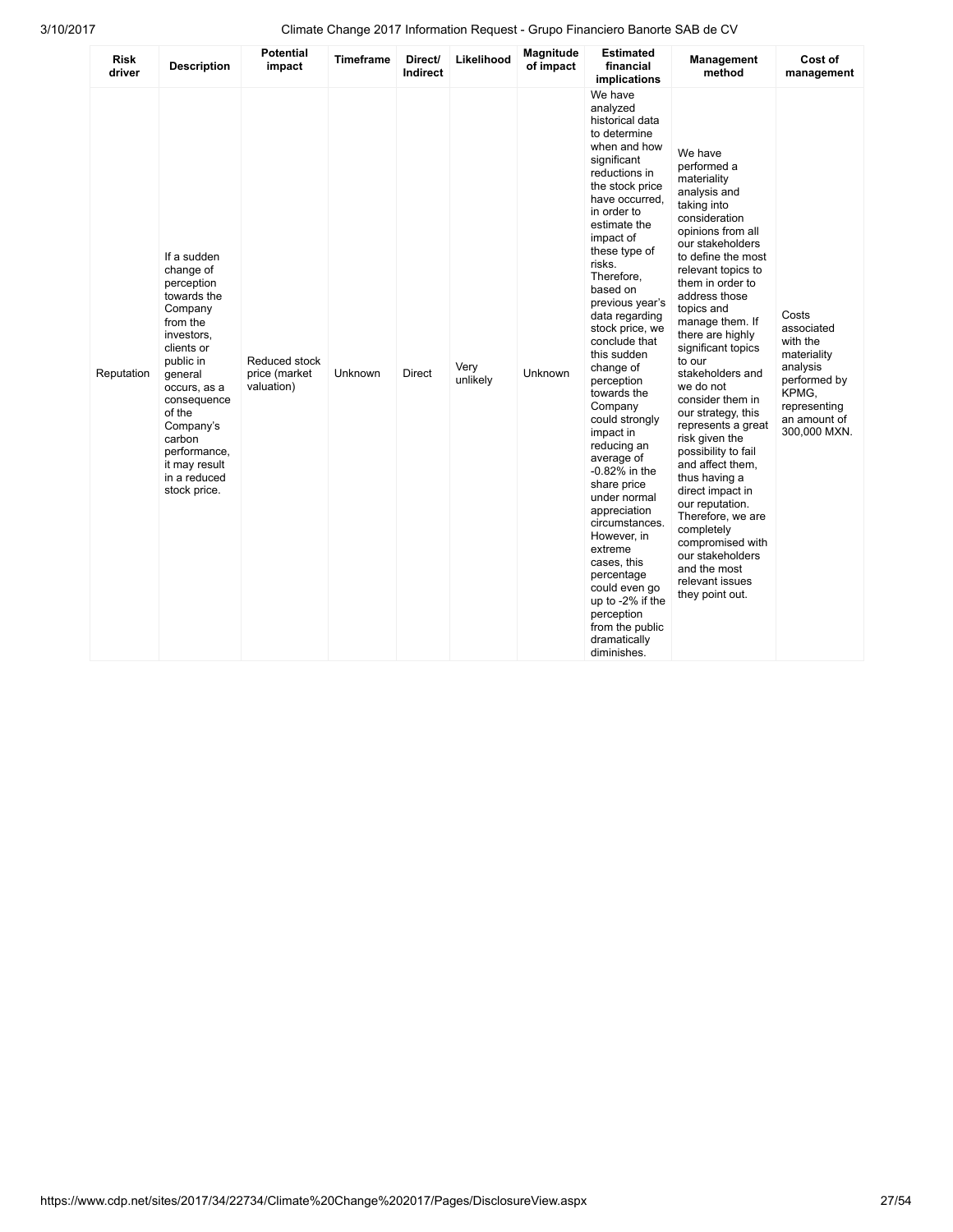| Risk driver | Description | Potential impact | Timeframe | Direct/ Indirect | Likelihood | Magnitude of impact | Estimated financial implications | Management method | Cost of management |
|---|---|---|---|---|---|---|---|---|---|
| Reputation | If a sudden change of perception towards the Company from the investors, clients or public in general occurs, as a consequence of the Company's carbon performance, it may result in a reduced stock price. | Reduced stock price (market valuation) | Unknown | Direct | Very unlikely | Unknown | We have analyzed historical data to determine when and how significant reductions in the stock price have occurred, in order to estimate the impact of these type of risks. Therefore, based on previous year's data regarding stock price, we conclude that this sudden change of perception towards the Company could strongly impact in reducing an average of -0.82% in the share price under normal appreciation circumstances. However, in extreme cases, this percentage could even go up to -2% if the perception from the public dramatically diminishes. | We have performed a materiality analysis and taking into consideration opinions from all our stakeholders to define the most relevant topics to them in order to address those topics and manage them. If there are highly significant topics to our stakeholders and we do not consider them in our strategy, this represents a great risk given the possibility to fail and affect them, thus having a direct impact in our reputation. Therefore, we are completely compromised with our stakeholders and the most relevant issues they point out. | Costs associated with the materiality analysis performed by KPMG, representing an amount of 300,000 MXN. |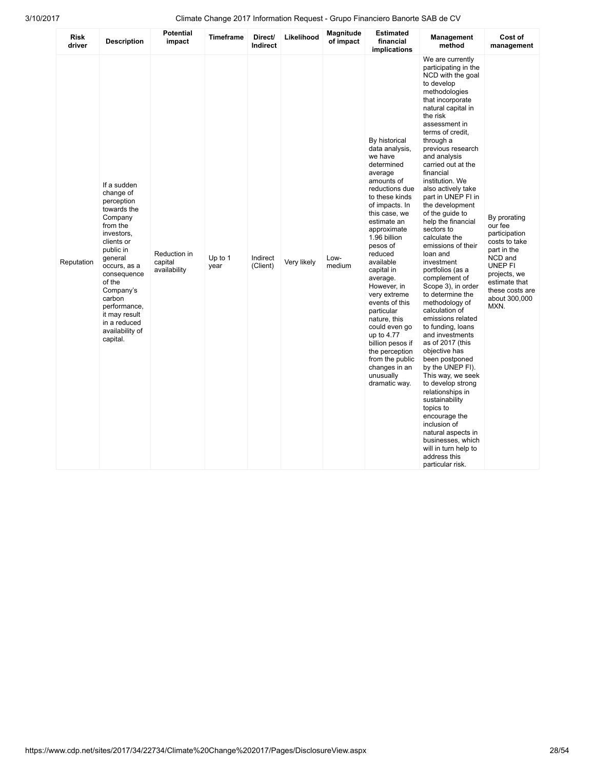| Risk driver | Description | Potential impact | Timeframe | Direct/ Indirect | Likelihood | Magnitude of impact | Estimated financial implications | Management method | Cost of management |
|---|---|---|---|---|---|---|---|---|---|
| Reputation | If a sudden change of perception towards the Company from the investors, clients or public in general occurs, as a consequence of the Company's carbon performance, it may result in a reduced availability of capital. | Reduction in capital availability | Up to 1 year | Indirect (Client) | Very likely | Low-medium | By historical data analysis, we have determined average amounts of reductions due to these kinds of impacts. In this case, we estimate an approximate 1.96 billion pesos of reduced available capital in average. However, in very extreme events of this particular nature, this could even go up to 4.77 billion pesos if the perception from the public changes in an unusually dramatic way. | We are currently participating in the NCD with the goal to develop methodologies that incorporate natural capital in the risk assessment in terms of credit, through a previous research and analysis carried out at the financial institution. We also actively take part in UNEP FI in the development of the guide to help the financial sectors to calculate the emissions of their loan and investment portfolios (as a complement of Scope 3), in order to determine the methodology of calculation of emissions related to funding, loans and investments as of 2017 (this objective has been postponed by the UNEP FI). This way, we seek to develop strong relationships in sustainability topics to encourage the inclusion of natural aspects in businesses, which will in turn help to address this particular risk. | By prorating our fee participation costs to take part in the NCD and UNEP FI projects, we estimate that these costs are about 300,000 MXN. |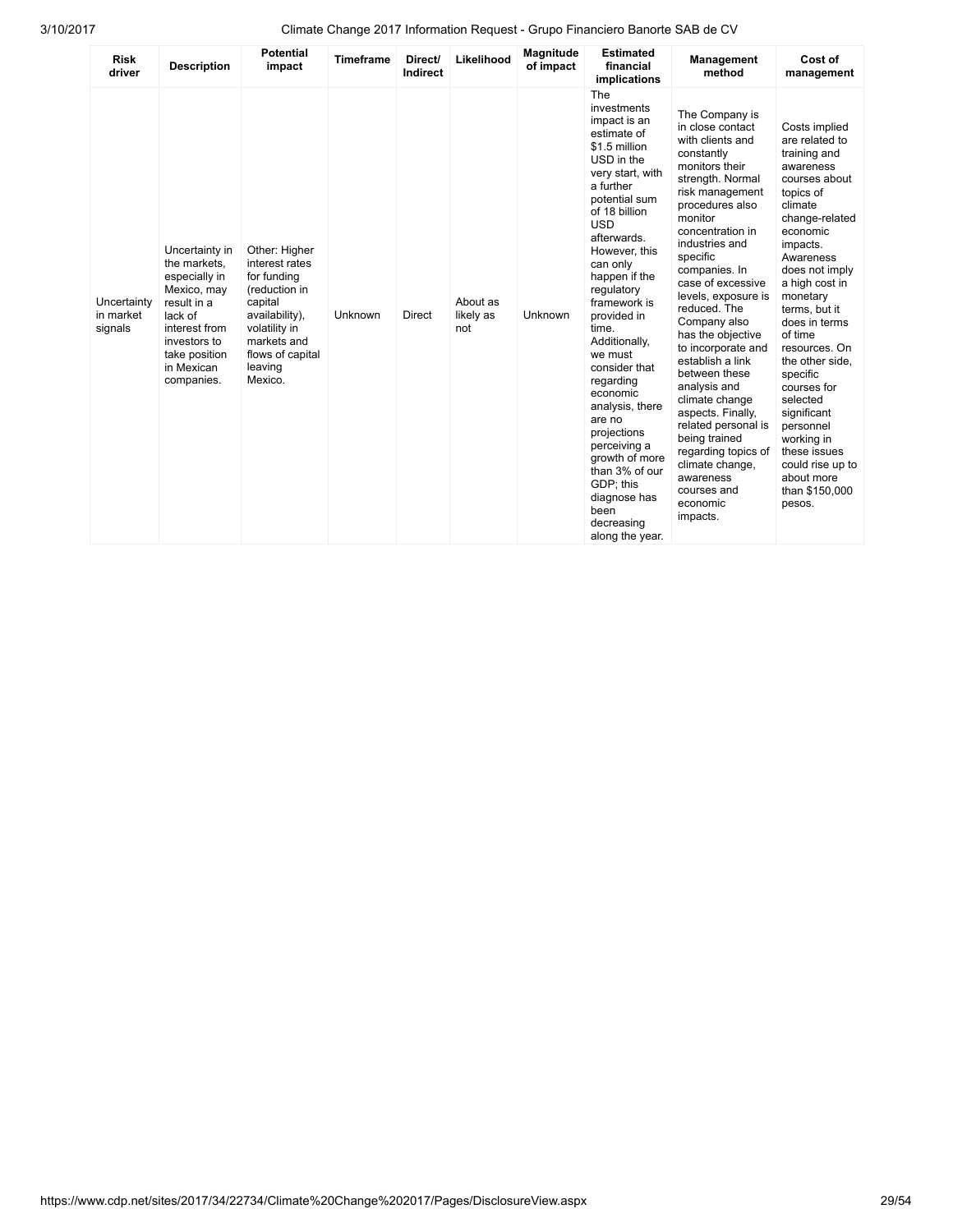| Risk driver | Description | Potential impact | Timeframe | Direct/ Indirect | Likelihood | Magnitude of impact | Estimated financial implications | Management method | Cost of management |
|---|---|---|---|---|---|---|---|---|---|
| Uncertainty in market signals | Uncertainty in the markets, especially in Mexico, may result in a lack of interest from investors to take position in Mexican companies. | Other: Higher interest rates for funding (reduction in capital availability), volatility in markets and flows of capital leaving Mexico. | Unknown | Direct | About as likely as not | Unknown | The investments impact is an estimate of \$1.5 million USD in the very start, with a further potential sum of 18 billion USD afterwards. However, this can only happen if the regulatory framework is provided in time. Additionally, we must consider that regarding economic analysis, there are no projections perceiving a growth of more than 3% of our GDP; this diagnose has been decreasing along the year. | The Company is in close contact with clients and constantly monitors their strength. Normal risk management procedures also monitor concentration in industries and specific companies. In case of excessive levels, exposure is reduced. The Company also has the objective to incorporate and establish a link between these analysis and climate change aspects. Finally, related personal is being trained regarding topics of climate change, awareness courses and economic impacts. | Costs implied are related to training and awareness courses about topics of climate change-related economic impacts. Awareness does not imply a high cost in monetary terms, but it does in terms of time resources. On the other side, specific courses for selected significant personnel working in these issues could rise up to about more than \$150,000 pesos. |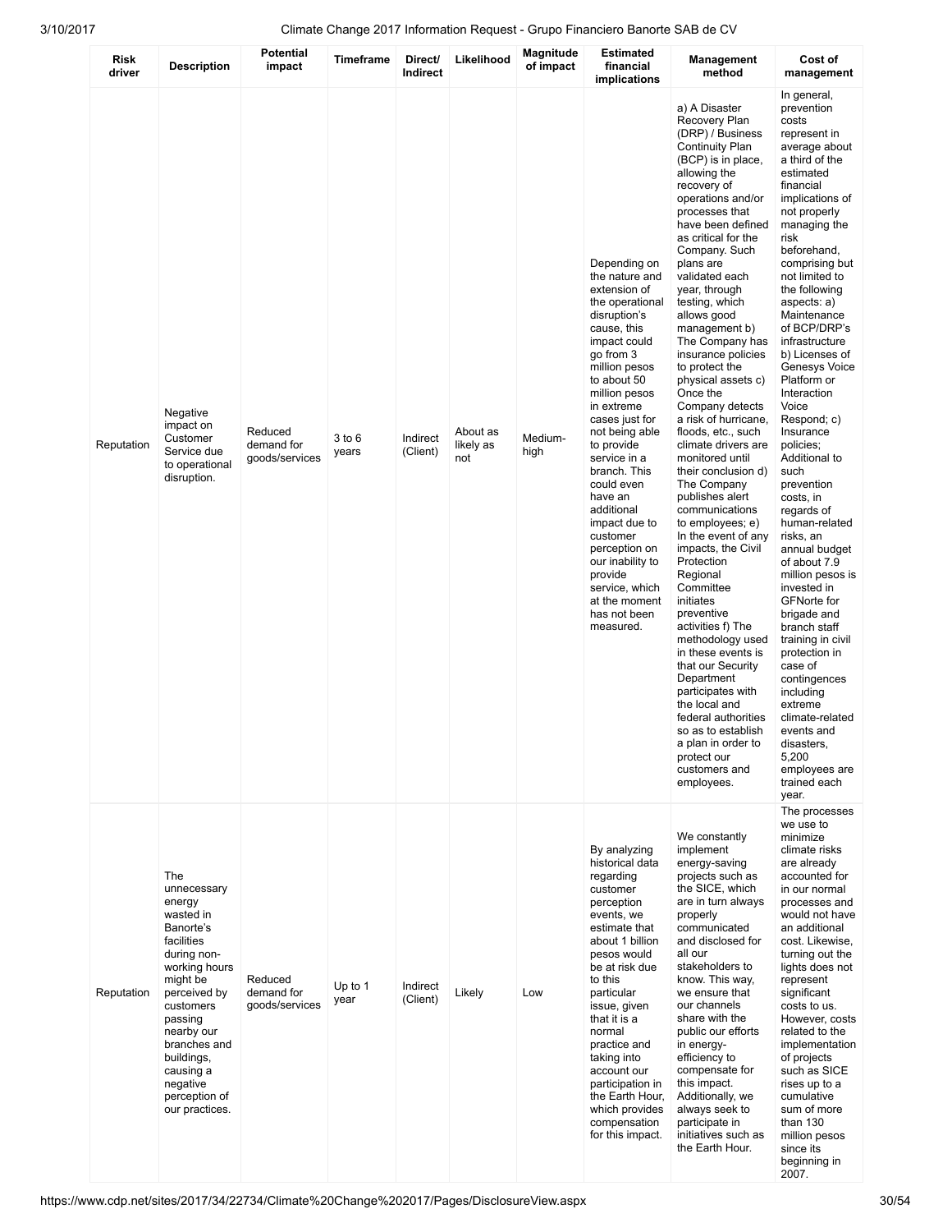| Risk driver | Description | Potential impact | Timeframe | Direct/ Indirect | Likelihood | Magnitude of impact | Estimated financial implications | Management method | Cost of management |
|---|---|---|---|---|---|---|---|---|---|
| Reputation | Negative impact on Customer Service due to operational disruption. | Reduced demand for goods/services | 3 to 6 years | Indirect (Client) | About as likely as not | Medium-high | Depending on the nature and extension of the operational disruption's cause, this impact could go from 3 million pesos to about 50 million pesos in extreme cases just for not being able to provide service in a branch. This could even have an additional impact due to customer perception on our inability to provide service, which at the moment has not been measured. | a) A Disaster Recovery Plan (DRP) / Business Continuity Plan (BCP) is in place, allowing the recovery of operations and/or processes that have been defined as critical for the Company. Such plans are validated each year, through testing, which allows good management b) The Company has insurance policies to protect the physical assets c) Once the Company detects a risk of hurricane, floods, etc., such climate drivers are monitored until their conclusion d) The Company publishes alert communications to employees; e) In the event of any impacts, the Civil Protection Regional Committee initiates preventive activities f) The methodology used in these events is that our Security Department participates with the local and federal authorities so as to establish a plan in order to protect our customers and employees. | In general, prevention costs represent in average about a third of the estimated financial implications of not properly managing the risk beforehand, comprising but not limited to the following aspects: a) Maintenance of BCP/DRP's infrastructure b) Licenses of Genesys Voice Platform or Interaction Voice Respond; c) Insurance policies; Additional to such prevention costs, in regards of human-related risks, an annual budget of about 7.9 million pesos is invested in GFNorte for brigade and branch staff training in civil protection in case of contingences including extreme climate-related events and disasters, 5,200 employees are trained each year. |
| Reputation | The unnecessary energy wasted in Banorte's facilities during non-working hours might be perceived by customers passing nearby our branches and buildings, causing a negative perception of our practices. | Reduced demand for goods/services | Up to 1 year | Indirect (Client) | Likely | Low | By analyzing historical data regarding customer perception events, we estimate that about 1 billion pesos would be at risk due to this particular issue, given that it is a normal practice and taking into account our participation in the Earth Hour, which provides compensation for this impact. | We constantly implement energy-saving projects such as the SICE, which are in turn always properly communicated and disclosed for all our stakeholders to know. This way, we ensure that our channels share with the public our efforts in energy-efficiency to compensate for this impact. Additionally, we always seek to participate in initiatives such as the Earth Hour. | The processes we use to minimize climate risks are already accounted for in our normal processes and would not have an additional cost. Likewise, turning out the lights does not represent significant costs to us. However, costs related to the implementation of projects such as SICE rises up to a cumulative sum of more than 130 million pesos since its beginning in 2007. |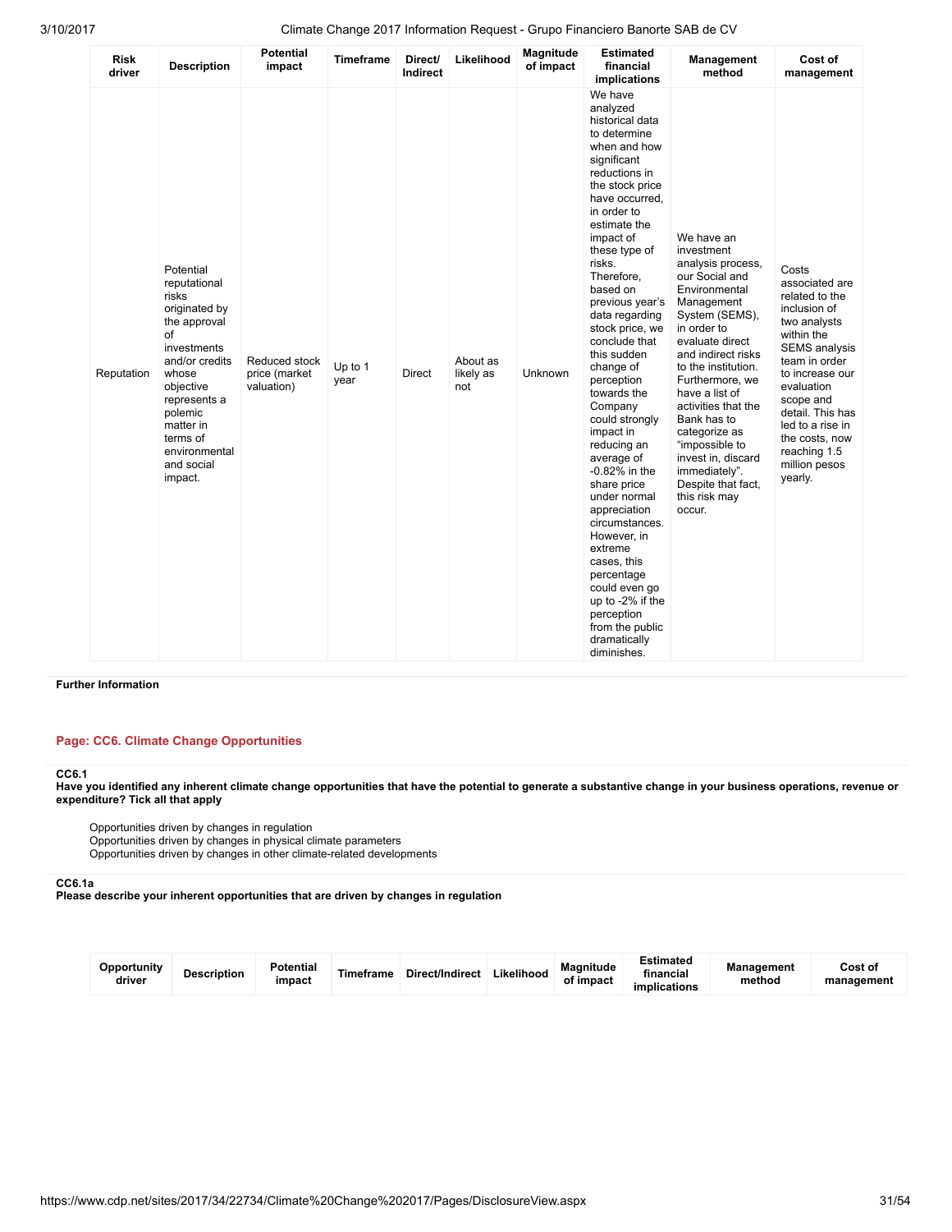| Risk driver | Description | Potential impact | Timeframe | Direct/ Indirect | Likelihood | Magnitude of impact | Estimated financial implications | Management method | Cost of management |
|---|---|---|---|---|---|---|---|---|---|
| Reputation | Potential reputational risks originated by the approval of investments and/or credits whose objective represents a polemic matter in terms of environmental and social impact. | Reduced stock price (market valuation) | Up to 1 year | Direct | About as likely as not | Unknown | We have analyzed historical data to determine when and how significant reductions in the stock price have occurred, in order to estimate the impact of these type of risks. Therefore, based on previous year's data regarding stock price, we conclude that this sudden change of perception towards the Company could strongly impact in reducing an average of -0.82% in the share price under normal appreciation circumstances. However, in extreme cases, this percentage could even go up to -2% if the perception from the public dramatically diminishes. | We have an investment analysis process, our Social and Environmental Management System (SEMS), in order to evaluate direct and indirect risks to the institution. Furthermore, we have a list of activities that the Bank has to categorize as "impossible to invest in, discard immediately". Despite that fact, this risk may occur. | Costs associated are related to the inclusion of two analysts within the SEMS analysis team in order to increase our evaluation scope and detail. This has led to a rise in the costs, now reaching 1.5 million pesos yearly. |

**Further Information**

## Page: CC6. Climate Change Opportunities

**CC6.1**
**Have you identified any inherent climate change opportunities that have the potential to generate a substantive change in your business operations, revenue or expenditure? Tick all that apply**

Opportunities driven by changes in regulation
Opportunities driven by changes in physical climate parameters
Opportunities driven by changes in other climate-related developments

**CC6.1a**
**Please describe your inherent opportunities that are driven by changes in regulation**

| Opportunity driver | Description | Potential impact | Timeframe | Direct/Indirect | Likelihood | Magnitude of impact | Estimated financial implications | Management method | Cost of management |
|---|---|---|---|---|---|---|---|---|---|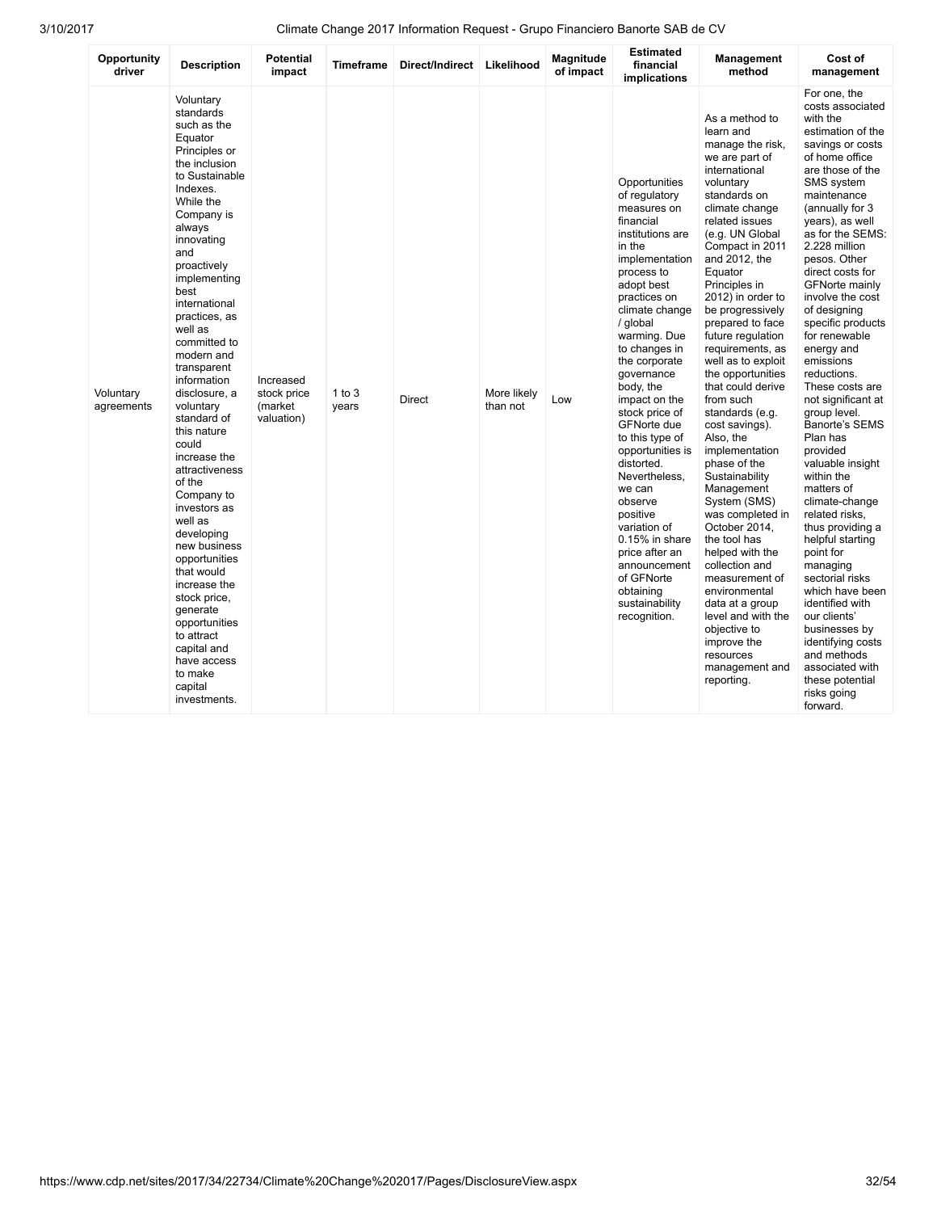| Opportunity driver | Description | Potential impact | Timeframe | Direct/Indirect | Likelihood | Magnitude of impact | Estimated financial implications | Management method | Cost of management |
|---|---|---|---|---|---|---|---|---|---|
| Voluntary agreements | Voluntary standards such as the Equator Principles or the inclusion to Sustainable Indexes. While the Company is always innovating and proactively implementing best international practices, as well as committed to modern and transparent information disclosure, a voluntary standard of this nature could increase the attractiveness of the Company to investors as well as developing new business opportunities that would increase the stock price, generate opportunities to attract capital and have access to make capital investments. | Increased stock price (market valuation) | 1 to 3 years | Direct | More likely than not | Low | Opportunities of regulatory measures on financial institutions are in the implementation process to adopt best practices on climate change / global warming. Due to changes in the corporate governance body, the impact on the stock price of GFNorte due to this type of opportunities is distorted. Nevertheless, we can observe positive variation of 0.15% in share price after an announcement of GFNorte obtaining sustainability recognition. | As a method to learn and manage the risk, we are part of international voluntary standards on climate change related issues (e.g. UN Global Compact in 2011 and 2012, the Equator Principles in 2012) in order to be progressively prepared to face future regulation requirements, as well as to exploit the opportunities that could derive from such standards (e.g. cost savings). Also, the implementation phase of the Sustainability Management System (SMS) was completed in October 2014, the tool has helped with the collection and measurement of environmental data at a group level and with the objective to improve the resources management and reporting. | For one, the costs associated with the estimation of the savings or costs of home office are those of the SMS system maintenance (annually for 3 years), as well as for the SEMS: 2.228 million pesos. Other direct costs for GFNorte mainly involve the cost of designing specific products for renewable energy and emissions reductions. These costs are not significant at group level. Banorte's SEMS Plan has provided valuable insight within the matters of climate-change related risks, thus providing a helpful starting point for managing sectorial risks which have been identified with our clients' businesses by identifying costs and methods associated with these potential risks going forward. |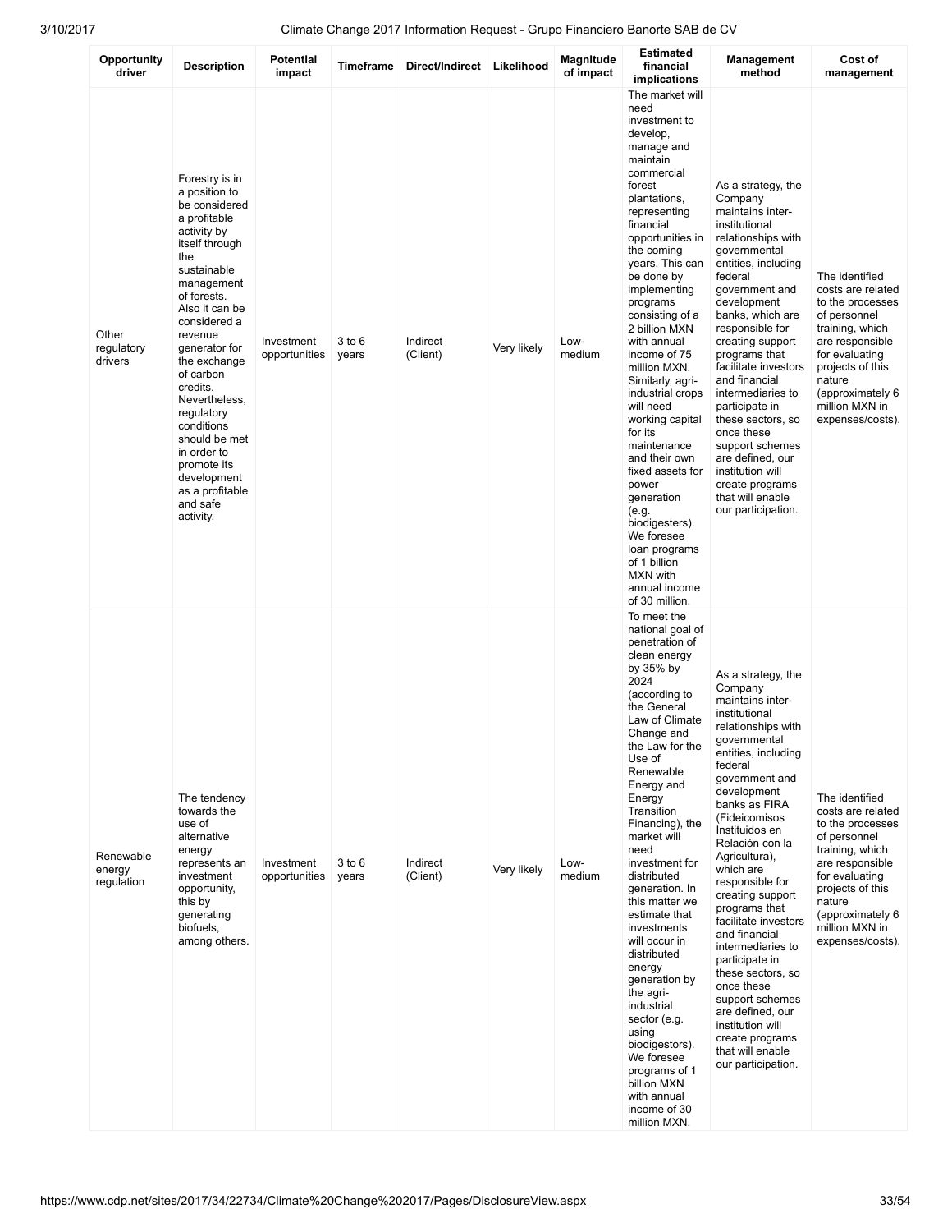| Opportunity driver | Description | Potential impact | Timeframe | Direct/Indirect | Likelihood | Magnitude of impact | Estimated financial implications | Management method | Cost of management |
|---|---|---|---|---|---|---|---|---|---|
| Other regulatory drivers | Forestry is in a position to be considered a profitable activity by itself through the sustainable management of forests. Also it can be considered a revenue generator for the exchange of carbon credits. Nevertheless, regulatory conditions should be met in order to promote its development as a profitable and safe activity. | Investment opportunities | 3 to 6 years | Indirect (Client) | Very likely | Low-medium | The market will need investment to develop, manage and maintain commercial forest plantations, representing financial opportunities in the coming years. This can be done by implementing programs consisting of a 2 billion MXN with annual income of 75 million MXN. Similarly, agri-industrial crops will need working capital for its maintenance and their own fixed assets for power generation (e.g. biodigesters). We foresee loan programs of 1 billion MXN with annual income of 30 million. | As a strategy, the Company maintains inter-institutional relationships with governmental entities, including federal government and development banks, which are responsible for creating support programs that facilitate investors and financial intermediaries to participate in these sectors, so once these support schemes are defined, our institution will create programs that will enable our participation. | The identified costs are related to the processes of personnel training, which are responsible for evaluating projects of this nature (approximately 6 million MXN in expenses/costs). |
| Renewable energy regulation | The tendency towards the use of alternative energy represents an investment opportunity, this by generating biofuels, among others. | Investment opportunities | 3 to 6 years | Indirect (Client) | Very likely | Low-medium | To meet the national goal of penetration of clean energy by 35% by 2024 (according to the General Law of Climate Change and the Law for the Use of Renewable Energy and Energy Transition Financing), the market will need investment for distributed generation. In this matter we estimate that investments will occur in distributed energy generation by the agri-industrial sector (e.g. using biodigestors). We foresee programs of 1 billion MXN with annual income of 30 million MXN. | As a strategy, the Company maintains inter-institutional relationships with governmental entities, including federal government and development banks as FIRA (Fideicomisos Instituidos en Relación con la Agricultura), which are responsible for creating support programs that facilitate investors and financial intermediaries to participate in these sectors, so once these support schemes are defined, our institution will create programs that will enable our participation. | The identified costs are related to the processes of personnel training, which are responsible for evaluating projects of this nature (approximately 6 million MXN in expenses/costs). |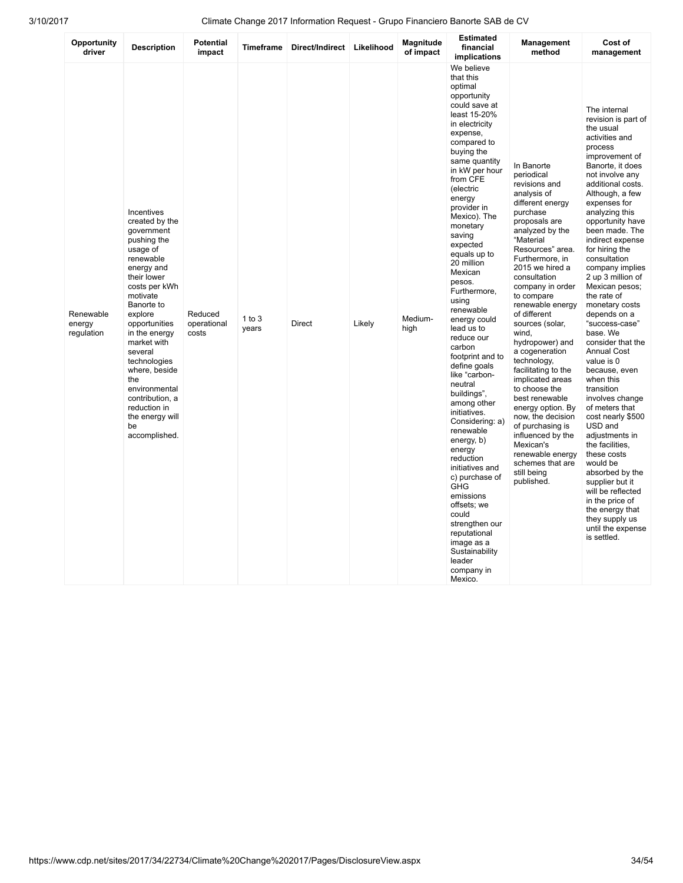| Opportunity driver | Description | Potential impact | Timeframe | Direct/Indirect | Likelihood | Magnitude of impact | Estimated financial implications | Management method | Cost of management |
|---|---|---|---|---|---|---|---|---|---|
| Renewable energy regulation | Incentives created by the government pushing the usage of renewable energy and their lower costs per kWh motivate Banorte to explore opportunities in the energy market with several technologies where, beside the environmental contribution, a reduction in the energy will be accomplished. | Reduced operational costs | 1 to 3 years | Direct | Likely | Medium-high | We believe that this optimal opportunity could save at least 15-20% in electricity expense, compared to buying the same quantity in kW per hour from CFE (electric energy provider in Mexico). The monetary saving expected equals up to 20 million Mexican pesos. Furthermore, using renewable energy could lead us to reduce our carbon footprint and to define goals like "carbon-neutral buildings", among other initiatives. Considering: a) renewable energy, b) energy reduction initiatives and c) purchase of GHG emissions offsets; we could strengthen our reputational image as a Sustainability leader company in Mexico. | In Banorte periodical revisions and analysis of different energy purchase proposals are analyzed by the "Material Resources" area. Furthermore, in 2015 we hired a consultation company in order to compare renewable energy of different sources (solar, wind, hydropower) and a cogeneration technology, facilitating to the implicated areas to choose the best renewable energy option. By now, the decision of purchasing is influenced by the Mexican's renewable energy schemes that are still being published. | The internal revision is part of the usual activities and process improvement of Banorte, it does not involve any additional costs. Although, a few expenses for analyzing this opportunity have been made. The indirect expense for hiring the consultation company implies 2 up 3 million of Mexican pesos; the rate of monetary costs depends on a "success-case" base. We consider that the Annual Cost value is 0 because, even when this transition involves change of meters that cost nearly $500 USD and adjustments in the facilities, these costs would be absorbed by the supplier but it will be reflected in the price of the energy that they supply us until the expense is settled. |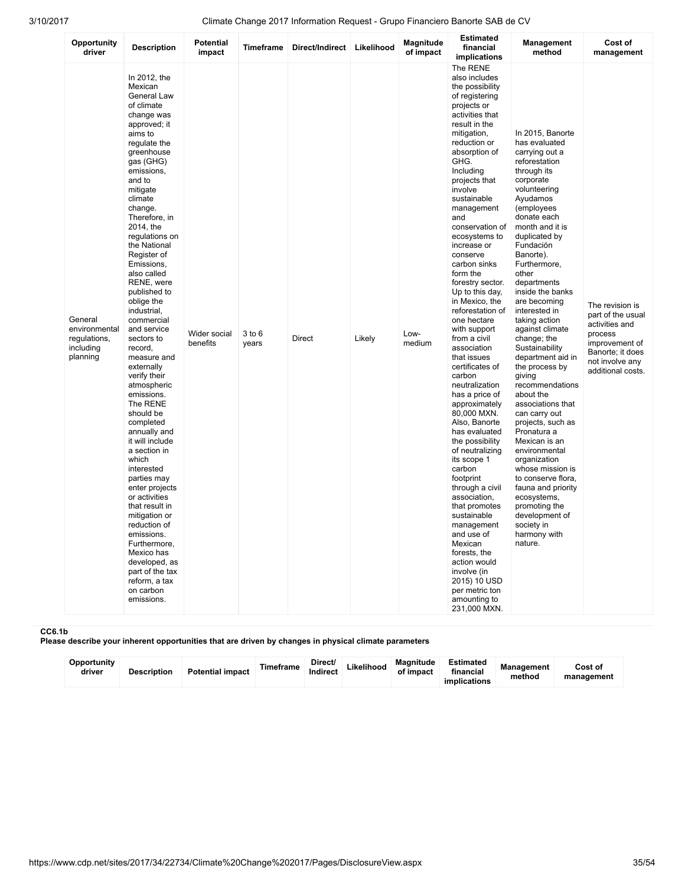| Opportunity driver | Description | Potential impact | Timeframe | Direct/Indirect | Likelihood | Magnitude of impact | Estimated financial implications | Management method | Cost of management |
|---|---|---|---|---|---|---|---|---|---|
| General environmental regulations, including planning | In 2012, the Mexican General Law of climate change was approved; it aims to regulate the greenhouse gas (GHG) emissions, and to mitigate climate change. Therefore, in 2014, the regulations on the National Register of Emissions, also called RENE, were published to oblige the industrial, commercial and service sectors to record, measure and externally verify their atmospheric emissions. The RENE should be completed annually and it will include a section in which interested parties may enter projects or activities that result in mitigation or reduction of emissions. Furthermore, Mexico has developed, as part of the tax reform, a tax on carbon emissions. | Wider social benefits | 3 to 6 years | Direct | Likely | Low-medium | The RENE also includes the possibility of registering projects or activities that result in the mitigation, reduction or absorption of GHG. Including projects that involve sustainable management and conservation of ecosystems to increase or conserve carbon sinks form the forestry sector. Up to this day, in Mexico, the reforestation of one hectare with support from a civil association that issues certificates of carbon neutralization has a price of approximately 80,000 MXN. Also, Banorte has evaluated the possibility of neutralizing its scope 1 carbon footprint through a civil association, that promotes sustainable management and use of Mexican forests, the action would involve (in 2015) 10 USD per metric ton amounting to 231,000 MXN. | In 2015, Banorte has evaluated carrying out a reforestation through its corporate volunteering Ayudamos (employees donate each month and it is duplicated by Fundación Banorte). Furthermore, other departments inside the banks are becoming interested in taking action against climate change; the Sustainability department aid in the process by giving recommendations about the associations that can carry out projects, such as Pronatura a Mexican is an environmental organization whose mission is to conserve flora, fauna and priority ecosystems, promoting the development of society in harmony with nature. | The revision is part of the usual activities and process improvement of Banorte; it does not involve any additional costs. |

**CC6.1b**

**Please describe your inherent opportunities that are driven by changes in physical climate parameters**

| Opportunity driver | Description | Potential impact | Timeframe | Direct/ Indirect | Likelihood | Magnitude of impact | Estimated financial implications | Management method | Cost of management |
|---|---|---|---|---|---|---|---|---|---|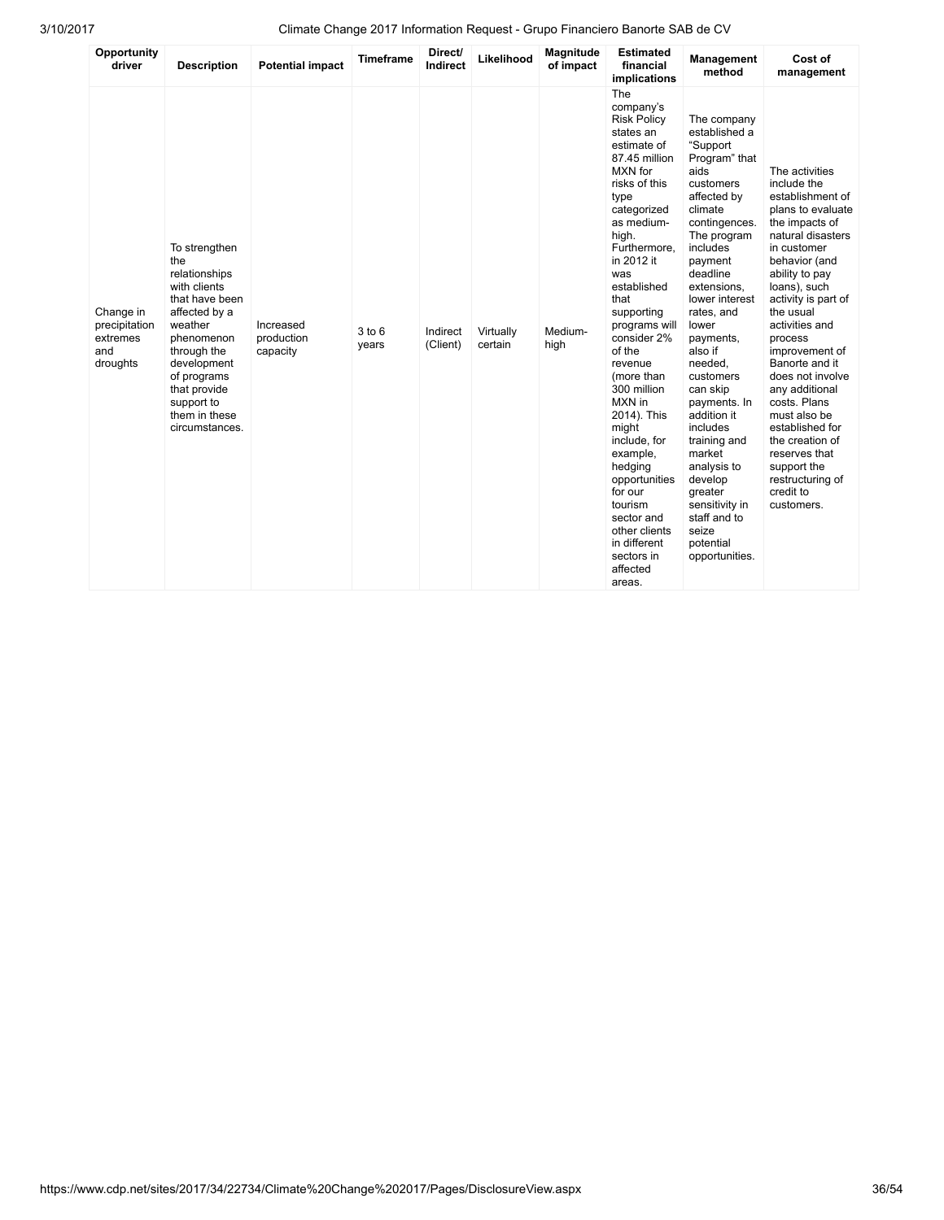| Opportunity driver | Description | Potential impact | Timeframe | Direct/ Indirect | Likelihood | Magnitude of impact | Estimated financial implications | Management method | Cost of management |
|---|---|---|---|---|---|---|---|---|---|
| Change in precipitation extremes and droughts | To strengthen the relationships with clients that have been affected by a weather phenomenon through the development of programs that provide support to them in these circumstances. | Increased production capacity | 3 to 6 years | Indirect (Client) | Virtually certain | Medium-high | The company's Risk Policy states an estimate of 87.45 million MXN for risks of this type categorized as medium-high. Furthermore, in 2012 it was established that supporting programs will consider 2% of the revenue (more than 300 million MXN in 2014). This might include, for example, hedging opportunities for our tourism sector and other clients in different sectors in affected areas. | The company established a "Support Program" that aids customers affected by climate contingences. The program includes payment deadline extensions, lower interest rates, and lower payments, also if needed, customers can skip payments. In addition it includes training and market analysis to develop greater sensitivity in staff and to seize potential opportunities. | The activities include the establishment of plans to evaluate the impacts of natural disasters in customer behavior (and ability to pay loans), such activity is part of the usual activities and process improvement of Banorte and it does not involve any additional costs. Plans must also be established for the creation of reserves that support the restructuring of credit to customers. |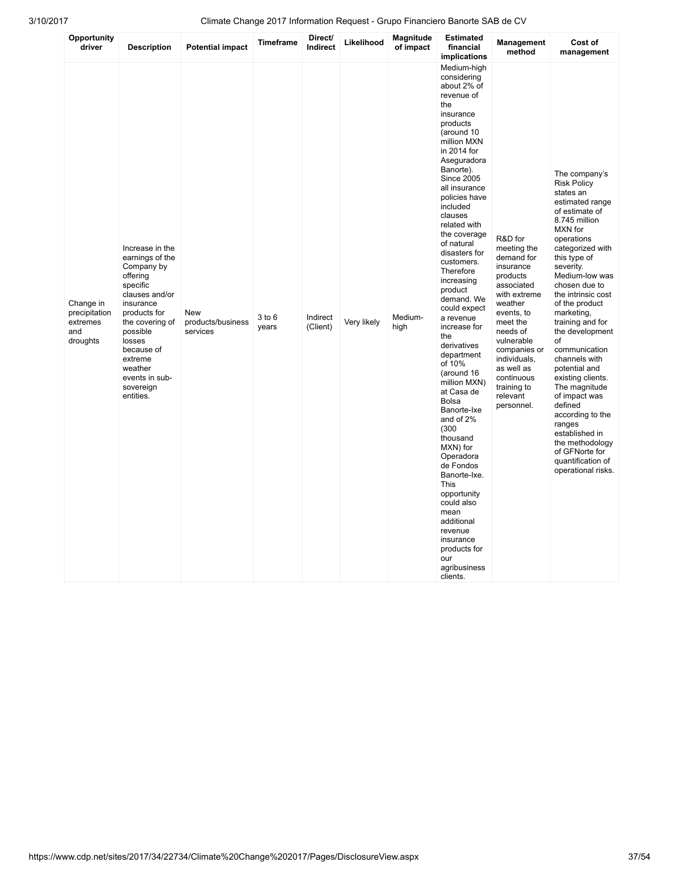| Opportunity driver | Description | Potential impact | Timeframe | Direct/ Indirect | Likelihood | Magnitude of impact | Estimated financial implications | Management method | Cost of management |
|---|---|---|---|---|---|---|---|---|---|
| Change in precipitation extremes and droughts | Increase in the earnings of the Company by offering specific clauses and/or insurance products for the covering of possible losses because of extreme weather events in sub-sovereign entities. | New products/business services | 3 to 6 years | Indirect (Client) | Very likely | Medium-high | Medium-high considering about 2% of revenue of the insurance products (around 10 million MXN in 2014 for Aseguradora Banorte). Since 2005 all insurance policies have included clauses related with the coverage of natural disasters for customers. Therefore increasing product demand. We could expect a revenue increase for the derivatives department of 10% (around 16 million MXN) at Casa de Bolsa Banorte-Ixe and of 2% (300 thousand MXN) for Operadora de Fondos Banorte-Ixe. This opportunity could also mean additional revenue insurance products for our agribusiness clients. | R&D for meeting the demand for insurance products associated with extreme weather events, to meet the needs of vulnerable companies or individuals, as well as continuous training to relevant personnel. | The company's Risk Policy states an estimated range of estimate of 8.745 million MXN for operations categorized with this type of severity. Medium-low was chosen due to the intrinsic cost of the product marketing, training and for the development of communication channels with potential and existing clients. The magnitude of impact was defined according to the ranges established in the methodology of GFNorte for quantification of operational risks. |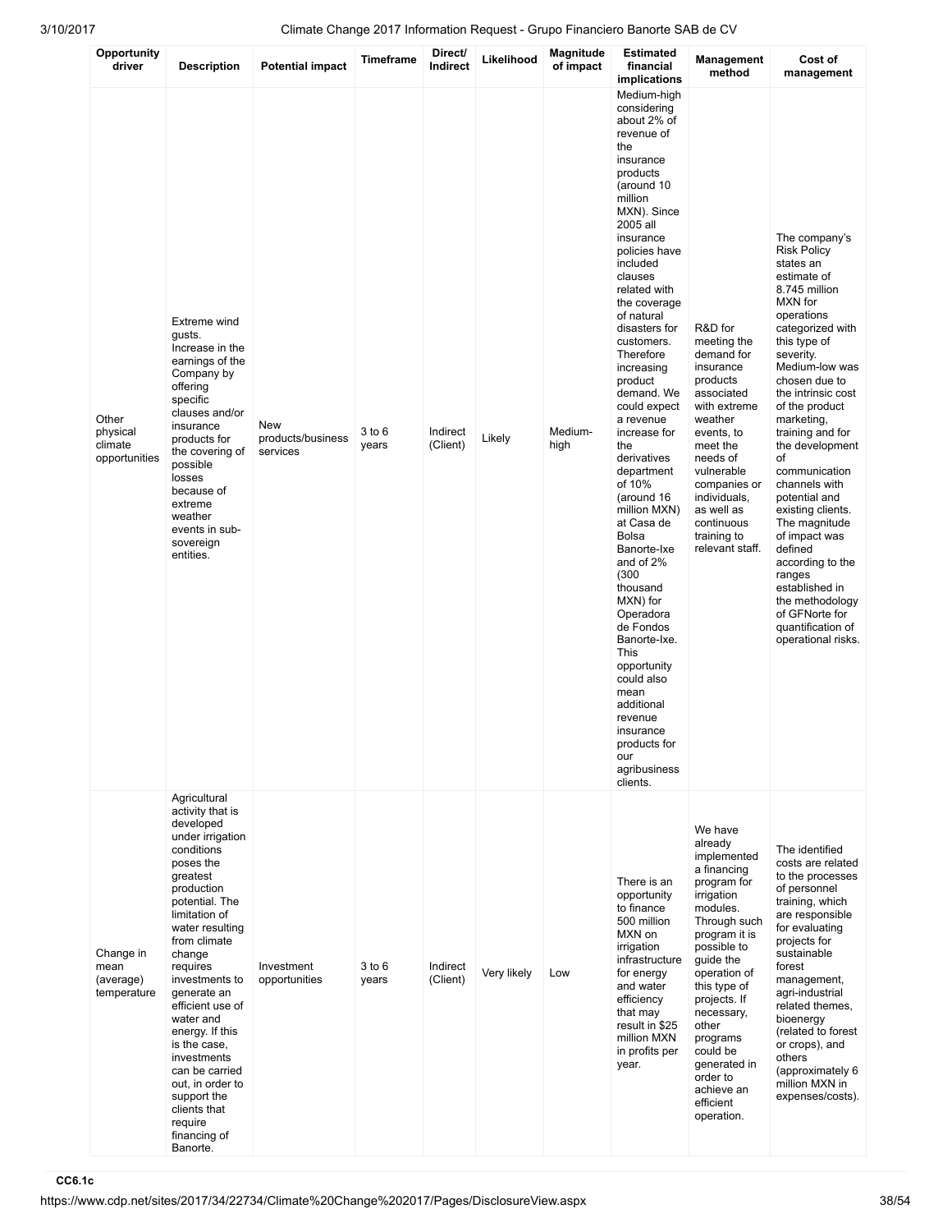| Opportunity driver | Description | Potential impact | Timeframe | Direct/ Indirect | Likelihood | Magnitude of impact | Estimated financial implications | Management method | Cost of management |
|---|---|---|---|---|---|---|---|---|---|
| Other physical climate opportunities | Extreme wind gusts. Increase in the earnings of the Company by offering specific clauses and/or insurance products for the covering of possible losses because of extreme weather events in sub-sovereign entities. | New products/business services | 3 to 6 years | Indirect (Client) | Likely | Medium-high | Medium-high considering about 2% of revenue of the insurance products (around 10 million MXN). Since 2005 all insurance policies have included clauses related with the coverage of natural disasters for customers. Therefore increasing product demand. We could expect a revenue increase for the derivatives department of 10% (around 16 million MXN) at Casa de Bolsa Banorte-Ixe and of 2% (300 thousand MXN) for Operadora de Fondos Banorte-Ixe. This opportunity could also mean additional revenue insurance products for our agribusiness clients. | R&D for meeting the demand for insurance products associated with extreme weather events, to meet the needs of vulnerable companies or individuals, as well as continuous training to relevant staff. | The company's Risk Policy states an estimate of 8.745 million MXN for operations categorized with this type of severity. Medium-low was chosen due to the intrinsic cost of the product marketing, training and for the development of communication channels with potential and existing clients. The magnitude of impact was defined according to the ranges established in the methodology of GFNorte for quantification of operational risks. |
| Change in mean (average) temperature | Agricultural activity that is developed under irrigation conditions poses the greatest production potential. The limitation of water resulting from climate change requires investments to generate an efficient use of water and energy. If this is the case, investments can be carried out, in order to support the clients that require financing of Banorte. | Investment opportunities | 3 to 6 years | Indirect (Client) | Very likely | Low | There is an opportunity to finance 500 million MXN on irrigation infrastructure for energy and water efficiency that may result in $25 million MXN in profits per year. | We have already implemented a financing program for irrigation modules. Through such program it is possible to guide the operation of this type of projects. If necessary, other programs could be generated in order to achieve an efficient operation. | The identified costs are related to the processes of personnel training, which are responsible for evaluating projects for sustainable forest management, agri-industrial related themes, bioenergy (related to forest or crops), and others (approximately 6 million MXN in expenses/costs). |

**CC6.1c**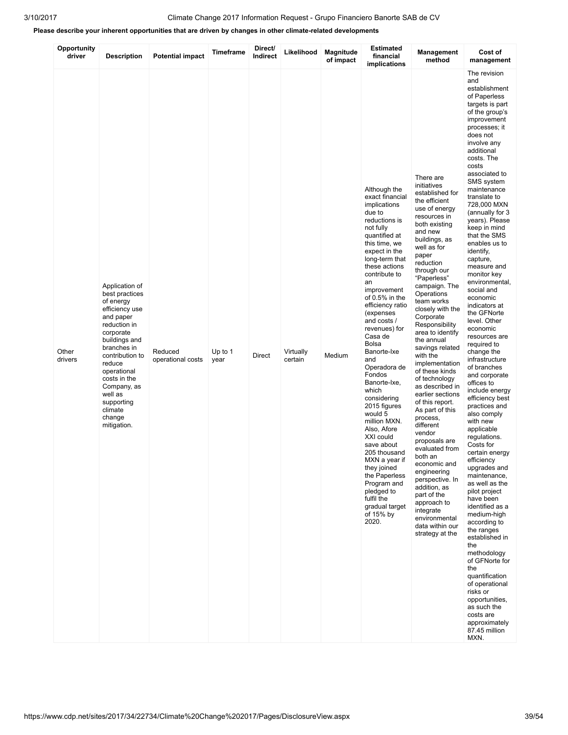**Please describe your inherent opportunities that are driven by changes in other climate-related developments**

| Opportunity driver | Description | Potential impact | Timeframe | Direct/ Indirect | Likelihood | Magnitude of impact | Estimated financial implications | Management method | Cost of management |
|---|---|---|---|---|---|---|---|---|---|
| Other drivers | Application of best practices of energy efficiency use and paper reduction in corporate buildings and branches in contribution to reduce operational costs in the Company, as well as supporting climate change mitigation. | Reduced operational costs | Up to 1 year | Direct | Virtually certain | Medium | Although the exact financial implications due to reductions is not fully quantified at this time, we expect in the long-term that these actions contribute to an improvement of 0.5% in the efficiency ratio (expenses and costs / revenues) for Casa de Bolsa Banorte-Ixe and Operadora de Fondos Banorte-Ixe, which considering 2015 figures would 5 million MXN. Also, Afore XXI could save about 205 thousand MXN a year if they joined the Paperless Program and pledged to fulfil the gradual target of 15% by 2020. | There are initiatives established for the efficient use of energy resources in both existing and new buildings, as well as for paper reduction through our "Paperless" campaign. The Operations team works closely with the Corporate Responsibility area to identify the annual savings related with the implementation of these kinds of technology as described in earlier sections of this report. As part of this process, different vendor proposals are evaluated from both an economic and engineering perspective. In addition, as part of the approach to integrate environmental data within our strategy at the | The revision and establishment of Paperless targets is part of the group's improvement processes; it does not involve any additional costs. The costs associated to SMS system maintenance translate to 728,000 MXN (annually for 3 years). Please keep in mind that the SMS enables us to identify, capture, measure and monitor key environmental, social and economic indicators at the GFNorte level. Other economic resources are required to change the infrastructure of branches and corporate offices to include energy efficiency best practices and also comply with new applicable regulations. Costs for certain energy efficiency upgrades and maintenance, as well as the pilot project have been identified as a medium-high according to the ranges established in the methodology of GFNorte for the quantification of operational risks or opportunities, as such the costs are approximately 87.45 million MXN. |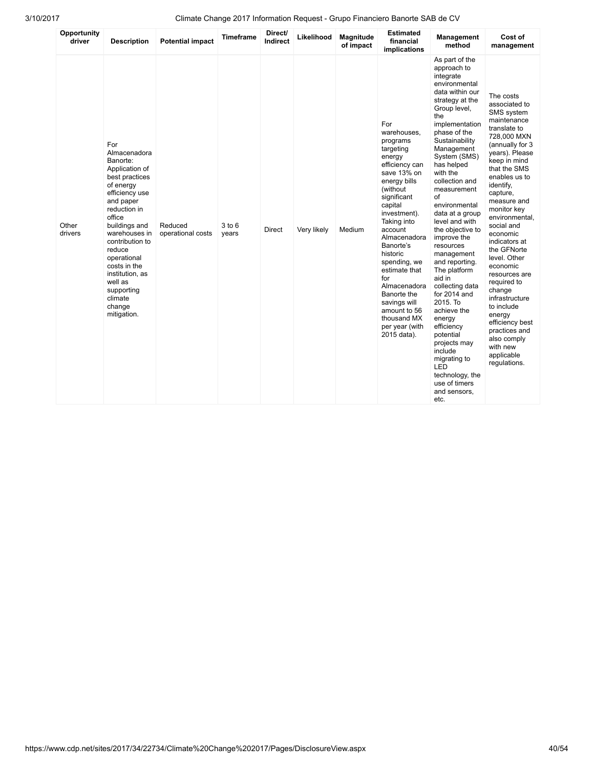| Opportunity driver | Description | Potential impact | Timeframe | Direct/ Indirect | Likelihood | Magnitude of impact | Estimated financial implications | Management method | Cost of management |
|---|---|---|---|---|---|---|---|---|---|
| Other drivers | For Almacenadora Banorte: Application of best practices of energy efficiency use and paper reduction in office buildings and warehouses in contribution to reduce operational costs in the institution, as well as supporting climate change mitigation. | Reduced operational costs | 3 to 6 years | Direct | Very likely | Medium | For warehouses, programs targeting energy efficiency can save 13% on energy bills (without significant capital investment). Taking into account Almacenadora Banorte's historic spending, we estimate that for Almacenadora Banorte the savings will amount to 56 thousand MX per year (with 2015 data). | As part of the approach to integrate environmental data within our strategy at the Group level, the implementation phase of the Sustainability Management System (SMS) has helped with the collection and measurement of environmental data at a group level and with the objective to improve the resources management and reporting. The platform aid in collecting data for 2014 and 2015. To achieve the energy efficiency potential projects may include migrating to LED technology, the use of timers and sensors, etc. | The costs associated to SMS system maintenance translate to 728,000 MXN (annually for 3 years). Please keep in mind that the SMS enables us to identify, capture, measure and monitor key environmental, social and economic indicators at the GFNorte level. Other economic resources are required to change infrastructure to include energy efficiency best practices and also comply with new applicable regulations. |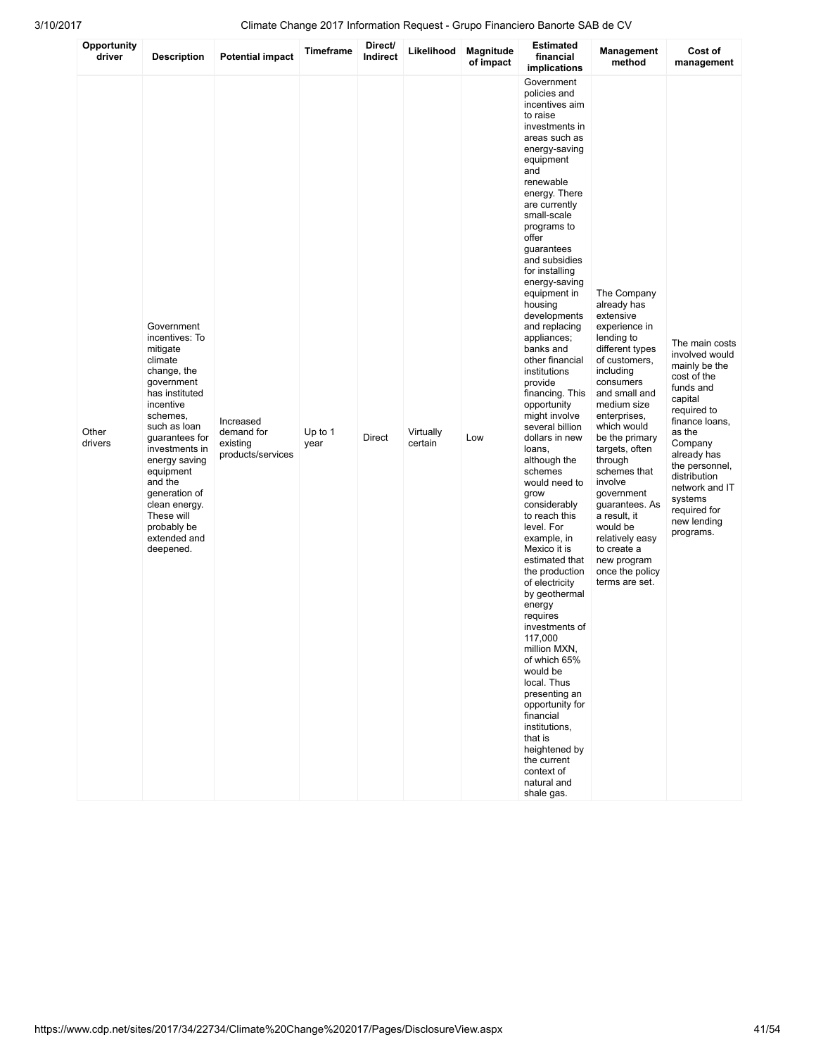| Opportunity driver | Description | Potential impact | Timeframe | Direct/ Indirect | Likelihood | Magnitude of impact | Estimated financial implications | Management method | Cost of management |
|---|---|---|---|---|---|---|---|---|---|
| Other drivers | Government incentives: To mitigate climate change, the government has instituted incentive schemes, such as loan guarantees for investments in energy saving equipment and the generation of clean energy. These will probably be extended and deepened. | Increased demand for existing products/services | Up to 1 year | Direct | Virtually certain | Low | Government policies and incentives aim to raise investments in areas such as energy-saving equipment and renewable energy. There are currently small-scale programs to offer guarantees and subsidies for installing energy-saving equipment in housing developments and replacing appliances; banks and other financial institutions provide financing. This opportunity might involve several billion dollars in new loans, although the schemes would need to grow considerably to reach this level. For example, in Mexico it is estimated that the production of electricity by geothermal energy requires investments of 117,000 million MXN, of which 65% would be local. Thus presenting an opportunity for financial institutions, that is heightened by the current context of natural and shale gas. | The Company already has extensive experience in lending to different types of customers, including consumers and small and medium size enterprises, which would be the primary targets, often through schemes that involve government guarantees. As a result, it would be relatively easy to create a new program once the policy terms are set. | The main costs involved would mainly be the cost of the funds and capital required to finance loans, as the Company already has the personnel, distribution network and IT systems required for new lending programs. |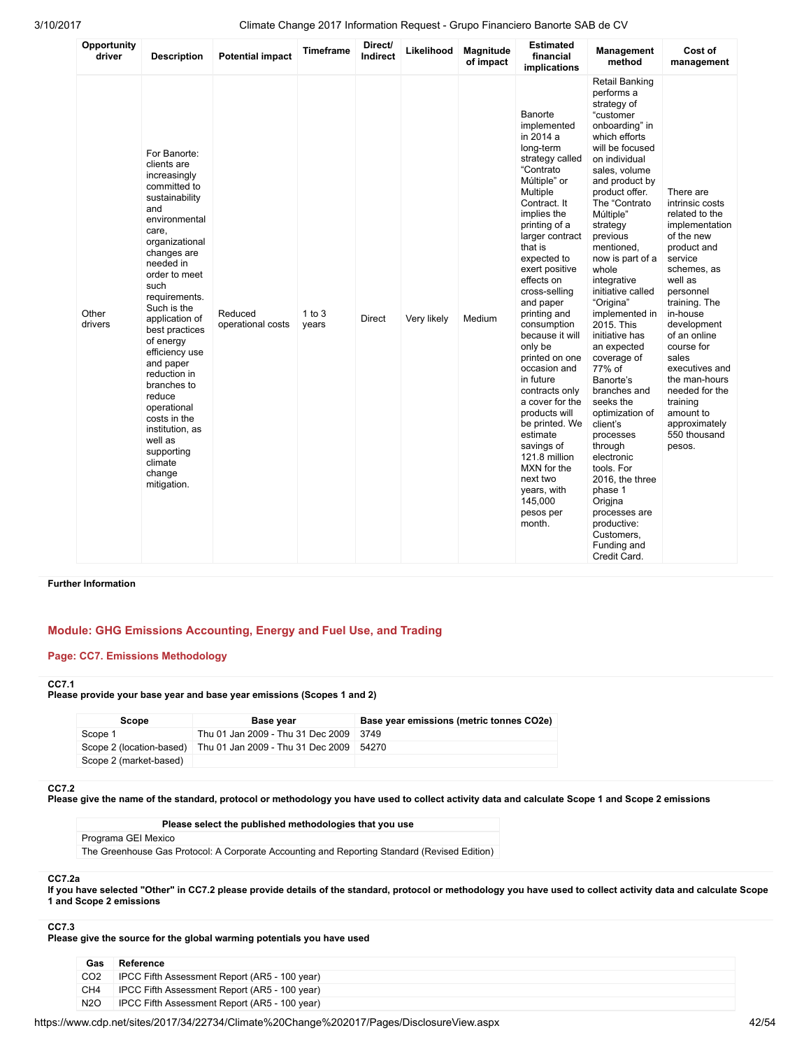| Opportunity driver | Description | Potential impact | Timeframe | Direct/ Indirect | Likelihood | Magnitude of impact | Estimated financial implications | Management method | Cost of management |
|---|---|---|---|---|---|---|---|---|---|
| Other drivers | For Banorte: clients are increasingly committed to sustainability and environmental care, organizational changes are needed in order to meet such requirements. Such is the application of best practices of energy efficiency use and paper reduction in branches to reduce operational costs in the institution, as well as supporting climate change mitigation. | Reduced operational costs | 1 to 3 years | Direct | Very likely | Medium | Banorte implemented in 2014 a long-term strategy called "Contrato Múltiple" or Multiple Contract. It implies the printing of a larger contract that is expected to exert positive effects on cross-selling and paper printing and consumption because it will only be printed on one occasion and in future contracts only a cover for the products will be printed. We estimate savings of 121.8 million MXN for the next two years, with 145,000 pesos per month. | Retail Banking performs a strategy of "customer onboarding" in which efforts will be focused on individual sales, volume and product by product offer. The "Contrato Múltiple" strategy previous mentioned, now is part of a whole integrative initiative called "Origina" implemented in 2015. This initiative has an expected coverage of 77% of Banorte's branches and seeks the optimization of client's processes through electronic tools. For 2016, the three phase 1 Origjna processes are productive: Customers, Funding and Credit Card. | There are intrinsic costs related to the implementation of the new product and service schemes, as well as personnel training. The in-house development of an online course for sales executives and the man-hours needed for the training amount to approximately 550 thousand pesos. |

**Further Information**

## Module: GHG Emissions Accounting, Energy and Fuel Use, and Trading

### Page: CC7. Emissions Methodology

**CC7.1**
**Please provide your base year and base year emissions (Scopes 1 and 2)**

| Scope | Base year | Base year emissions (metric tonnes CO2e) |
|---|---|---|
| Scope 1 | Thu 01 Jan 2009 - Thu 31 Dec 2009 | 3749 |
| Scope 2 (location-based) | Thu 01 Jan 2009 - Thu 31 Dec 2009 | 54270 |
| Scope 2 (market-based) | | |

**CC7.2**
**Please give the name of the standard, protocol or methodology you have used to collect activity data and calculate Scope 1 and Scope 2 emissions**

| Please select the published methodologies that you use |
|---|
| Programa GEI Mexico |
| The Greenhouse Gas Protocol: A Corporate Accounting and Reporting Standard (Revised Edition) |

**CC7.2a**
**If you have selected "Other" in CC7.2 please provide details of the standard, protocol or methodology you have used to collect activity data and calculate Scope 1 and Scope 2 emissions**

**CC7.3**
**Please give the source for the global warming potentials you have used**

| Gas | Reference |
|---|---|
| CO2 | IPCC Fifth Assessment Report (AR5 - 100 year) |
| CH4 | IPCC Fifth Assessment Report (AR5 - 100 year) |
| N2O | IPCC Fifth Assessment Report (AR5 - 100 year) |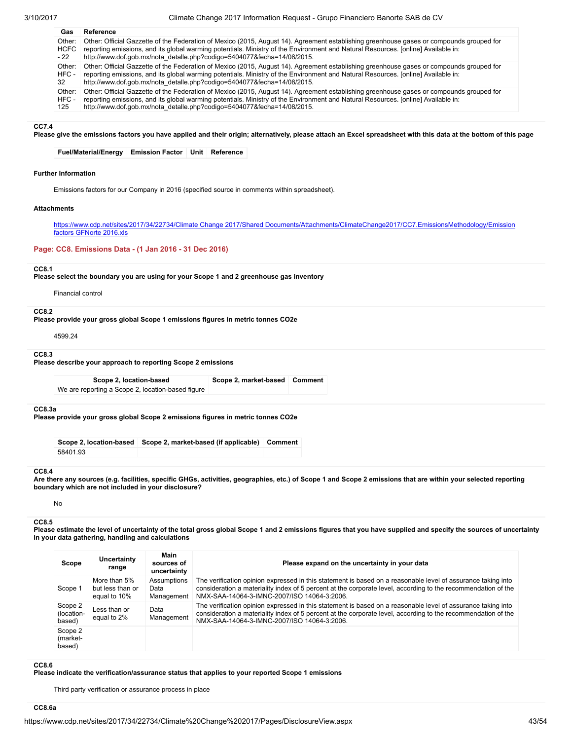| Gas | Reference |
|---|---|
| Other: HCFC - 22 | Other: Official Gazzette of the Federation of Mexico (2015, August 14). Agreement establishing greenhouse gases or compounds grouped for reporting emissions, and its global warming potentials. Ministry of the Environment and Natural Resources. [online] Available in: http://www.dof.gob.mx/nota_detalle.php?codigo=5404077&fecha=14/08/2015. |
| Other: HFC - 32 | Other: Official Gazzette of the Federation of Mexico (2015, August 14). Agreement establishing greenhouse gases or compounds grouped for reporting emissions, and its global warming potentials. Ministry of the Environment and Natural Resources. [online] Available in: http://www.dof.gob.mx/nota_detalle.php?codigo=5404077&fecha=14/08/2015. |
| Other: HFC - 125 | Other: Official Gazzette of the Federation of Mexico (2015, August 14). Agreement establishing greenhouse gases or compounds grouped for reporting emissions, and its global warming potentials. Ministry of the Environment and Natural Resources. [online] Available in: http://www.dof.gob.mx/nota_detalle.php?codigo=5404077&fecha=14/08/2015. |

**CC7.4**
**Please give the emissions factors you have applied and their origin; alternatively, please attach an Excel spreadsheet with this data at the bottom of this page**

| Fuel/Material/Energy | Emission Factor | Unit | Reference |
|---|---|---|---|

**Further Information**

Emissions factors for our Company in 2016 (specified source in comments within spreadsheet).

**Attachments**

https://www.cdp.net/sites/2017/34/22734/Climate Change 2017/Shared Documents/Attachments/ClimateChange2017/CC7.EmissionsMethodology/Emission factors GFNorte 2016.xls

## Page: CC8. Emissions Data - (1 Jan 2016 - 31 Dec 2016)

**CC8.1**
**Please select the boundary you are using for your Scope 1 and 2 greenhouse gas inventory**

Financial control

**CC8.2**
**Please provide your gross global Scope 1 emissions figures in metric tonnes CO2e**

4599.24

**CC8.3**
**Please describe your approach to reporting Scope 2 emissions**

| Scope 2, location-based | Scope 2, market-based | Comment |
|---|---|---|
| We are reporting a Scope 2, location-based figure | | |

**CC8.3a**
**Please provide your gross global Scope 2 emissions figures in metric tonnes CO2e**

| Scope 2, location-based | Scope 2, market-based (if applicable) | Comment |
|---|---|---|
| 58401.93 | | |

**CC8.4**
**Are there any sources (e.g. facilities, specific GHGs, activities, geographies, etc.) of Scope 1 and Scope 2 emissions that are within your selected reporting boundary which are not included in your disclosure?**

No

**CC8.5**
**Please estimate the level of uncertainty of the total gross global Scope 1 and 2 emissions figures that you have supplied and specify the sources of uncertainty in your data gathering, handling and calculations**

| Scope | Uncertainty range | Main sources of uncertainty | Please expand on the uncertainty in your data |
|---|---|---|---|
| Scope 1 | More than 5% but less than or equal to 10% | Assumptions Data Management | The verification opinion expressed in this statement is based on a reasonable level of assurance taking into consideration a materiality index of 5 percent at the corporate level, according to the recommendation of the NMX-SAA-14064-3-IMNC-2007/ISO 14064-3:2006. |
| Scope 2 (location-based) | Less than or equal to 2% | Data Management | The verification opinion expressed in this statement is based on a reasonable level of assurance taking into consideration a materiality index of 5 percent at the corporate level, according to the recommendation of the NMX-SAA-14064-3-IMNC-2007/ISO 14064-3:2006. |
| Scope 2 (market-based) | | | |

**CC8.6**
**Please indicate the verification/assurance status that applies to your reported Scope 1 emissions**

Third party verification or assurance process in place

**CC8.6a**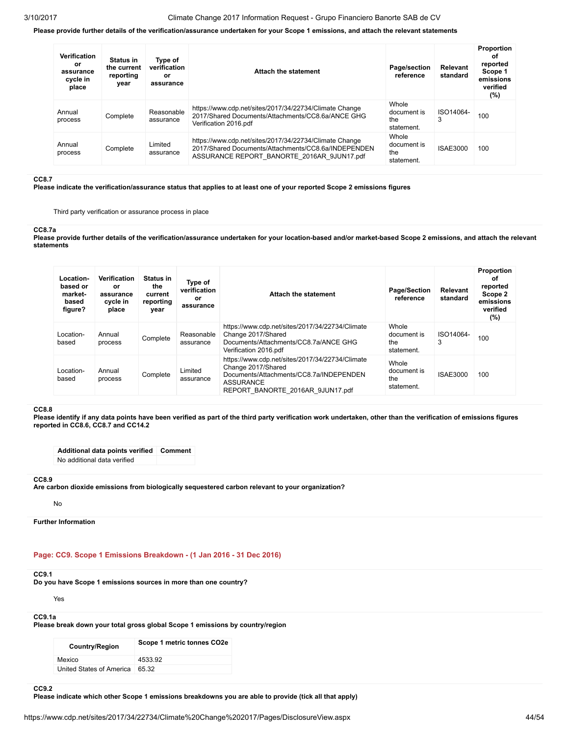**Please provide further details of the verification/assurance undertaken for your Scope 1 emissions, and attach the relevant statements**

| Verification or assurance cycle in place | Status in the current reporting year | Type of verification or assurance | Attach the statement | Page/section reference | Relevant standard | Proportion of reported Scope 1 emissions verified (%) |
|---|---|---|---|---|---|---|
| Annual process | Complete | Reasonable assurance | https://www.cdp.net/sites/2017/34/22734/Climate Change 2017/Shared Documents/Attachments/CC8.6a/ANCE GHG Verification 2016.pdf | Whole document is the statement. | ISO14064-3 | 100 |
| Annual process | Complete | Limited assurance | https://www.cdp.net/sites/2017/34/22734/Climate Change 2017/Shared Documents/Attachments/CC8.6a/INDEPENDEN ASSURANCE REPORT_BANORTE_2016AR_9JUN17.pdf | Whole document is the statement. | ISAE3000 | 100 |

**CC8.7**
**Please indicate the verification/assurance status that applies to at least one of your reported Scope 2 emissions figures**

Third party verification or assurance process in place

**CC8.7a**
**Please provide further details of the verification/assurance undertaken for your location-based and/or market-based Scope 2 emissions, and attach the relevant statements**

| Location-based or market-based figure? | Verification or assurance cycle in place | Status in the current reporting year | Type of verification or assurance | Attach the statement | Page/Section reference | Relevant standard | Proportion of reported Scope 2 emissions verified (%) |
|---|---|---|---|---|---|---|---|
| Location-based | Annual process | Complete | Reasonable assurance | https://www.cdp.net/sites/2017/34/22734/Climate Change 2017/Shared Documents/Attachments/CC8.7a/ANCE GHG Verification 2016.pdf | Whole document is the statement. | ISO14064-3 | 100 |
| Location-based | Annual process | Complete | Limited assurance | https://www.cdp.net/sites/2017/34/22734/Climate Change 2017/Shared Documents/Attachments/CC8.7a/INDEPENDEN ASSURANCE REPORT_BANORTE_2016AR_9JUN17.pdf | Whole document is the statement. | ISAE3000 | 100 |

**CC8.8**
**Please identify if any data points have been verified as part of the third party verification work undertaken, other than the verification of emissions figures reported in CC8.6, CC8.7 and CC14.2**

| Additional data points verified | Comment |
|---|---|
| No additional data verified | |

**CC8.9**
**Are carbon dioxide emissions from biologically sequestered carbon relevant to your organization?**

No

**Further Information**

## Page: CC9. Scope 1 Emissions Breakdown - (1 Jan 2016 - 31 Dec 2016)

**CC9.1**
**Do you have Scope 1 emissions sources in more than one country?**

Yes

**CC9.1a**
**Please break down your total gross global Scope 1 emissions by country/region**

| Country/Region | Scope 1 metric tonnes CO2e |
|---|---|
| Mexico | 4533.92 |
| United States of America | 65.32 |

**CC9.2**
**Please indicate which other Scope 1 emissions breakdowns you are able to provide (tick all that apply)**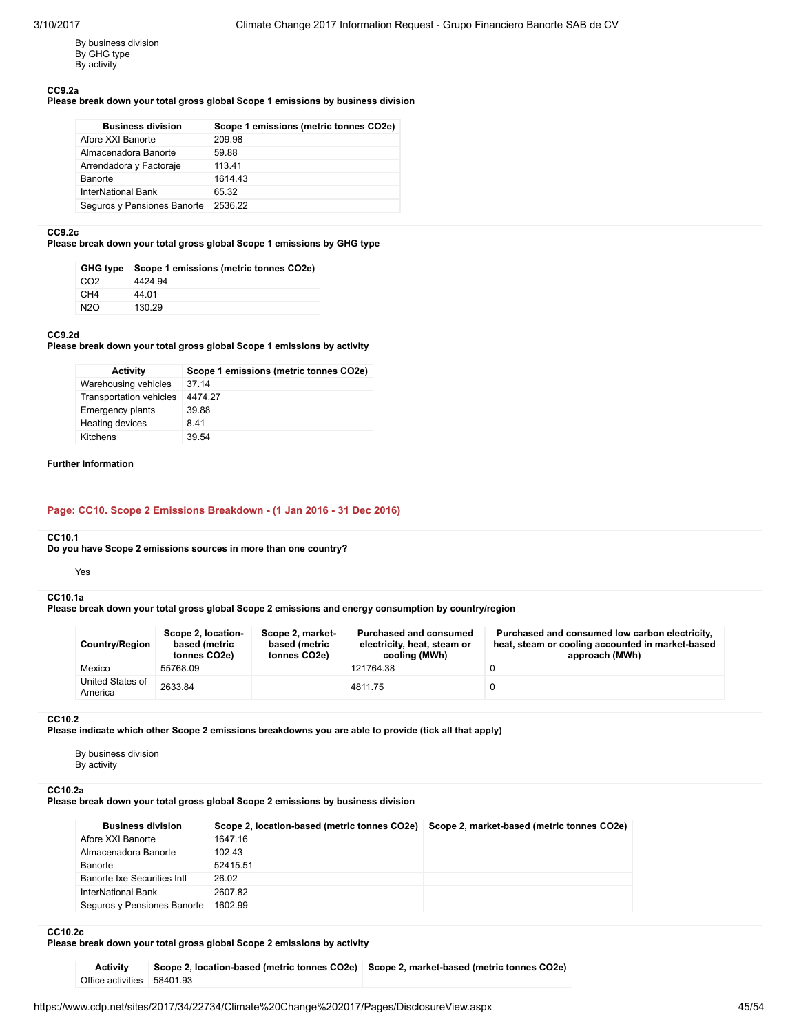By business division
By GHG type
By activity

**CC9.2a**
**Please break down your total gross global Scope 1 emissions by business division**

| Business division | Scope 1 emissions (metric tonnes CO2e) |
|---|---|
| Afore XXI Banorte | 209.98 |
| Almacenadora Banorte | 59.88 |
| Arrendadora y Factoraje | 113.41 |
| Banorte | 1614.43 |
| InterNational Bank | 65.32 |
| Seguros y Pensiones Banorte | 2536.22 |

**CC9.2c**
**Please break down your total gross global Scope 1 emissions by GHG type**

| GHG type | Scope 1 emissions (metric tonnes CO2e) |
|---|---|
| CO2 | 4424.94 |
| CH4 | 44.01 |
| N2O | 130.29 |

**CC9.2d**
**Please break down your total gross global Scope 1 emissions by activity**

| Activity | Scope 1 emissions (metric tonnes CO2e) |
|---|---|
| Warehousing vehicles | 37.14 |
| Transportation vehicles | 4474.27 |
| Emergency plants | 39.88 |
| Heating devices | 8.41 |
| Kitchens | 39.54 |

**Further Information**

## Page: CC10. Scope 2 Emissions Breakdown - (1 Jan 2016 - 31 Dec 2016)

**CC10.1**
**Do you have Scope 2 emissions sources in more than one country?**

Yes

**CC10.1a**
**Please break down your total gross global Scope 2 emissions and energy consumption by country/region**

| Country/Region | Scope 2, location-based (metric tonnes CO2e) | Scope 2, market-based (metric tonnes CO2e) | Purchased and consumed electricity, heat, steam or cooling (MWh) | Purchased and consumed low carbon electricity, heat, steam or cooling accounted in market-based approach (MWh) |
|---|---|---|---|---|
| Mexico | 55768.09 | | 121764.38 | 0 |
| United States of America | 2633.84 | | 4811.75 | 0 |

**CC10.2**
**Please indicate which other Scope 2 emissions breakdowns you are able to provide (tick all that apply)**

By business division
By activity

**CC10.2a**
**Please break down your total gross global Scope 2 emissions by business division**

| Business division | Scope 2, location-based (metric tonnes CO2e) | Scope 2, market-based (metric tonnes CO2e) |
|---|---|---|
| Afore XXI Banorte | 1647.16 | |
| Almacenadora Banorte | 102.43 | |
| Banorte | 52415.51 | |
| Banorte Ixe Securities Intl | 26.02 | |
| InterNational Bank | 2607.82 | |
| Seguros y Pensiones Banorte | 1602.99 | |

**CC10.2c**
**Please break down your total gross global Scope 2 emissions by activity**

| Activity | Scope 2, location-based (metric tonnes CO2e) | Scope 2, market-based (metric tonnes CO2e) |
|---|---|---|
| Office activities | 58401.93 | |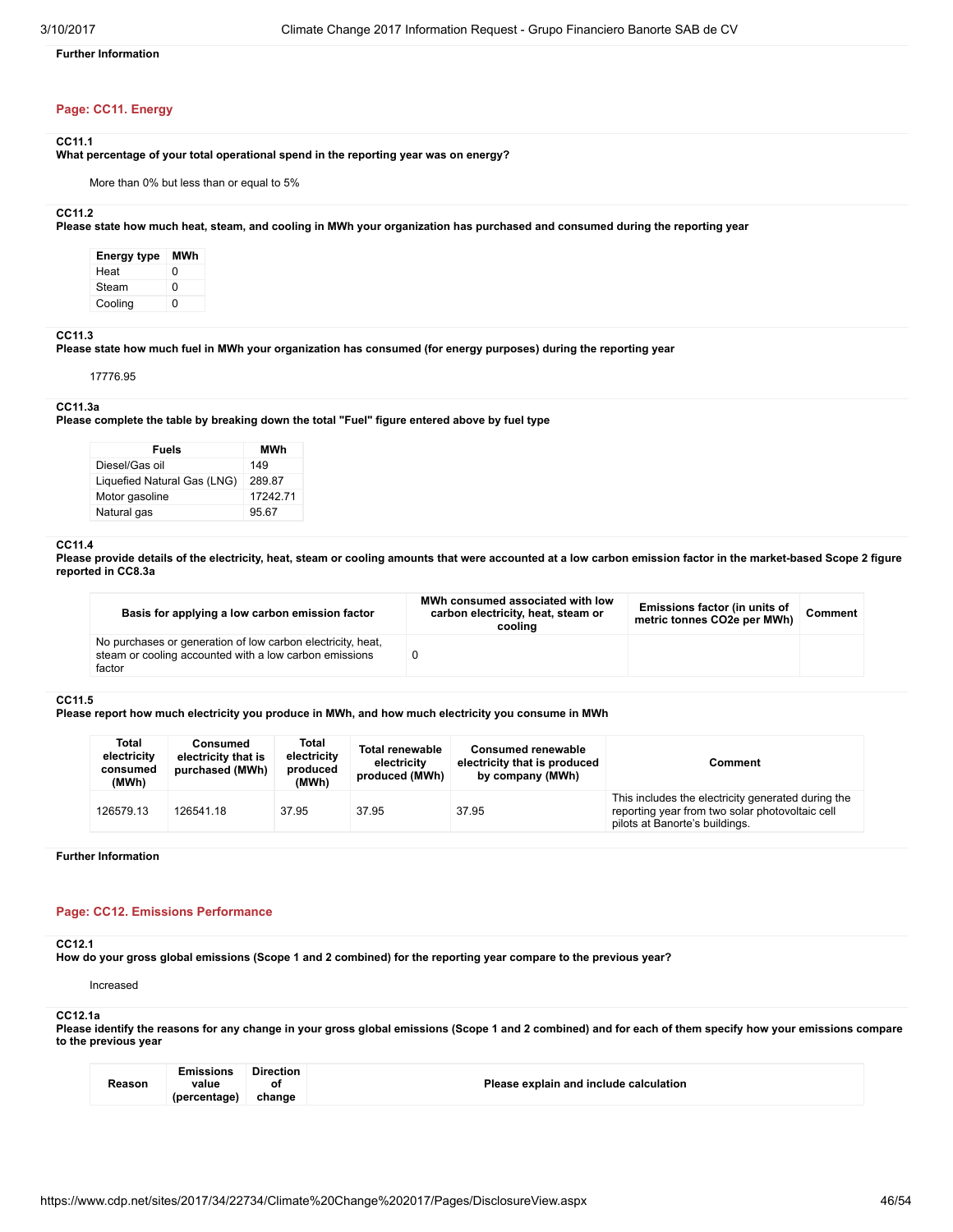**Further Information**

## Page: CC11. Energy

**CC11.1**
**What percentage of your total operational spend in the reporting year was on energy?**

More than 0% but less than or equal to 5%

**CC11.2**
**Please state how much heat, steam, and cooling in MWh your organization has purchased and consumed during the reporting year**

| Energy type | MWh |
|---|---|
| Heat | 0 |
| Steam | 0 |
| Cooling | 0 |

**CC11.3**
**Please state how much fuel in MWh your organization has consumed (for energy purposes) during the reporting year**

17776.95

**CC11.3a**
**Please complete the table by breaking down the total "Fuel" figure entered above by fuel type**

| Fuels | MWh |
|---|---|
| Diesel/Gas oil | 149 |
| Liquefied Natural Gas (LNG) | 289.87 |
| Motor gasoline | 17242.71 |
| Natural gas | 95.67 |

**CC11.4**
**Please provide details of the electricity, heat, steam or cooling amounts that were accounted at a low carbon emission factor in the market-based Scope 2 figure reported in CC8.3a**

| Basis for applying a low carbon emission factor | MWh consumed associated with low carbon electricity, heat, steam or cooling | Emissions factor (in units of metric tonnes CO2e per MWh) | Comment |
|---|---|---|---|
| No purchases or generation of low carbon electricity, heat, steam or cooling accounted with a low carbon emissions factor | 0 | | |

**CC11.5**
**Please report how much electricity you produce in MWh, and how much electricity you consume in MWh**

| Total electricity consumed (MWh) | Consumed electricity that is purchased (MWh) | Total electricity produced (MWh) | Total renewable electricity produced (MWh) | Consumed renewable electricity that is produced by company (MWh) | Comment |
|---|---|---|---|---|---|
| 126579.13 | 126541.18 | 37.95 | 37.95 | 37.95 | This includes the electricity generated during the reporting year from two solar photovoltaic cell pilots at Banorte's buildings. |

**Further Information**

## Page: CC12. Emissions Performance

**CC12.1**
**How do your gross global emissions (Scope 1 and 2 combined) for the reporting year compare to the previous year?**

Increased

**CC12.1a**
**Please identify the reasons for any change in your gross global emissions (Scope 1 and 2 combined) and for each of them specify how your emissions compare to the previous year**

| Reason | Emissions value (percentage) | Direction of change | Please explain and include calculation |
|---|---|---|---|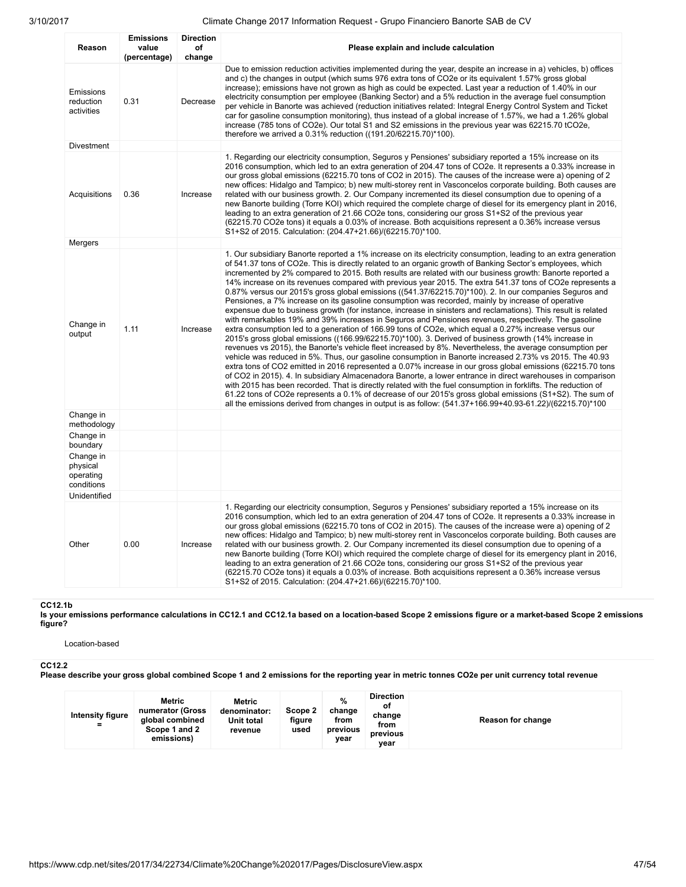| Reason | Emissions value (percentage) | Direction of change | Please explain and include calculation |
|---|---|---|---|
| Emissions reduction activities | 0.31 | Decrease | Due to emission reduction activities implemented during the year, despite an increase in a) vehicles, b) offices and c) the changes in output (which sums 976 extra tons of CO2e or its equivalent 1.57% gross global increase); emissions have not grown as high as could be expected. Last year a reduction of 1.40% in our electricity consumption per employee (Banking Sector) and a 5% reduction in the average fuel consumption per vehicle in Banorte was achieved (reduction initiatives related: Integral Energy Control System and Ticket car for gasoline consumption monitoring), thus instead of a global increase of 1.57%, we had a 1.26% global increase (785 tons of CO2e). Our total S1 and S2 emissions in the previous year was 62215.70 tCO2e, therefore we arrived a 0.31% reduction ((191.20/62215.70)*100). |
| Divestment | | | |
| Acquisitions | 0.36 | Increase | 1. Regarding our electricity consumption, Seguros y Pensiones' subsidiary reported a 15% increase on its 2016 consumption, which led to an extra generation of 204.47 tons of CO2e. It represents a 0.33% increase in our gross global emissions (62215.70 tons of CO2 in 2015). The causes of the increase were a) opening of 2 new offices: Hidalgo and Tampico; b) new multi-storey rent in Vasconcelos corporate building. Both causes are related with our business growth. 2. Our Company incremented its diesel consumption due to opening of a new Banorte building (Torre KOI) which required the complete charge of diesel for its emergency plant in 2016, leading to an extra generation of 21.66 CO2e tons, considering our gross S1+S2 of the previous year (62215.70 CO2e tons) it equals a 0.03% of increase. Both acquisitions represent a 0.36% increase versus S1+S2 of 2015. Calculation: (204.47+21.66)/(62215.70)*100. |
| Mergers | | | |
| Change in output | 1.11 | Increase | 1. Our subsidiary Banorte reported a 1% increase on its electricity consumption, leading to an extra generation of 541.37 tons of CO2e. This is directly related to an organic growth of Banking Sector's employees, which incremented by 2% compared to 2015. Both results are related with our business growth: Banorte reported a 14% increase on its revenues compared with previous year 2015. The extra 541.37 tons of CO2e represents a 0.87% versus our 2015's gross global emissions ((541.37/62215.70)*100). 2. In our companies Seguros and Pensiones, a 7% increase on its gasoline consumption was recorded, mainly by increase of operative expensue due to business growth (for instance, increase in sinisters and reclamations). This result is related with remarkables 19% and 39% increases in Seguros and Pensiones revenues, respectively. The gasoline extra consumption led to a generation of 166.99 tons of CO2e, which equal a 0.27% increase versus our 2015's gross global emissions ((166.99/62215.70)*100). 3. Derived of business growth (14% increase in revenues vs 2015), the Banorte's vehicle fleet increased by 8%. Nevertheless, the average consumption per vehicle was reduced in 5%. Thus, our gasoline consumption in Banorte increased 2.73% vs 2015. The 40.93 extra tons of CO2 emitted in 2016 represented a 0.07% increase in our gross global emissions (62215.70 tons of CO2 in 2015). 4. In subsidiary Almacenadora Banorte, a lower entrance in direct warehouses in comparison with 2015 has been recorded. That is directly related with the fuel consumption in forklifts. The reduction of 61.22 tons of CO2e represents a 0.1% of decrease of our 2015's gross global emissions (S1+S2). The sum of all the emissions derived from changes in output is as follow: (541.37+166.99+40.93-61.22)/(62215.70)*100 |
| Change in methodology | | | |
| Change in boundary | | | |
| Change in physical operating conditions | | | |
| Unidentified | | | |
| Other | 0.00 | Increase | 1. Regarding our electricity consumption, Seguros y Pensiones' subsidiary reported a 15% increase on its 2016 consumption, which led to an extra generation of 204.47 tons of CO2e. It represents a 0.33% increase in our gross global emissions (62215.70 tons of CO2 in 2015). The causes of the increase were a) opening of 2 new offices: Hidalgo and Tampico; b) new multi-storey rent in Vasconcelos corporate building. Both causes are related with our business growth. 2. Our Company incremented its diesel consumption due to opening of a new Banorte building (Torre KOI) which required the complete charge of diesel for its emergency plant in 2016, leading to an extra generation of 21.66 CO2e tons, considering our gross S1+S2 of the previous year (62215.70 CO2e tons) it equals a 0.03% of increase. Both acquisitions represent a 0.36% increase versus S1+S2 of 2015. Calculation: (204.47+21.66)/(62215.70)*100. |

**CC12.1b**

**Is your emissions performance calculations in CC12.1 and CC12.1a based on a location-based Scope 2 emissions figure or a market-based Scope 2 emissions figure?**

Location-based

**CC12.2**

**Please describe your gross global combined Scope 1 and 2 emissions for the reporting year in metric tonnes CO2e per unit currency total revenue**

| Intensity figure = | Metric numerator (Gross global combined Scope 1 and 2 emissions) | Metric denominator: Unit total revenue | Scope 2 figure used | % change from previous year | Direction of change from previous year | Reason for change |
|---|---|---|---|---|---|---|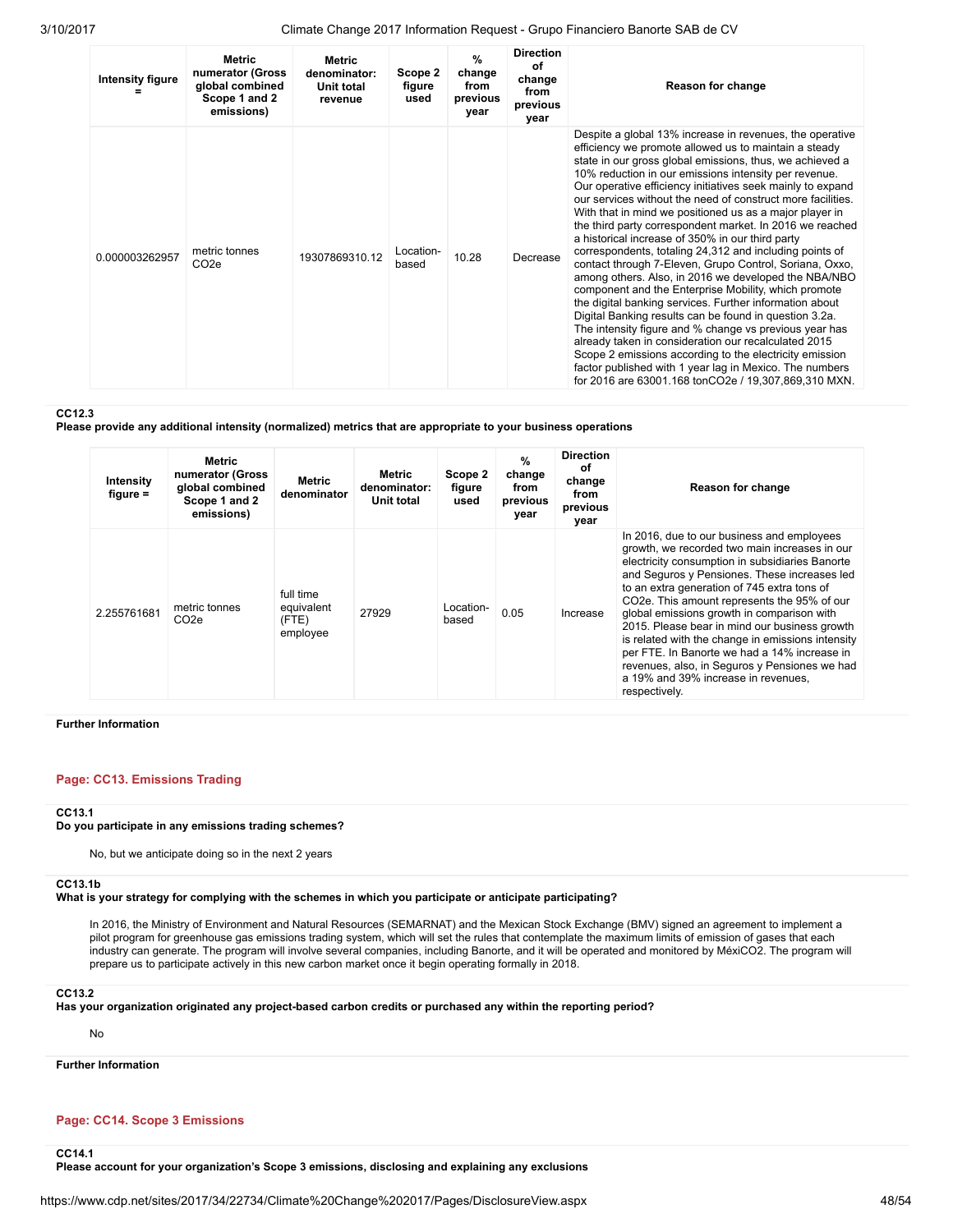| Intensity figure = | Metric numerator (Gross global combined Scope 1 and 2 emissions) | Metric denominator: Unit total revenue | Scope 2 figure used | % change from previous year | Direction of change from previous year | Reason for change |
|---|---|---|---|---|---|---|
| 0.000003262957 | metric tonnes CO2e | 19307869310.12 | Location-based | 10.28 | Decrease | Despite a global 13% increase in revenues, the operative efficiency we promote allowed us to maintain a steady state in our gross global emissions, thus, we achieved a 10% reduction in our emissions intensity per revenue. Our operative efficiency initiatives seek mainly to expand our services without the need of construct more facilities. With that in mind we positioned us as a major player in the third party correspondent market. In 2016 we reached a historical increase of 350% in our third party correspondents, totaling 24,312 and including points of contact through 7-Eleven, Grupo Control, Soriana, Oxxo, among others. Also, in 2016 we developed the NBA/NBO component and the Enterprise Mobility, which promote the digital banking services. Further information about Digital Banking results can be found in question 3.2a. The intensity figure and % change vs previous year has already taken in consideration our recalculated 2015 Scope 2 emissions according to the electricity emission factor published with 1 year lag in Mexico. The numbers for 2016 are 63001.168 tonCO2e / 19,307,869,310 MXN. |

**CC12.3**
**Please provide any additional intensity (normalized) metrics that are appropriate to your business operations**

| Intensity figure = | Metric numerator (Gross global combined Scope 1 and 2 emissions) | Metric denominator | Metric denominator: Unit total | Scope 2 figure used | % change from previous year | Direction of change from previous year | Reason for change |
|---|---|---|---|---|---|---|---|
| 2.255761681 | metric tonnes CO2e | full time equivalent (FTE) employee | 27929 | Location-based | 0.05 | Increase | In 2016, due to our business and employees growth, we recorded two main increases in our electricity consumption in subsidiaries Banorte and Seguros y Pensiones. These increases led to an extra generation of 745 extra tons of CO2e. This amount represents the 95% of our global emissions growth in comparison with 2015. Please bear in mind our business growth is related with the change in emissions intensity per FTE. In Banorte we had a 14% increase in revenues, also, in Seguros y Pensiones we had a 19% and 39% increase in revenues, respectively. |

**Further Information**

## Page: CC13. Emissions Trading

**CC13.1**
**Do you participate in any emissions trading schemes?**

No, but we anticipate doing so in the next 2 years

**CC13.1b**
**What is your strategy for complying with the schemes in which you participate or anticipate participating?**

In 2016, the Ministry of Environment and Natural Resources (SEMARNAT) and the Mexican Stock Exchange (BMV) signed an agreement to implement a pilot program for greenhouse gas emissions trading system, which will set the rules that contemplate the maximum limits of emission of gases that each industry can generate. The program will involve several companies, including Banorte, and it will be operated and monitored by MéxiCO2. The program will prepare us to participate actively in this new carbon market once it begin operating formally in 2018.

**CC13.2**
**Has your organization originated any project-based carbon credits or purchased any within the reporting period?**

No

**Further Information**

## Page: CC14. Scope 3 Emissions

**CC14.1**
**Please account for your organization's Scope 3 emissions, disclosing and explaining any exclusions**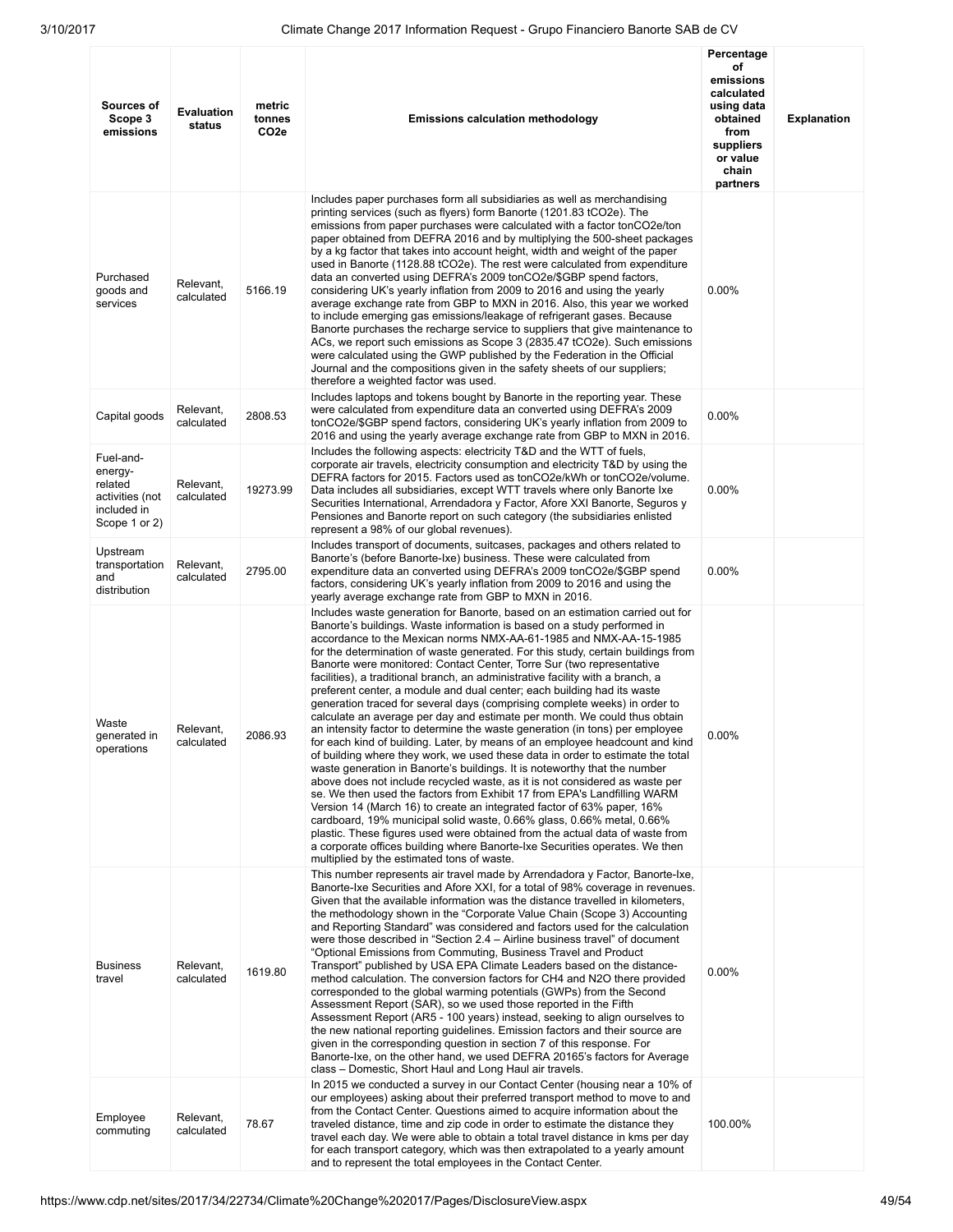| Sources of Scope 3 emissions | Evaluation status | metric tonnes CO2e | Emissions calculation methodology | Percentage of emissions calculated using data obtained from suppliers or value chain partners | Explanation |
|---|---|---|---|---|---|
| Purchased goods and services | Relevant, calculated | 5166.19 | Includes paper purchases form all subsidiaries as well as merchandising printing services (such as flyers) form Banorte (1201.83 tCO2e). The emissions from paper purchases were calculated with a factor tonCO2e/ton paper obtained from DEFRA 2016 and by multiplying the 500-sheet packages by a kg factor that takes into account height, width and weight of the paper used in Banorte (1128.88 tCO2e). The rest were calculated from expenditure data an converted using DEFRA's 2009 tonCO2e/$GBP spend factors, considering UK's yearly inflation from 2009 to 2016 and using the yearly average exchange rate from GBP to MXN in 2016. Also, this year we worked to include emerging gas emissions/leakage of refrigerant gases. Because Banorte purchases the recharge service to suppliers that give maintenance to ACs, we report such emissions as Scope 3 (2835.47 tCO2e). Such emissions were calculated using the GWP published by the Federation in the Official Journal and the compositions given in the safety sheets of our suppliers; therefore a weighted factor was used. | 0.00% | |
| Capital goods | Relevant, calculated | 2808.53 | Includes laptops and tokens bought by Banorte in the reporting year. These were calculated from expenditure data an converted using DEFRA's 2009 tonCO2e/$GBP spend factors, considering UK's yearly inflation from 2009 to 2016 and using the yearly average exchange rate from GBP to MXN in 2016. | 0.00% | |
| Fuel-and-energy-related activities (not included in Scope 1 or 2) | Relevant, calculated | 19273.99 | Includes the following aspects: electricity T&D and the WTT of fuels, corporate air travels, electricity consumption and electricity T&D by using the DEFRA factors for 2015. Factors used as tonCO2e/kWh or tonCO2e/volume. Data includes all subsidiaries, except WTT travels where only Banorte Ixe Securities International, Arrendadora y Factor, Afore XXI Banorte, Seguros y Pensiones and Banorte report on such category (the subsidiaries enlisted represent a 98% of our global revenues). | 0.00% | |
| Upstream transportation and distribution | Relevant, calculated | 2795.00 | Includes transport of documents, suitcases, packages and others related to Banorte's (before Banorte-Ixe) business. These were calculated from expenditure data an converted using DEFRA's 2009 tonCO2e/$GBP spend factors, considering UK's yearly inflation from 2009 to 2016 and using the yearly average exchange rate from GBP to MXN in 2016. | 0.00% | |
| Waste generated in operations | Relevant, calculated | 2086.93 | Includes waste generation for Banorte, based on an estimation carried out for Banorte's buildings. Waste information is based on a study performed in accordance to the Mexican norms NMX-AA-61-1985 and NMX-AA-15-1985 for the determination of waste generated. For this study, certain buildings from Banorte were monitored: Contact Center, Torre Sur (two representative facilities), a traditional branch, an administrative facility with a branch, a preferent center, a module and dual center; each building had its waste generation traced for several days (comprising complete weeks) in order to calculate an average per day and estimate per month. We could thus obtain an intensity factor to determine the waste generation (in tons) per employee for each kind of building. Later, by means of an employee headcount and kind of building where they work, we used these data in order to estimate the total waste generation in Banorte's buildings. It is noteworthy that the number above does not include recycled waste, as it is not considered as waste per se. We then used the factors from Exhibit 17 from EPA's Landfilling WARM Version 14 (March 16) to create an integrated factor of 63% paper, 16% cardboard, 19% municipal solid waste, 0.66% glass, 0.66% metal, 0.66% plastic. These figures used were obtained from the actual data of waste from a corporate offices building where Banorte-Ixe Securities operates. We then multiplied by the estimated tons of waste. | 0.00% | |
| Business travel | Relevant, calculated | 1619.80 | This number represents air travel made by Arrendadora y Factor, Banorte-Ixe, Banorte-Ixe Securities and Afore XXI, for a total of 98% coverage in revenues. Given that the available information was the distance travelled in kilometers, the methodology shown in the "Corporate Value Chain (Scope 3) Accounting and Reporting Standard" was considered and factors used for the calculation were those described in "Section 2.4 – Airline business travel" of document "Optional Emissions from Commuting, Business Travel and Product Transport" published by USA EPA Climate Leaders based on the distance-method calculation. The conversion factors for CH4 and N2O there provided corresponded to the global warming potentials (GWPs) from the Second Assessment Report (SAR), so we used those reported in the Fifth Assessment Report (AR5 - 100 years) instead, seeking to align ourselves to the new national reporting guidelines. Emission factors and their source are given in the corresponding question in section 7 of this response. For Banorte-Ixe, on the other hand, we used DEFRA 20165's factors for Average class – Domestic, Short Haul and Long Haul air travels. | 0.00% | |
| Employee commuting | Relevant, calculated | 78.67 | In 2015 we conducted a survey in our Contact Center (housing near a 10% of our employees) asking about their preferred transport method to move to and from the Contact Center. Questions aimed to acquire information about the traveled distance, time and zip code in order to estimate the distance they travel each day. We were able to obtain a total travel distance in kms per day for each transport category, which was then extrapolated to a yearly amount and to represent the total employees in the Contact Center. | 100.00% | |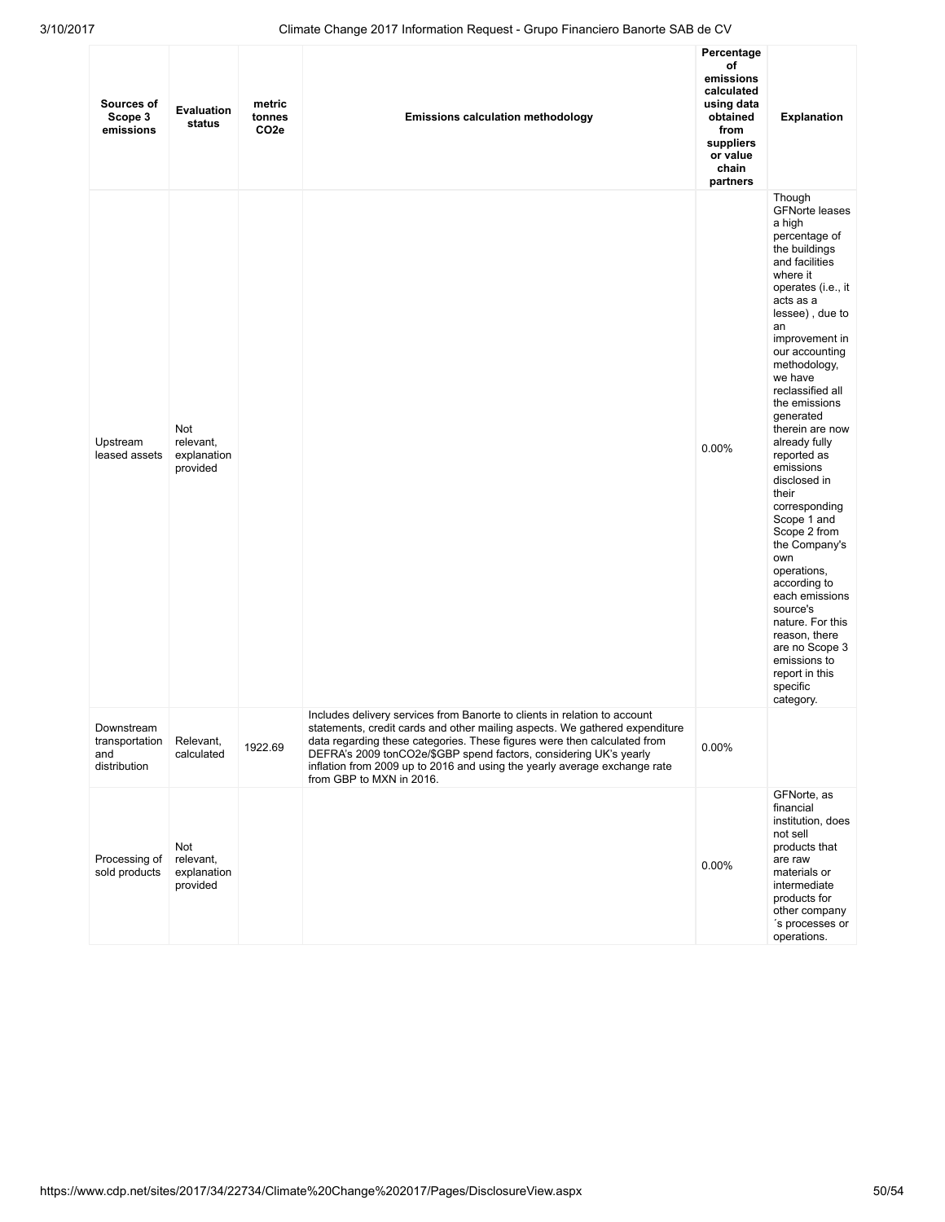| Sources of Scope 3 emissions | Evaluation status | metric tonnes CO2e | Emissions calculation methodology | Percentage of emissions calculated using data obtained from suppliers or value chain partners | Explanation |
|---|---|---|---|---|---|
| Upstream leased assets | Not relevant, explanation provided | | | 0.00% | Though GFNorte leases a high percentage of the buildings and facilities where it operates (i.e., it acts as a lessee) , due to an improvement in our accounting methodology, we have reclassified all the emissions generated therein are now already fully reported as emissions disclosed in their corresponding Scope 1 and Scope 2 from the Company's own operations, according to each emissions source's nature. For this reason, there are no Scope 3 emissions to report in this specific category. |
| Downstream transportation and distribution | Relevant, calculated | 1922.69 | Includes delivery services from Banorte to clients in relation to account statements, credit cards and other mailing aspects. We gathered expenditure data regarding these categories. These figures were then calculated from DEFRA's 2009 tonCO2e/$GBP spend factors, considering UK's yearly inflation from 2009 up to 2016 and using the yearly average exchange rate from GBP to MXN in 2016. | 0.00% | |
| Processing of sold products | Not relevant, explanation provided | | | 0.00% | GFNorte, as financial institution, does not sell products that are raw materials or intermediate products for other company´s processes or operations. |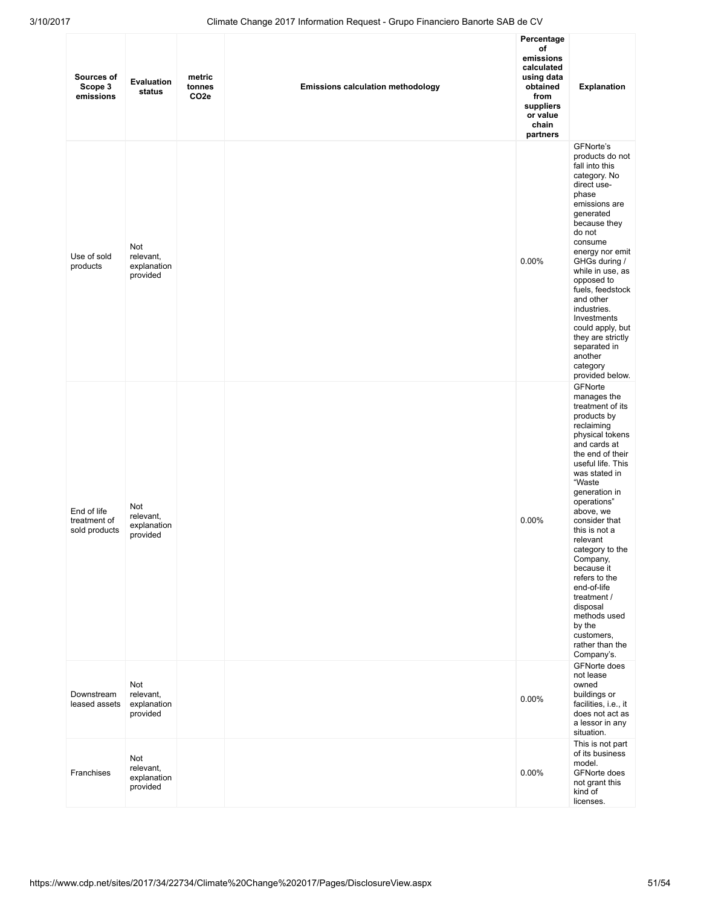| Sources of Scope 3 emissions | Evaluation status | metric tonnes CO2e | Emissions calculation methodology | Percentage of emissions calculated using data obtained from suppliers or value chain partners | Explanation |
|---|---|---|---|---|---|
| Use of sold products | Not relevant, explanation provided | | | 0.00% | GFNorte's products do not fall into this category. No direct use-phase emissions are generated because they do not consume energy nor emit GHGs during / while in use, as opposed to fuels, feedstock and other industries. Investments could apply, but they are strictly separated in another category provided below. |
| End of life treatment of sold products | Not relevant, explanation provided | | | 0.00% | GFNorte manages the treatment of its products by reclaiming physical tokens and cards at the end of their useful life. This was stated in "Waste generation in operations" above, we consider that this is not a relevant category to the Company, because it refers to the end-of-life treatment / disposal methods used by the customers, rather than the Company's. |
| Downstream leased assets | Not relevant, explanation provided | | | 0.00% | GFNorte does not lease owned buildings or facilities, i.e., it does not act as a lessor in any situation. |
| Franchises | Not relevant, explanation provided | | | 0.00% | This is not part of its business model. GFNorte does not grant this kind of licenses. |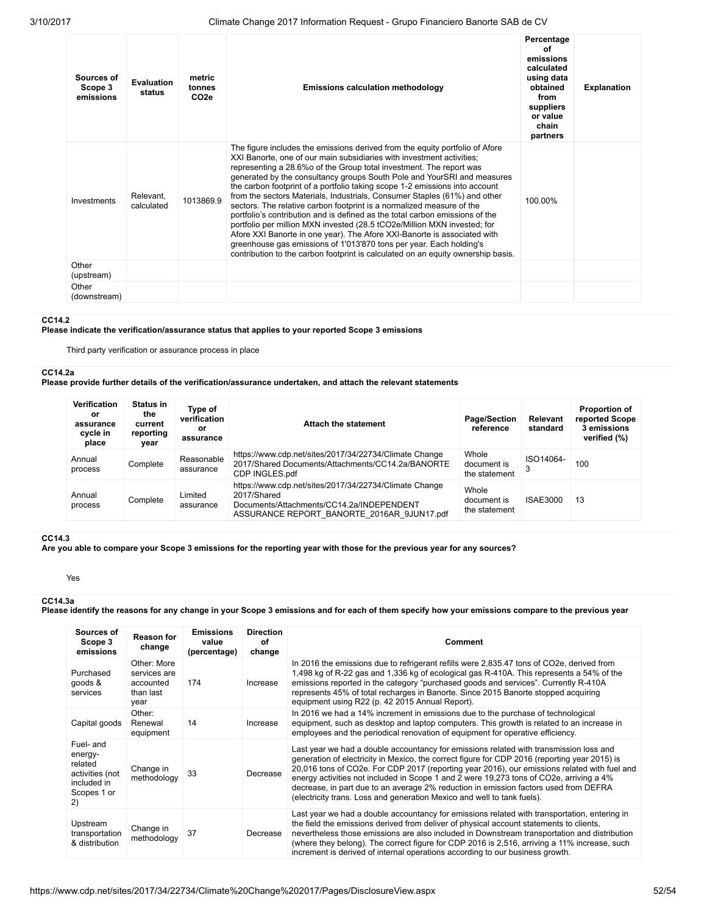| Sources of Scope 3 emissions | Evaluation status | metric tonnes CO2e | Emissions calculation methodology | Percentage of emissions calculated using data obtained from suppliers or value chain partners | Explanation |
|---|---|---|---|---|---|
| Investments | Relevant, calculated | 1013869.9 | The figure includes the emissions derived from the equity portfolio of Afore XXI Banorte, one of our main subsidiaries with investment activities; representing a 28.6%o of the Group total investment. The report was generated by the consultancy groups South Pole and YourSRI and measures the carbon footprint of a portfolio taking scope 1-2 emissions into account from the sectors Materials, Industrials, Consumer Staples (61%) and other sectors. The relative carbon footprint is a normalized measure of the portfolio's contribution and is defined as the total carbon emissions of the portfolio per million MXN invested (28.5 tCO2e/Million MXN invested; for Afore XXI Banorte in one year). The Afore XXI-Banorte is associated with greenhouse gas emissions of 1'013'870 tons per year. Each holding's contribution to the carbon footprint is calculated on an equity ownership basis. | 100.00% | |
| Other (upstream) | | | | | |
| Other (downstream) | | | | | |

**CC14.2**

**Please indicate the verification/assurance status that applies to your reported Scope 3 emissions**

Third party verification or assurance process in place

**CC14.2a**

**Please provide further details of the verification/assurance undertaken, and attach the relevant statements**

| Verification or assurance cycle in place | Status in the current reporting year | Type of verification or assurance | Attach the statement | Page/Section reference | Relevant standard | Proportion of reported Scope 3 emissions verified (%) |
|---|---|---|---|---|---|---|
| Annual process | Complete | Reasonable assurance | https://www.cdp.net/sites/2017/34/22734/Climate Change 2017/Shared Documents/Attachments/CC14.2a/BANORTE CDP INGLES.pdf | Whole document is the statement | ISO14064-3 | 100 |
| Annual process | Complete | Limited assurance | https://www.cdp.net/sites/2017/34/22734/Climate Change 2017/Shared Documents/Attachments/CC14.2a/INDEPENDENT ASSURANCE REPORT_BANORTE_2016AR_9JUN17.pdf | Whole document is the statement | ISAE3000 | 13 |

**CC14.3**

**Are you able to compare your Scope 3 emissions for the reporting year with those for the previous year for any sources?**

Yes

**CC14.3a**

**Please identify the reasons for any change in your Scope 3 emissions and for each of them specify how your emissions compare to the previous year**

| Sources of Scope 3 emissions | Reason for change | Emissions value (percentage) | Direction of change | Comment |
|---|---|---|---|---|
| Purchased goods & services | Other: More services are accounted than last year | 174 | Increase | In 2016 the emissions due to refrigerant refills were 2,835.47 tons of CO2e, derived from 1,498 kg of R-22 gas and 1,336 kg of ecological gas R-410A. This represents a 54% of the emissions reported in the category "purchased goods and services". Currently R-410A represents 45% of total recharges in Banorte. Since 2015 Banorte stopped acquiring equipment using R22 (p. 42 2015 Annual Report). |
| Capital goods | Other: Renewal equipment | 14 | Increase | In 2016 we had a 14% increment in emissions due to the purchase of technological equipment, such as desktop and laptop computers. This growth is related to an increase in employees and the periodical renovation of equipment for operative efficiency. |
| Fuel- and energy-related activities (not included in Scopes 1 or 2) | Change in methodology | 33 | Decrease | Last year we had a double accountancy for emissions related with transmission loss and generation of electricity in Mexico, the correct figure for CDP 2016 (reporting year 2015) is 20,016 tons of CO2e. For CDP 2017 (reporting year 2016), our emissions related with fuel and energy activities not included in Scope 1 and 2 were 19,273 tons of CO2e, arriving a 4% decrease, in part due to an average 2% reduction in emission factors used from DEFRA (electricity trans. Loss and generation Mexico and well to tank fuels). |
| Upstream transportation & distribution | Change in methodology | 37 | Decrease | Last year we had a double accountancy for emissions related with transportation, entering in the field the emissions derived from deliver of physical account statements to clients, nevertheless those emissions are also included in Downstream transportation and distribution (where they belong). The correct figure for CDP 2016 is 2,516, arriving a 11% increase, such increment is derived of internal operations according to our business growth. |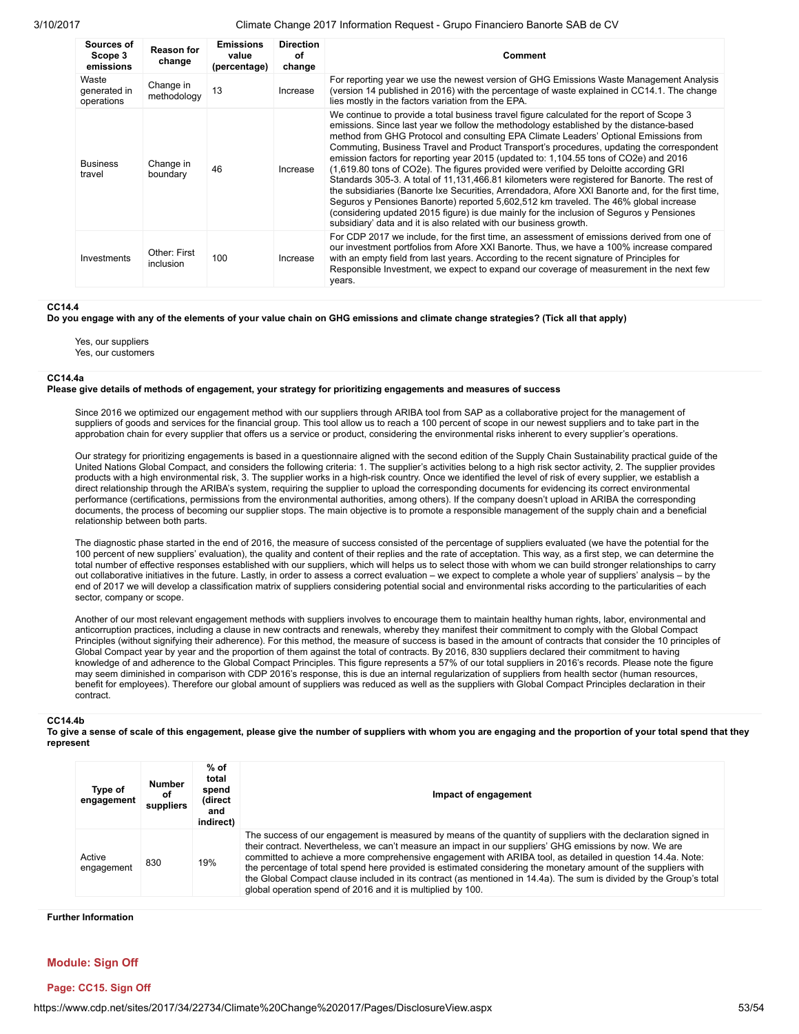| Sources of Scope 3 emissions | Reason for change | Emissions value (percentage) | Direction of change | Comment |
|---|---|---|---|---|
| Waste generated in operations | Change in methodology | 13 | Increase | For reporting year we use the newest version of GHG Emissions Waste Management Analysis (version 14 published in 2016) with the percentage of waste explained in CC14.1. The change lies mostly in the factors variation from the EPA. |
| Business travel | Change in boundary | 46 | Increase | We continue to provide a total business travel figure calculated for the report of Scope 3 emissions. Since last year we follow the methodology established by the distance-based method from GHG Protocol and consulting EPA Climate Leaders' Optional Emissions from Commuting, Business Travel and Product Transport's procedures, updating the correspondent emission factors for reporting year 2015 (updated to: 1,104.55 tons of $CO_2e$) and 2016 (1,619.80 tons of $CO_2e$). The figures provided were verified by Deloitte according GRI Standards 305-3. A total of 11,131,466.81 kilometers were registered for Banorte. The rest of the subsidiaries (Banorte Ixe Securities, Arrendadora, Afore XXI Banorte and, for the first time, Seguros y Pensiones Banorte) reported 5,602,512 km traveled. The 46% global increase (considering updated 2015 figure) is due mainly for the inclusion of Seguros y Pensiones subsidiary' data and it is also related with our business growth. |
| Investments | Other: First inclusion | 100 | Increase | For CDP 2017 we include, for the first time, an assessment of emissions derived from one of our investment portfolios from Afore XXI Banorte. Thus, we have a 100% increase compared with an empty field from last years. According to the recent signature of Principles for Responsible Investment, we expect to expand our coverage of measurement in the next few years. |

**CC14.4**

**Do you engage with any of the elements of your value chain on GHG emissions and climate change strategies? (Tick all that apply)**

Yes, our suppliers
Yes, our customers

**CC14.4a**

**Please give details of methods of engagement, your strategy for prioritizing engagements and measures of success**

Since 2016 we optimized our engagement method with our suppliers through ARIBA tool from SAP as a collaborative project for the management of suppliers of goods and services for the financial group. This tool allow us to reach a 100 percent of scope in our newest suppliers and to take part in the approbation chain for every supplier that offers us a service or product, considering the environmental risks inherent to every supplier's operations.

Our strategy for prioritizing engagements is based in a questionnaire aligned with the second edition of the Supply Chain Sustainability practical guide of the United Nations Global Compact, and considers the following criteria: 1. The supplier's activities belong to a high risk sector activity, 2. The supplier provides products with a high environmental risk, 3. The supplier works in a high-risk country. Once we identified the level of risk of every supplier, we establish a direct relationship through the ARIBA's system, requiring the supplier to upload the corresponding documents for evidencing its correct environmental performance (certifications, permissions from the environmental authorities, among others). If the company doesn't upload in ARIBA the corresponding documents, the process of becoming our supplier stops. The main objective is to promote a responsible management of the supply chain and a beneficial relationship between both parts.

The diagnostic phase started in the end of 2016, the measure of success consisted of the percentage of suppliers evaluated (we have the potential for the 100 percent of new suppliers' evaluation), the quality and content of their replies and the rate of acceptation. This way, as a first step, we can determine the total number of effective responses established with our suppliers, which will helps us to select those with whom we can build stronger relationships to carry out collaborative initiatives in the future. Lastly, in order to assess a correct evaluation – we expect to complete a whole year of suppliers' analysis – by the end of 2017 we will develop a classification matrix of suppliers considering potential social and environmental risks according to the particularities of each sector, company or scope.

Another of our most relevant engagement methods with suppliers involves to encourage them to maintain healthy human rights, labor, environmental and anticorruption practices, including a clause in new contracts and renewals, whereby they manifest their commitment to comply with the Global Compact Principles (without signifying their adherence). For this method, the measure of success is based in the amount of contracts that consider the 10 principles of Global Compact year by year and the proportion of them against the total of contracts. By 2016, 830 suppliers declared their commitment to having knowledge of and adherence to the Global Compact Principles. This figure represents a 57% of our total suppliers in 2016's records. Please note the figure may seem diminished in comparison with CDP 2016's response, this is due an internal regularization of suppliers from health sector (human resources, benefit for employees). Therefore our global amount of suppliers was reduced as well as the suppliers with Global Compact Principles declaration in their contract.

**CC14.4b**

**To give a sense of scale of this engagement, please give the number of suppliers with whom you are engaging and the proportion of your total spend that they represent**

| Type of engagement | Number of suppliers | % of total spend (direct and indirect) | Impact of engagement |
|---|---|---|---|
| Active engagement | 830 | 19% | The success of our engagement is measured by means of the quantity of suppliers with the declaration signed in their contract. Nevertheless, we can't measure an impact in our suppliers' GHG emissions by now. We are committed to achieve a more comprehensive engagement with ARIBA tool, as detailed in question 14.4a). Note: the percentage of total spend here provided is estimated considering the monetary amount of the suppliers with the Global Compact clause included in its contract (as mentioned in 14.4a). The sum is divided by the Group's total global operation spend of 2016 and it is multiplied by 100. |

**Further Information**

## Module: Sign Off

### Page: CC15. Sign Off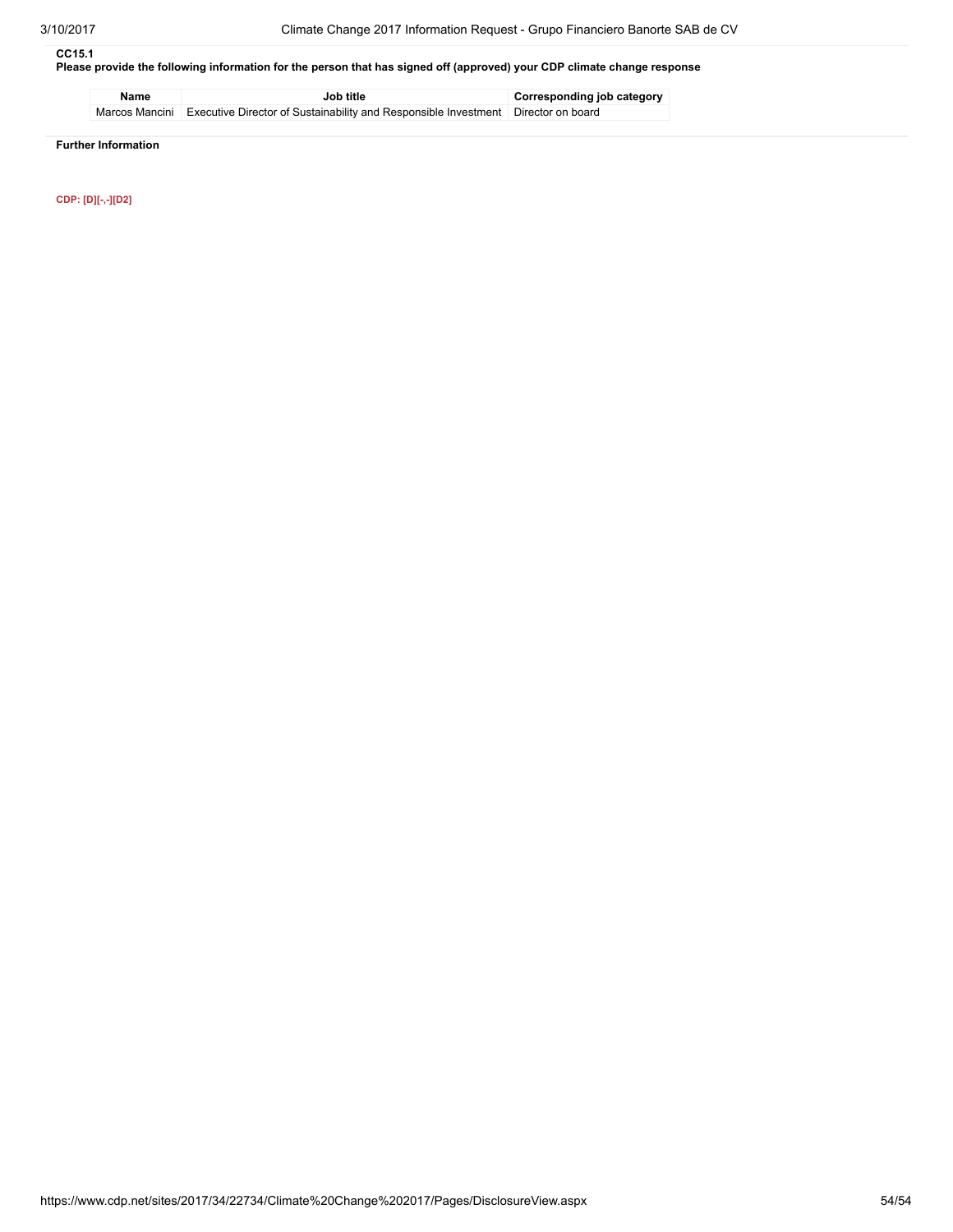**CC15.1**
**Please provide the following information for the person that has signed off (approved) your CDP climate change response**

| Name | Job title | Corresponding job category |
|---|---|---|
| Marcos Mancini | Executive Director of Sustainability and Responsible Investment | Director on board |

**Further Information**

**CDP: [D][-,-][D2]**